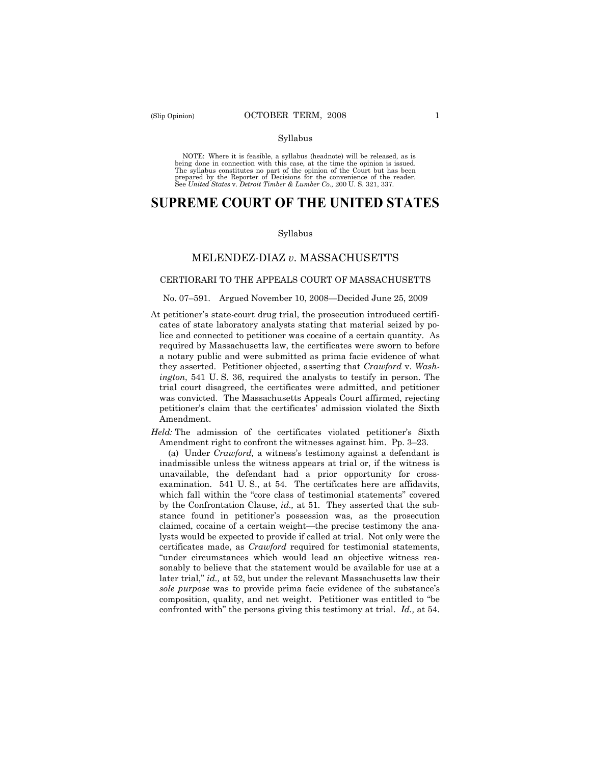Syllabus

NOTE: Where it is feasible, a syllabus (headnote) will be released, as is being done in connection with this case, at the time the opinion is issued. The syllabus constitutes no part of the opinion of the Court but has been prepared by the Reporter of Decisions for the convenience of the reader. See *United States* v. *Detroit Timber & Lumber Co.,* 200 U. S. 321, 337.

# SUPREME COURT OF THE UNITED STATES

Syllabus

## MELENDEZ-DIAZ *v.* MASSACHUSETTS

### CERTIORARI TO THE APPEALS COURT OF MASSACHUSETTS

No. 07–591. Argued November 10, 2008—Decided June 25, 2009

At petitioner's state-court drug trial, the prosecution introduced certificates of state laboratory analysts stating that material seized by police and connected to petitioner was cocaine of a certain quantity. As required by Massachusetts law, the certificates were sworn to before a notary public and were submitted as prima facie evidence of what they asserted. Petitioner objected, asserting that *Crawford* v. *Washington*, 541 U. S. 36, required the analysts to testify in person. The trial court disagreed, the certificates were admitted, and petitioner was convicted. The Massachusetts Appeals Court affirmed, rejecting petitioner's claim that the certificates' admission violated the Sixth Amendment.

*Held:* The admission of the certificates violated petitioner's Sixth Amendment right to confront the witnesses against him. Pp. 3–23.

(a) Under *Crawford,* a witness's testimony against a defendant is inadmissible unless the witness appears at trial or, if the witness is unavailable, the defendant had a prior opportunity for cross-examination. 541 U. S., at 54. The certificates here are affidavits, which fall within the "core class of testimonial statements" covered by the Confrontation Clause, *id.,* at 51. They asserted that the substance found in petitioner's possession was, as the prosecution claimed, cocaine of a certain weight—the precise testimony the analysts would be expected to provide if called at trial. Not only were the certificates made, as *Crawford* required for testimonial statements, "under circumstances which would lead an objective witness reasonably to believe that the statement would be available for use at a later trial," *id.,* at 52, but under the relevant Massachusetts law their *sole purpose* was to provide prima facie evidence of the substance's composition, quality, and net weight. Petitioner was entitled to "be confronted with" the persons giving this testimony at trial. *Id.,* at 54.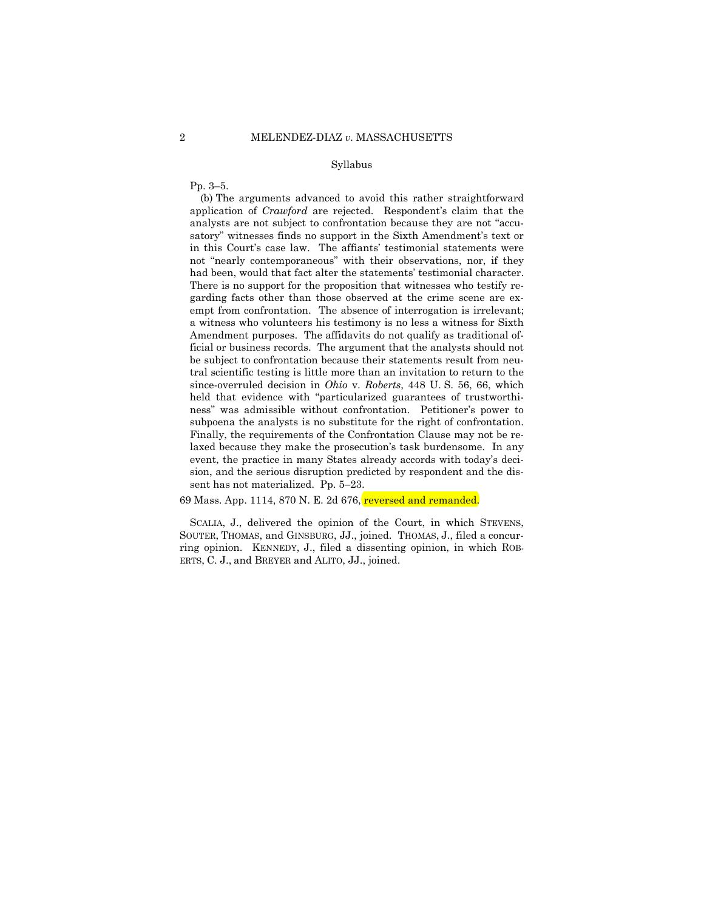Syllabus

Pp. 3–5.

(b) The arguments advanced to avoid this rather straightforward application of *Crawford* are rejected. Respondent's claim that the analysts are not subject to confrontation because they are not "accusatory" witnesses finds no support in the Sixth Amendment's text or in this Court's case law. The affiants' testimonial statements were not "nearly contemporaneous" with their observations, nor, if they had been, would that fact alter the statements' testimonial character. There is no support for the proposition that witnesses who testify regarding facts other than those observed at the crime scene are exempt from confrontation. The absence of interrogation is irrelevant; a witness who volunteers his testimony is no less a witness for Sixth Amendment purposes. The affidavits do not qualify as traditional official or business records. The argument that the analysts should not be subject to confrontation because their statements result from neutral scientific testing is little more than an invitation to return to the since-overruled decision in *Ohio* v. *Roberts*, 448 U. S. 56, 66, which held that evidence with "particularized guarantees of trustworthiness" was admissible without confrontation. Petitioner's power to subpoena the analysts is no substitute for the right of confrontation. Finally, the requirements of the Confrontation Clause may not be relaxed because they make the prosecution's task burdensome. In any event, the practice in many States already accords with today's decision, and the serious disruption predicted by respondent and the dissent has not materialized. Pp. 5–23.

69 Mass. App. 1114, 870 N. E. 2d 676, reversed and remanded.

SCALIA, J., delivered the opinion of the Court, in which STEVENS, SOUTER, THOMAS, and GINSBURG, JJ., joined. THOMAS, J., filed a concurring opinion. KENNEDY, J., filed a dissenting opinion, in which ROBERTS, C. J., and BREYER and ALITO, JJ., joined.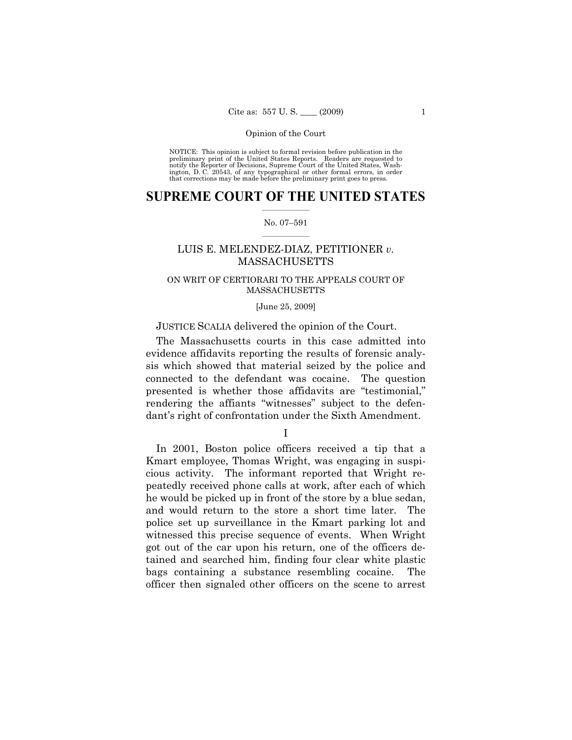NOTICE: This opinion is subject to formal revision before publication in the preliminary print of the United States Reports. Readers are requested to notify the Reporter of Decisions, Supreme Court of the United States, Washington, D. C. 20543, of any typographical or other formal errors, in order that corrections may be made before the preliminary print goes to press.

# SUPREME COURT OF THE UNITED STATES

No. 07–591

LUIS E. MELENDEZ-DIAZ, PETITIONER *v.* MASSACHUSETTS

ON WRIT OF CERTIORARI TO THE APPEALS COURT OF MASSACHUSETTS

[June 25, 2009]

JUSTICE SCALIA delivered the opinion of the Court.

The Massachusetts courts in this case admitted into evidence affidavits reporting the results of forensic analysis which showed that material seized by the police and connected to the defendant was cocaine. The question presented is whether those affidavits are "testimonial," rendering the affiants "witnesses" subject to the defendant's right of confrontation under the Sixth Amendment.

I

In 2001, Boston police officers received a tip that a Kmart employee, Thomas Wright, was engaging in suspicious activity. The informant reported that Wright repeatedly received phone calls at work, after each of which he would be picked up in front of the store by a blue sedan, and would return to the store a short time later. The police set up surveillance in the Kmart parking lot and witnessed this precise sequence of events. When Wright got out of the car upon his return, one of the officers detained and searched him, finding four clear white plastic bags containing a substance resembling cocaine. The officer then signaled other officers on the scene to arrest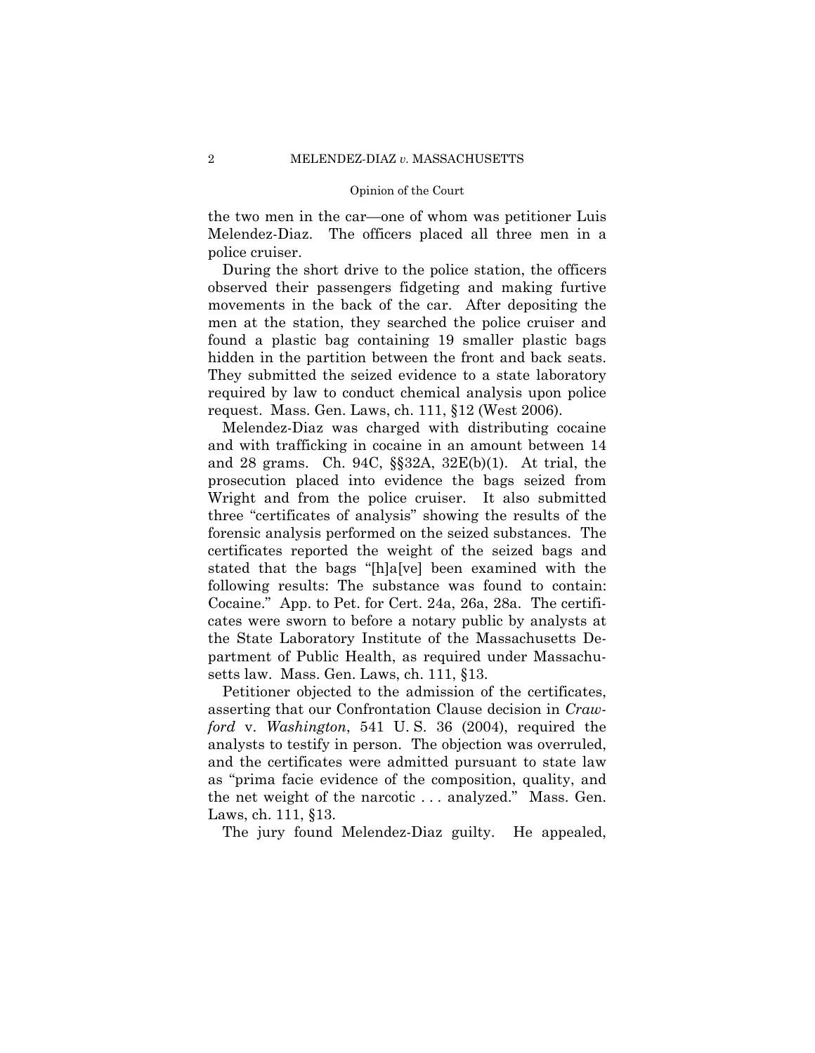the two men in the car—one of whom was petitioner Luis Melendez-Diaz. The officers placed all three men in a police cruiser.

During the short drive to the police station, the officers observed their passengers fidgeting and making furtive movements in the back of the car. After depositing the men at the station, they searched the police cruiser and found a plastic bag containing 19 smaller plastic bags hidden in the partition between the front and back seats. They submitted the seized evidence to a state laboratory required by law to conduct chemical analysis upon police request. Mass. Gen. Laws, ch. 111, §12 (West 2006).

Melendez-Diaz was charged with distributing cocaine and with trafficking in cocaine in an amount between 14 and 28 grams. Ch. 94C, §§32A, 32E(b)(1). At trial, the prosecution placed into evidence the bags seized from Wright and from the police cruiser. It also submitted three "certificates of analysis" showing the results of the forensic analysis performed on the seized substances. The certificates reported the weight of the seized bags and stated that the bags "[h]a[ve] been examined with the following results: The substance was found to contain: Cocaine." App. to Pet. for Cert. 24a, 26a, 28a. The certificates were sworn to before a notary public by analysts at the State Laboratory Institute of the Massachusetts Department of Public Health, as required under Massachusetts law. Mass. Gen. Laws, ch. 111, §13.

Petitioner objected to the admission of the certificates, asserting that our Confrontation Clause decision in *Crawford* v. *Washington*, 541 U. S. 36 (2004), required the analysts to testify in person. The objection was overruled, and the certificates were admitted pursuant to state law as "prima facie evidence of the composition, quality, and the net weight of the narcotic . . . analyzed." Mass. Gen. Laws, ch. 111, §13.

The jury found Melendez-Diaz guilty. He appealed,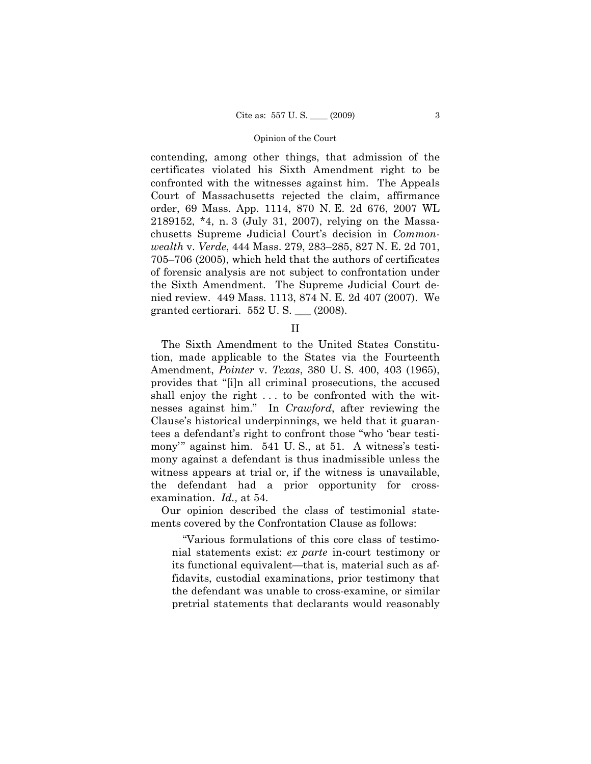contending, among other things, that admission of the certificates violated his Sixth Amendment right to be confronted with the witnesses against him. The Appeals Court of Massachusetts rejected the claim, affirmance order, 69 Mass. App. 1114, 870 N. E. 2d 676, 2007 WL 2189152, \*4, n. 3 (July 31, 2007), relying on the Massachusetts Supreme Judicial Court's decision in *Commonwealth* v. *Verde*, 444 Mass. 279, 283–285, 827 N. E. 2d 701, 705–706 (2005), which held that the authors of certificates of forensic analysis are not subject to confrontation under the Sixth Amendment. The Supreme Judicial Court denied review. 449 Mass. 1113, 874 N. E. 2d 407 (2007). We granted certiorari. 552 U. S. ___ (2008).

## II

The Sixth Amendment to the United States Constitution, made applicable to the States via the Fourteenth Amendment, *Pointer* v. *Texas*, 380 U. S. 400, 403 (1965), provides that "[i]n all criminal prosecutions, the accused shall enjoy the right . . . to be confronted with the witnesses against him." In *Crawford*, after reviewing the Clause's historical underpinnings, we held that it guarantees a defendant's right to confront those "who 'bear testimony'" against him. 541 U. S., at 51. A witness's testimony against a defendant is thus inadmissible unless the witness appears at trial or, if the witness is unavailable, the defendant had a prior opportunity for cross-examination. *Id.,* at 54.

Our opinion described the class of testimonial statements covered by the Confrontation Clause as follows:

> "Various formulations of this core class of testimonial statements exist: *ex parte* in-court testimony or its functional equivalent—that is, material such as affidavits, custodial examinations, prior testimony that the defendant was unable to cross-examine, or similar pretrial statements that declarants would reasonably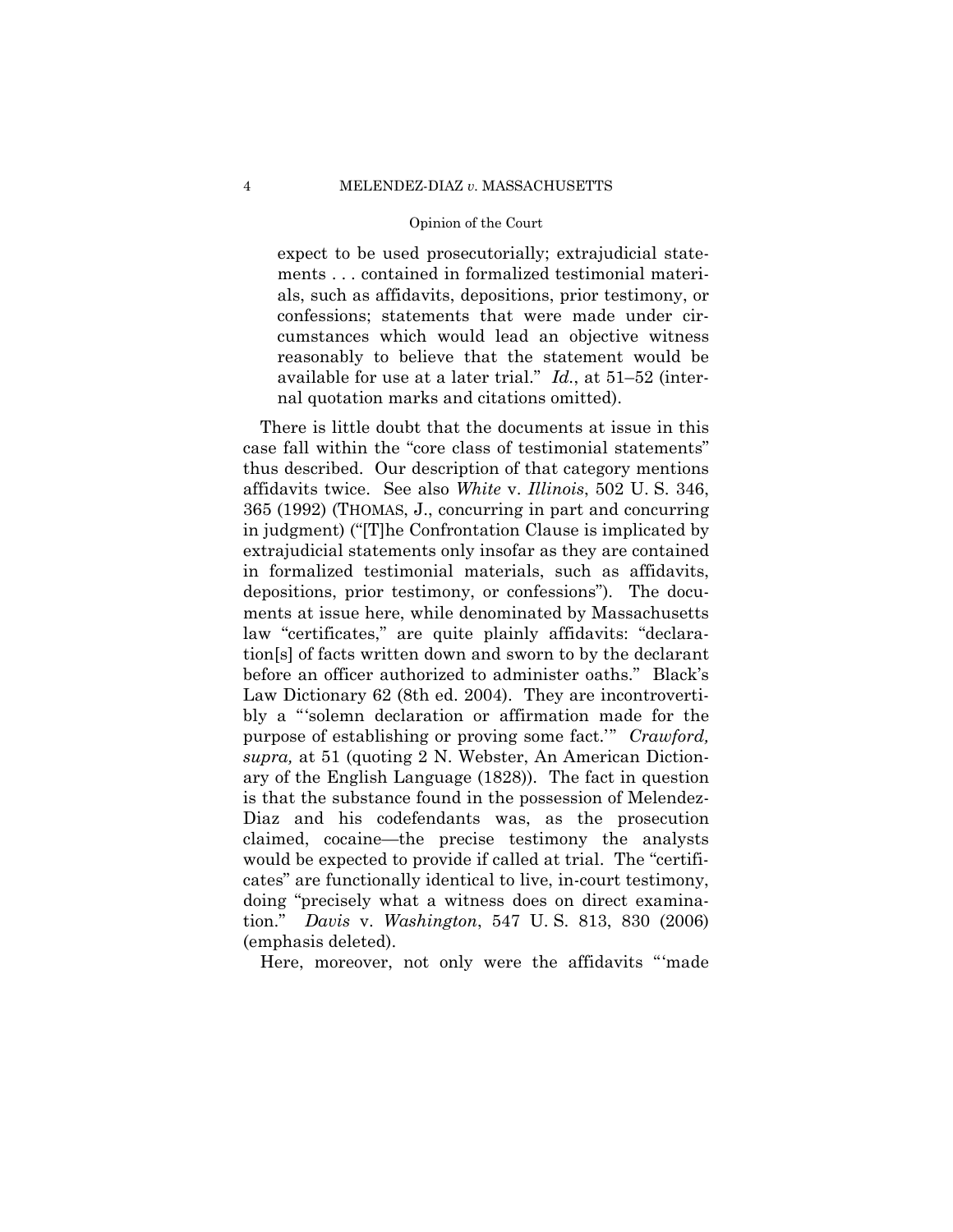> expect to be used prosecutorially; extrajudicial statements . . . contained in formalized testimonial materials, such as affidavits, depositions, prior testimony, or confessions; statements that were made under circumstances which would lead an objective witness reasonably to believe that the statement would be available for use at a later trial." *Id.*, at 51–52 (internal quotation marks and citations omitted).

There is little doubt that the documents at issue in this case fall within the "core class of testimonial statements" thus described. Our description of that category mentions affidavits twice. See also *White* v. *Illinois*, 502 U. S. 346, 365 (1992) (THOMAS, J., concurring in part and concurring in judgment) ("[T]he Confrontation Clause is implicated by extrajudicial statements only insofar as they are contained in formalized testimonial materials, such as affidavits, depositions, prior testimony, or confessions"). The documents at issue here, while denominated by Massachusetts law "certificates," are quite plainly affidavits: "declaration[s] of facts written down and sworn to by the declarant before an officer authorized to administer oaths." Black's Law Dictionary 62 (8th ed. 2004). They are incontrovertibly a "'solemn declaration or affirmation made for the purpose of establishing or proving some fact.'" *Crawford, supra,* at 51 (quoting 2 N. Webster, An American Dictionary of the English Language (1828)). The fact in question is that the substance found in the possession of Melendez-Diaz and his codefendants was, as the prosecution claimed, cocaine—the precise testimony the analysts would be expected to provide if called at trial. The "certificates" are functionally identical to live, in-court testimony, doing "precisely what a witness does on direct examination." *Davis* v. *Washington*, 547 U. S. 813, 830 (2006) (emphasis deleted).

Here, moreover, not only were the affidavits "'made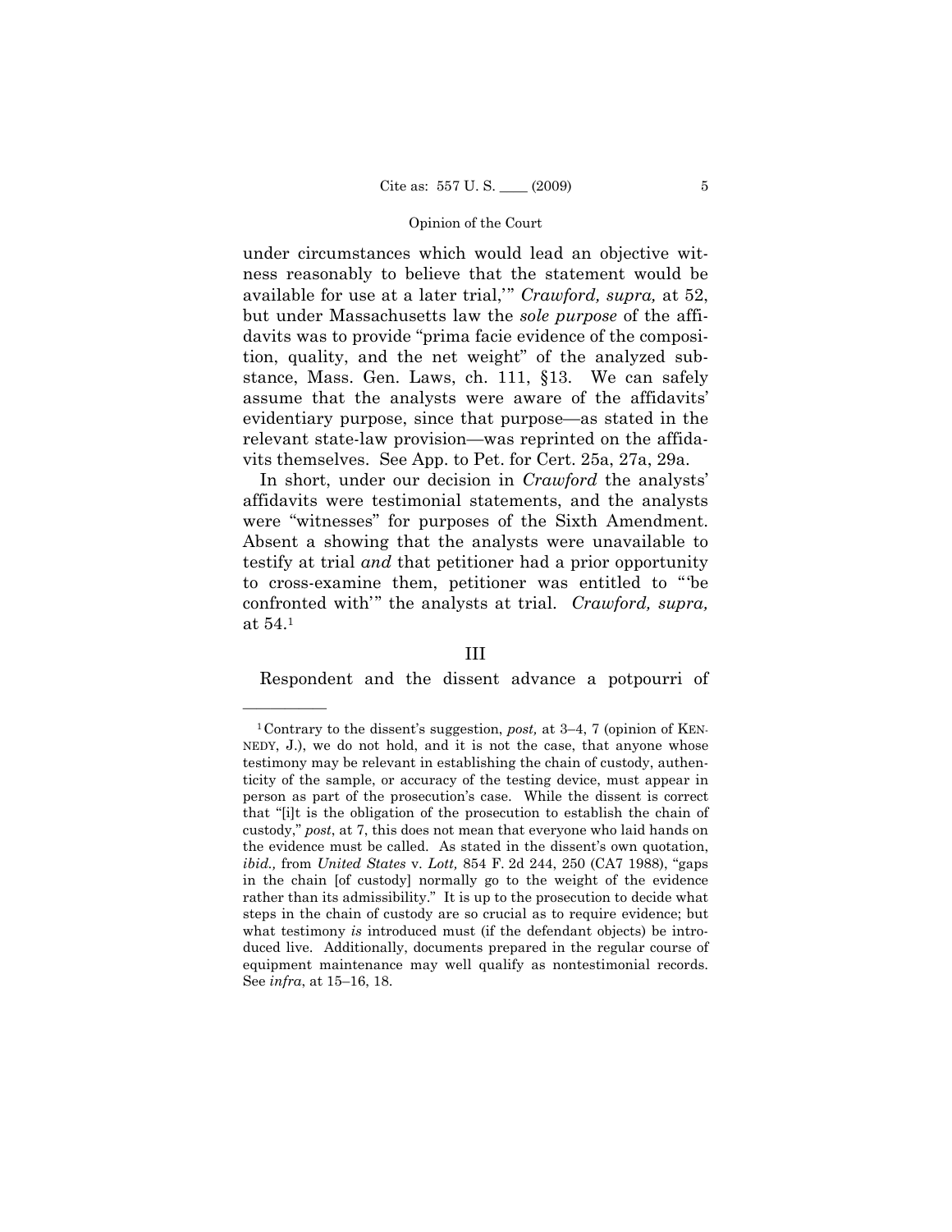under circumstances which would lead an objective witness reasonably to believe that the statement would be available for use at a later trial,'" *Crawford, supra,* at 52, but under Massachusetts law the *sole purpose* of the affidavits was to provide "prima facie evidence of the composition, quality, and the net weight" of the analyzed substance, Mass. Gen. Laws, ch. 111, §13. We can safely assume that the analysts were aware of the affidavits' evidentiary purpose, since that purpose—as stated in the relevant state-law provision—was reprinted on the affidavits themselves. See App. to Pet. for Cert. 25a, 27a, 29a.

In short, under our decision in *Crawford* the analysts' affidavits were testimonial statements, and the analysts were "witnesses" for purposes of the Sixth Amendment. Absent a showing that the analysts were unavailable to testify at trial *and* that petitioner had a prior opportunity to cross-examine them, petitioner was entitled to "'be confronted with'" the analysts at trial. *Crawford, supra,* at 54.[1]

## III

Respondent and the dissent advance a potpourri of

---

[1] Contrary to the dissent's suggestion, *post,* at 3–4, 7 (opinion of KENNEDY, J.), we do not hold, and it is not the case, that anyone whose testimony may be relevant in establishing the chain of custody, authenticity of the sample, or accuracy of the testing device, must appear in person as part of the prosecution's case. While the dissent is correct that "[i]t is the obligation of the prosecution to establish the chain of custody," *post*, at 7, this does not mean that everyone who laid hands on the evidence must be called. As stated in the dissent's own quotation, *ibid.,* from *United States* v. *Lott,* 854 F. 2d 244, 250 (CA7 1988), "gaps in the chain [of custody] normally go to the weight of the evidence rather than its admissibility." It is up to the prosecution to decide what steps in the chain of custody are so crucial as to require evidence; but what testimony *is* introduced must (if the defendant objects) be introduced live. Additionally, documents prepared in the regular course of equipment maintenance may well qualify as nontestimonial records. See *infra*, at 15–16, 18.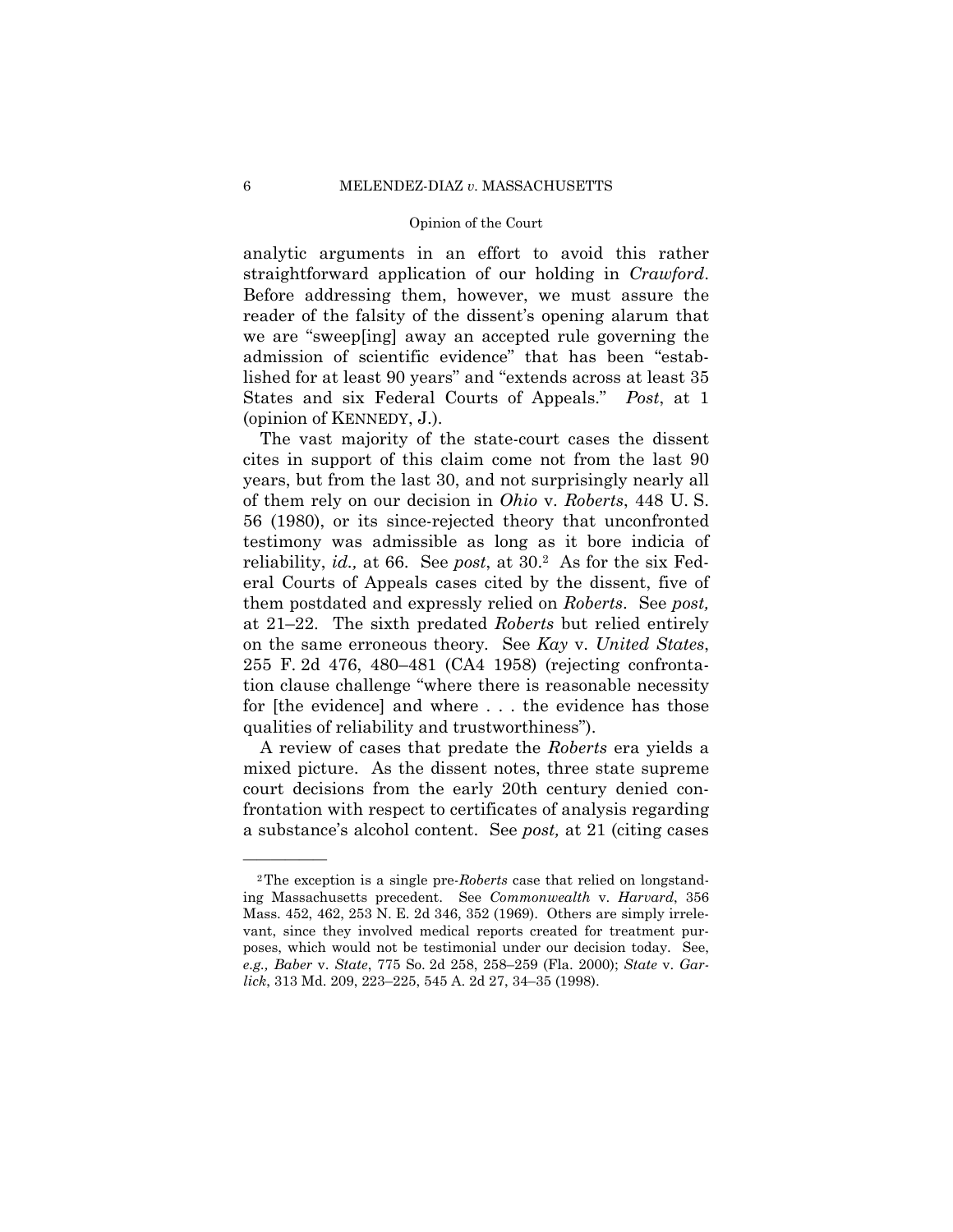analytic arguments in an effort to avoid this rather straightforward application of our holding in *Crawford*. Before addressing them, however, we must assure the reader of the falsity of the dissent's opening alarum that we are "sweep[ing] away an accepted rule governing the admission of scientific evidence" that has been "established for at least 90 years" and "extends across at least 35 States and six Federal Courts of Appeals." *Post*, at 1 (opinion of KENNEDY, J.).

The vast majority of the state-court cases the dissent cites in support of this claim come not from the last 90 years, but from the last 30, and not surprisingly nearly all of them rely on our decision in *Ohio* v. *Roberts*, 448 U. S. 56 (1980), or its since-rejected theory that unconfronted testimony was admissible as long as it bore indicia of reliability, *id.,* at 66. See *post*, at 30.[2] As for the six Federal Courts of Appeals cases cited by the dissent, five of them postdated and expressly relied on *Roberts*. See *post,* at 21–22. The sixth predated *Roberts* but relied entirely on the same erroneous theory. See *Kay* v. *United States*, 255 F. 2d 476, 480–481 (CA4 1958) (rejecting confrontation clause challenge "where there is reasonable necessity for [the evidence] and where . . . the evidence has those qualities of reliability and trustworthiness").

A review of cases that predate the *Roberts* era yields a mixed picture. As the dissent notes, three state supreme court decisions from the early 20th century denied confrontation with respect to certificates of analysis regarding a substance's alcohol content. See *post,* at 21 (citing cases

---

[2] The exception is a single pre-*Roberts* case that relied on longstanding Massachusetts precedent. See *Commonwealth* v. *Harvard*, 356 Mass. 452, 462, 253 N. E. 2d 346, 352 (1969). Others are simply irrelevant, since they involved medical reports created for treatment purposes, which would not be testimonial under our decision today. See, *e.g., Baber* v. *State*, 775 So. 2d 258, 258–259 (Fla. 2000); *State* v. *Garlick*, 313 Md. 209, 223–225, 545 A. 2d 27, 34–35 (1998).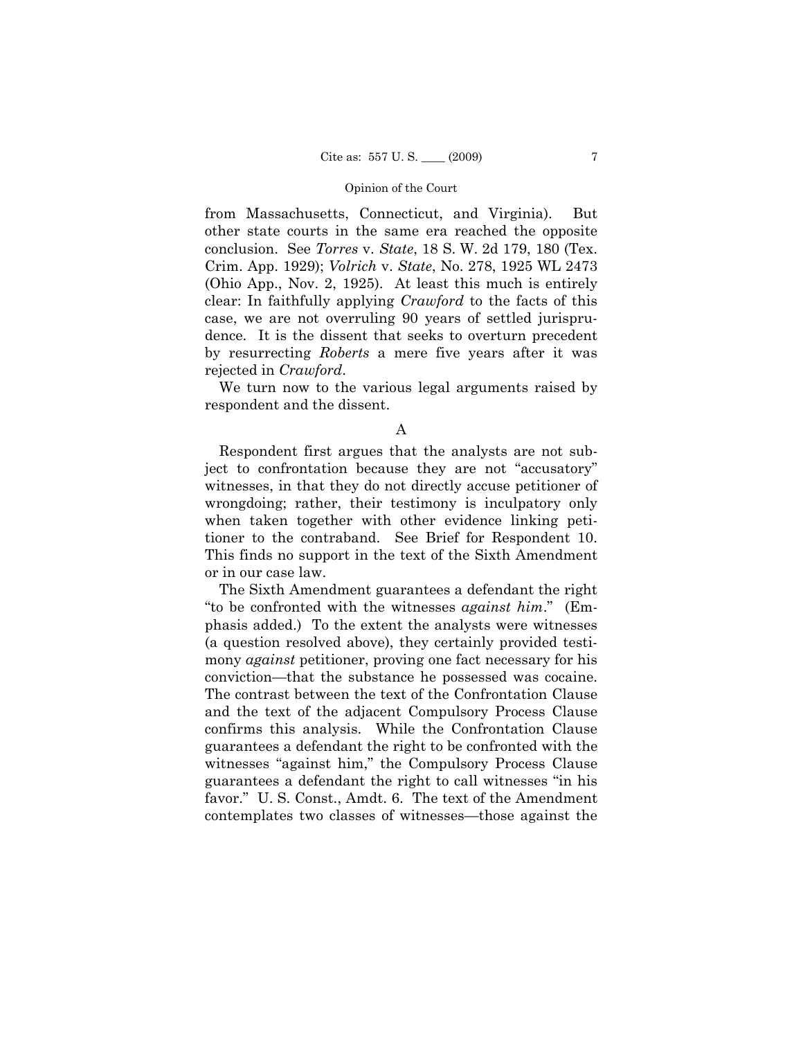from Massachusetts, Connecticut, and Virginia). But other state courts in the same era reached the opposite conclusion. See *Torres* v. *State*, 18 S. W. 2d 179, 180 (Tex. Crim. App. 1929); *Volrich* v. *State*, No. 278, 1925 WL 2473 (Ohio App., Nov. 2, 1925). At least this much is entirely clear: In faithfully applying *Crawford* to the facts of this case, we are not overruling 90 years of settled jurisprudence. It is the dissent that seeks to overturn precedent by resurrecting *Roberts* a mere five years after it was rejected in *Crawford*.

We turn now to the various legal arguments raised by respondent and the dissent.

### A

Respondent first argues that the analysts are not subject to confrontation because they are not "accusatory" witnesses, in that they do not directly accuse petitioner of wrongdoing; rather, their testimony is inculpatory only when taken together with other evidence linking petitioner to the contraband. See Brief for Respondent 10. This finds no support in the text of the Sixth Amendment or in our case law.

The Sixth Amendment guarantees a defendant the right "to be confronted with the witnesses *against him*." (Emphasis added.) To the extent the analysts were witnesses (a question resolved above), they certainly provided testimony *against* petitioner, proving one fact necessary for his conviction—that the substance he possessed was cocaine. The contrast between the text of the Confrontation Clause and the text of the adjacent Compulsory Process Clause confirms this analysis. While the Confrontation Clause guarantees a defendant the right to be confronted with the witnesses "against him," the Compulsory Process Clause guarantees a defendant the right to call witnesses "in his favor." U. S. Const., Amdt. 6. The text of the Amendment contemplates two classes of witnesses—those against the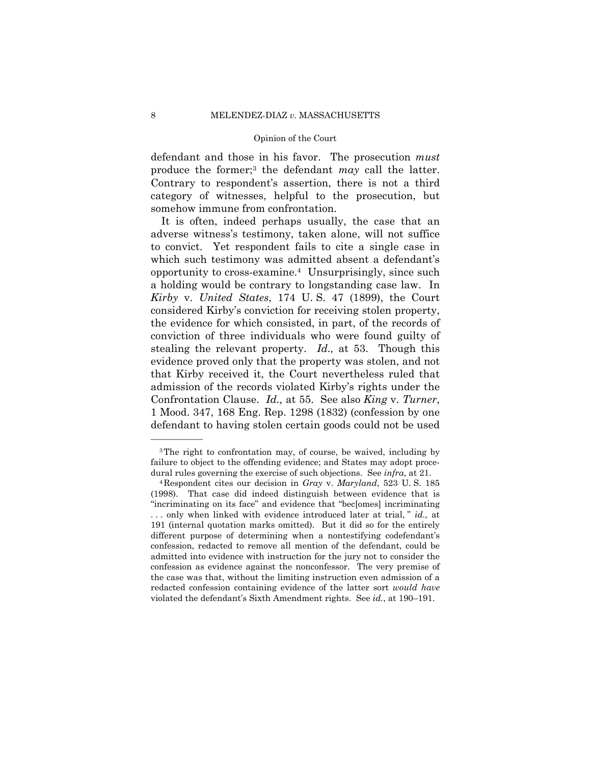defendant and those in his favor. The prosecution *must* produce the former;[3] the defendant *may* call the latter. Contrary to respondent's assertion, there is not a third category of witnesses, helpful to the prosecution, but somehow immune from confrontation.

It is often, indeed perhaps usually, the case that an adverse witness's testimony, taken alone, will not suffice to convict. Yet respondent fails to cite a single case in which such testimony was admitted absent a defendant's opportunity to cross-examine.[4] Unsurprisingly, since such a holding would be contrary to longstanding case law. In *Kirby* v. *United States*, 174 U. S. 47 (1899), the Court considered Kirby's conviction for receiving stolen property, the evidence for which consisted, in part, of the records of conviction of three individuals who were found guilty of stealing the relevant property. *Id.,* at 53. Though this evidence proved only that the property was stolen, and not that Kirby received it, the Court nevertheless ruled that admission of the records violated Kirby's rights under the Confrontation Clause. *Id.,* at 55. See also *King* v. *Turner*, 1 Mood. 347, 168 Eng. Rep. 1298 (1832) (confession by one defendant to having stolen certain goods could not be used

---

[3] The right to confrontation may, of course, be waived, including by failure to object to the offending evidence; and States may adopt procedural rules governing the exercise of such objections. See *infra*, at 21.

[4] Respondent cites our decision in *Gray* v. *Maryland*, 523 U. S. 185 (1998). That case did indeed distinguish between evidence that is "incriminating on its face" and evidence that "bec[omes] incriminating . . . only when linked with evidence introduced later at trial, " *id.,* at 191 (internal quotation marks omitted). But it did so for the entirely different purpose of determining when a nontestifying codefendant's confession, redacted to remove all mention of the defendant, could be admitted into evidence with instruction for the jury not to consider the confession as evidence against the nonconfessor. The very premise of the case was that, without the limiting instruction even admission of a redacted confession containing evidence of the latter sort *would have* violated the defendant's Sixth Amendment rights. See *id.*, at 190–191.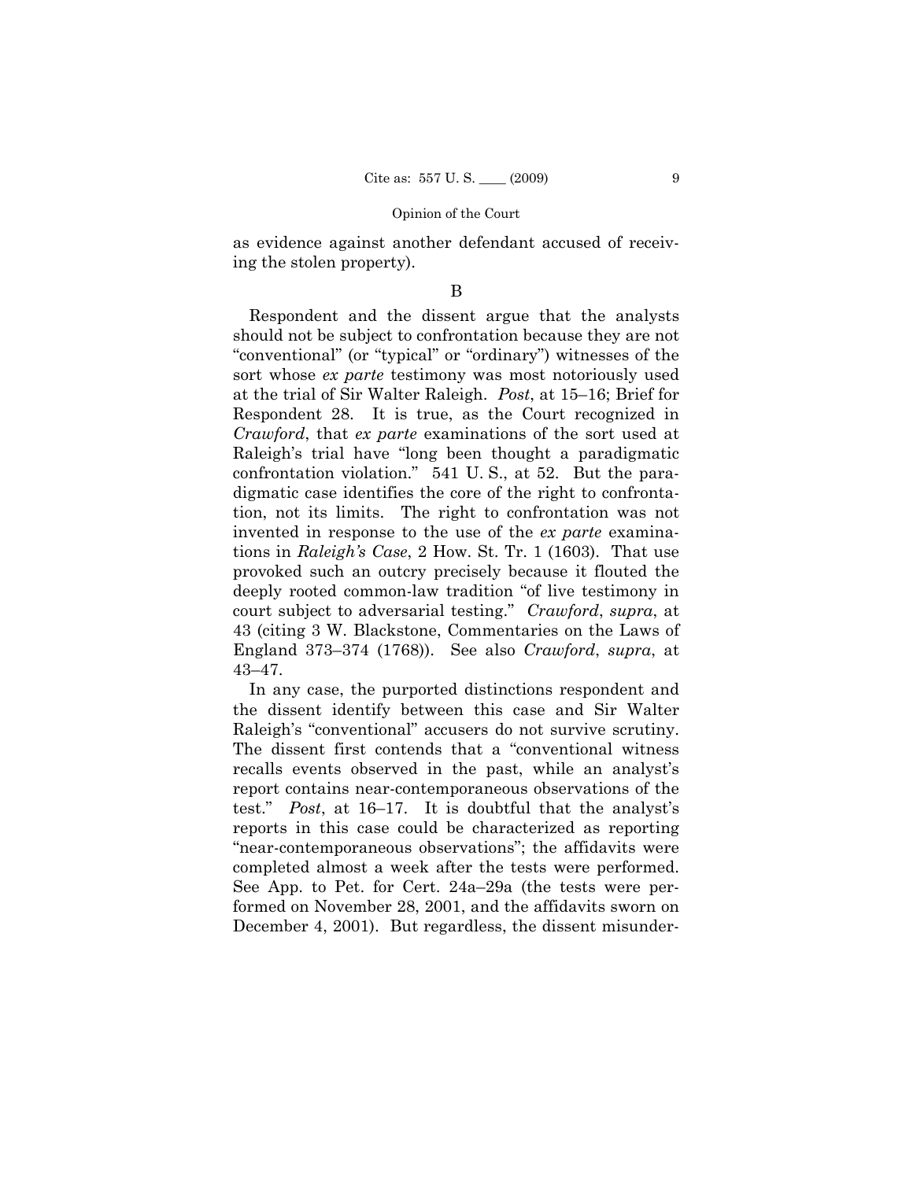as evidence against another defendant accused of receiving the stolen property).

B

Respondent and the dissent argue that the analysts should not be subject to confrontation because they are not "conventional" (or "typical" or "ordinary") witnesses of the sort whose *ex parte* testimony was most notoriously used at the trial of Sir Walter Raleigh. *Post*, at 15–16; Brief for Respondent 28. It is true, as the Court recognized in *Crawford*, that *ex parte* examinations of the sort used at Raleigh's trial have "long been thought a paradigmatic confrontation violation." 541 U. S., at 52. But the paradigmatic case identifies the core of the right to confrontation, not its limits. The right to confrontation was not invented in response to the use of the *ex parte* examinations in *Raleigh's Case*, 2 How. St. Tr. 1 (1603). That use provoked such an outcry precisely because it flouted the deeply rooted common-law tradition "of live testimony in court subject to adversarial testing." *Crawford*, *supra*, at 43 (citing 3 W. Blackstone, Commentaries on the Laws of England 373–374 (1768)). See also *Crawford*, *supra*, at 43–47.

In any case, the purported distinctions respondent and the dissent identify between this case and Sir Walter Raleigh's "conventional" accusers do not survive scrutiny. The dissent first contends that a "conventional witness recalls events observed in the past, while an analyst's report contains near-contemporaneous observations of the test." *Post*, at 16–17. It is doubtful that the analyst's reports in this case could be characterized as reporting "near-contemporaneous observations"; the affidavits were completed almost a week after the tests were performed. See App. to Pet. for Cert. 24a–29a (the tests were performed on November 28, 2001, and the affidavits sworn on December 4, 2001). But regardless, the dissent misunder-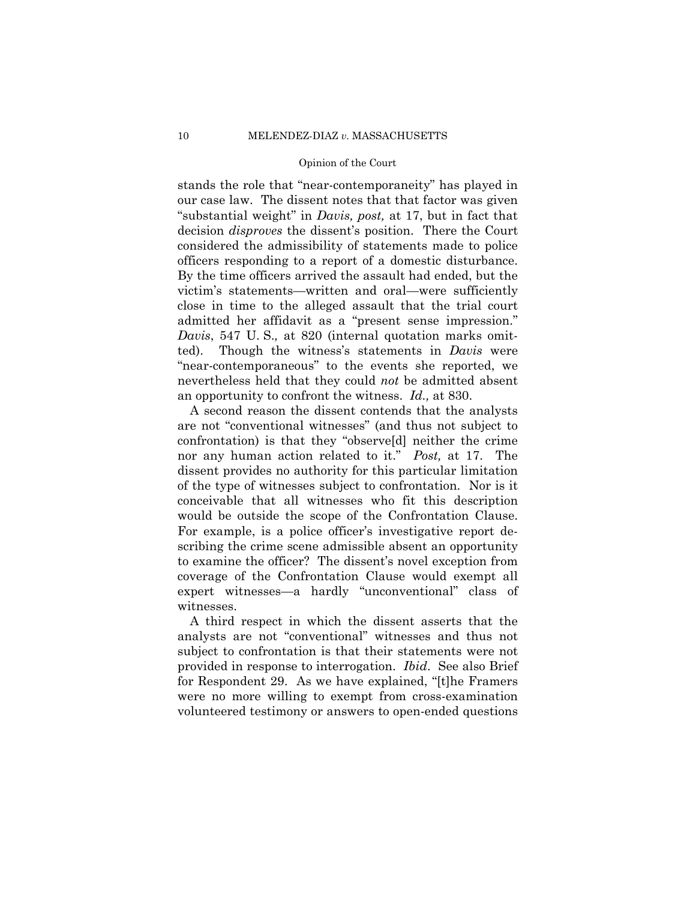stands the role that "near-contemporaneity" has played in our case law. The dissent notes that that factor was given "substantial weight" in *Davis, post,* at 17, but in fact that decision *disproves* the dissent's position. There the Court considered the admissibility of statements made to police officers responding to a report of a domestic disturbance. By the time officers arrived the assault had ended, but the victim's statements—written and oral—were sufficiently close in time to the alleged assault that the trial court admitted her affidavit as a "present sense impression." *Davis*, 547 U. S.*,* at 820 (internal quotation marks omitted). Though the witness's statements in *Davis* were "near-contemporaneous" to the events she reported, we nevertheless held that they could *not* be admitted absent an opportunity to confront the witness. *Id.,* at 830.

A second reason the dissent contends that the analysts are not "conventional witnesses" (and thus not subject to confrontation) is that they "observe[d] neither the crime nor any human action related to it." *Post,* at 17. The dissent provides no authority for this particular limitation of the type of witnesses subject to confrontation. Nor is it conceivable that all witnesses who fit this description would be outside the scope of the Confrontation Clause. For example, is a police officer's investigative report describing the crime scene admissible absent an opportunity to examine the officer? The dissent's novel exception from coverage of the Confrontation Clause would exempt all expert witnesses—a hardly "unconventional" class of witnesses.

A third respect in which the dissent asserts that the analysts are not "conventional" witnesses and thus not subject to confrontation is that their statements were not provided in response to interrogation. *Ibid*. See also Brief for Respondent 29. As we have explained, "[t]he Framers were no more willing to exempt from cross-examination volunteered testimony or answers to open-ended questions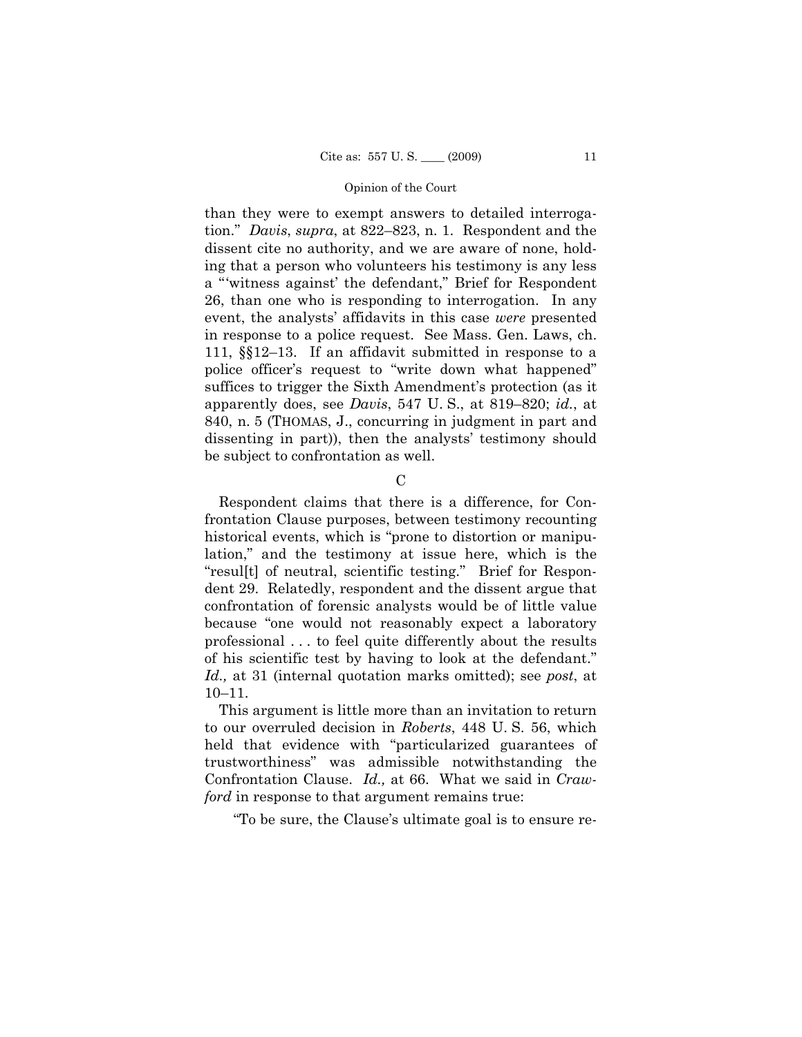than they were to exempt answers to detailed interrogation." *Davis*, *supra*, at 822–823, n. 1. Respondent and the dissent cite no authority, and we are aware of none, holding that a person who volunteers his testimony is any less a "'witness against' the defendant," Brief for Respondent 26, than one who is responding to interrogation. In any event, the analysts' affidavits in this case *were* presented in response to a police request. See Mass. Gen. Laws, ch. 111, §§12–13. If an affidavit submitted in response to a police officer's request to "write down what happened" suffices to trigger the Sixth Amendment's protection (as it apparently does, see *Davis*, 547 U. S., at 819–820; *id.*, at 840, n. 5 (THOMAS, J., concurring in judgment in part and dissenting in part)), then the analysts' testimony should be subject to confrontation as well.

### C

Respondent claims that there is a difference, for Confrontation Clause purposes, between testimony recounting historical events, which is "prone to distortion or manipulation," and the testimony at issue here, which is the "resul[t] of neutral, scientific testing." Brief for Respondent 29. Relatedly, respondent and the dissent argue that confrontation of forensic analysts would be of little value because "one would not reasonably expect a laboratory professional . . . to feel quite differently about the results of his scientific test by having to look at the defendant." *Id.,* at 31 (internal quotation marks omitted); see *post*, at 10–11.

This argument is little more than an invitation to return to our overruled decision in *Roberts*, 448 U. S. 56, which held that evidence with "particularized guarantees of trustworthiness" was admissible notwithstanding the Confrontation Clause. *Id.,* at 66. What we said in *Crawford* in response to that argument remains true:

"To be sure, the Clause's ultimate goal is to ensure re-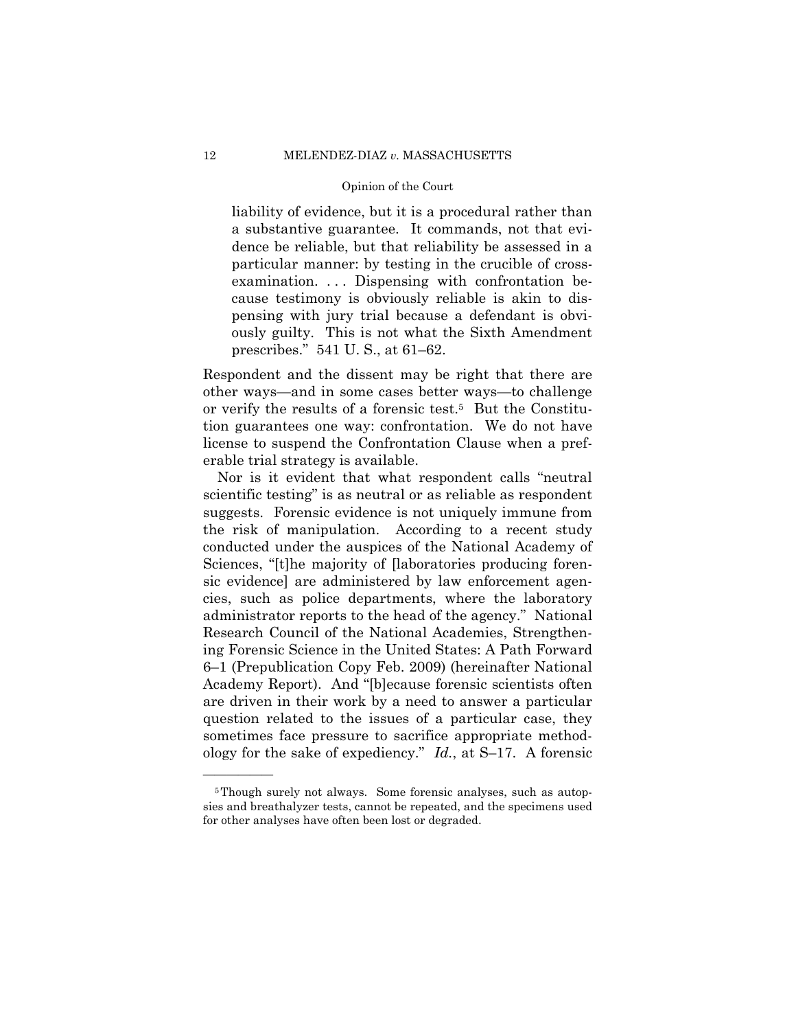> liability of evidence, but it is a procedural rather than a substantive guarantee. It commands, not that evidence be reliable, but that reliability be assessed in a particular manner: by testing in the crucible of cross-examination. . . . Dispensing with confrontation because testimony is obviously reliable is akin to dispensing with jury trial because a defendant is obviously guilty. This is not what the Sixth Amendment prescribes." 541 U. S., at 61–62.

Respondent and the dissent may be right that there are other ways—and in some cases better ways—to challenge or verify the results of a forensic test.[5] But the Constitution guarantees one way: confrontation. We do not have license to suspend the Confrontation Clause when a preferable trial strategy is available.

Nor is it evident that what respondent calls "neutral scientific testing" is as neutral or as reliable as respondent suggests. Forensic evidence is not uniquely immune from the risk of manipulation. According to a recent study conducted under the auspices of the National Academy of Sciences, "[t]he majority of [laboratories producing forensic evidence] are administered by law enforcement agencies, such as police departments, where the laboratory administrator reports to the head of the agency." National Research Council of the National Academies, Strengthening Forensic Science in the United States: A Path Forward 6–1 (Prepublication Copy Feb. 2009) (hereinafter National Academy Report). And "[b]ecause forensic scientists often are driven in their work by a need to answer a particular question related to the issues of a particular case, they sometimes face pressure to sacrifice appropriate methodology for the sake of expediency." *Id.*, at S–17. A forensic

---

[5] Though surely not always. Some forensic analyses, such as autopsies and breathalyzer tests, cannot be repeated, and the specimens used for other analyses have often been lost or degraded.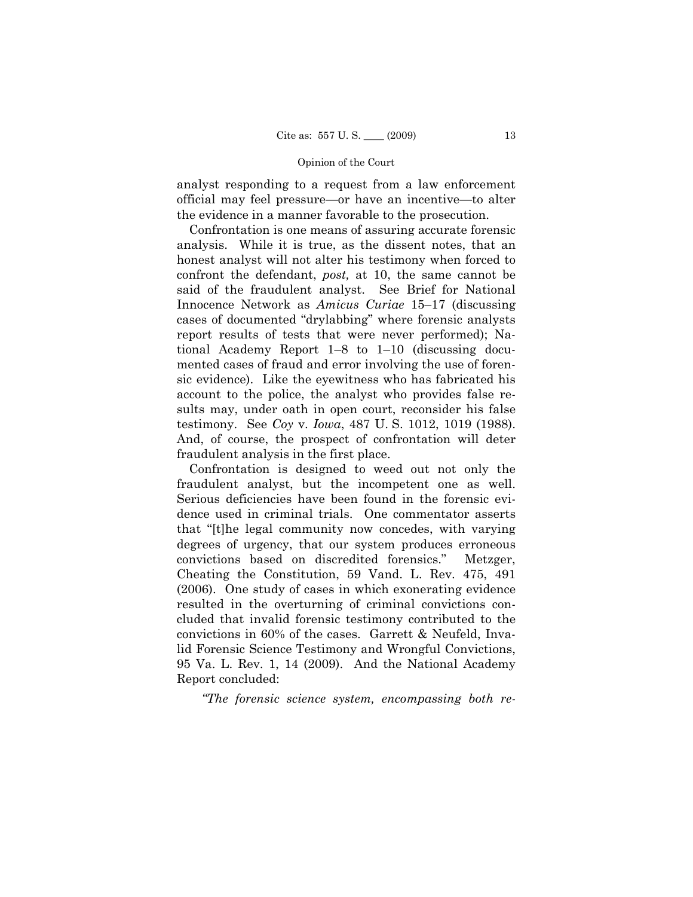analyst responding to a request from a law enforcement official may feel pressure—or have an incentive—to alter the evidence in a manner favorable to the prosecution.

Confrontation is one means of assuring accurate forensic analysis. While it is true, as the dissent notes, that an honest analyst will not alter his testimony when forced to confront the defendant, *post,* at 10, the same cannot be said of the fraudulent analyst. See Brief for National Innocence Network as *Amicus Curiae* 15–17 (discussing cases of documented "drylabbing" where forensic analysts report results of tests that were never performed); National Academy Report 1–8 to 1–10 (discussing documented cases of fraud and error involving the use of forensic evidence). Like the eyewitness who has fabricated his account to the police, the analyst who provides false results may, under oath in open court, reconsider his false testimony. See *Coy* v. *Iowa*, 487 U. S. 1012, 1019 (1988). And, of course, the prospect of confrontation will deter fraudulent analysis in the first place.

Confrontation is designed to weed out not only the fraudulent analyst, but the incompetent one as well. Serious deficiencies have been found in the forensic evidence used in criminal trials. One commentator asserts that "[t]he legal community now concedes, with varying degrees of urgency, that our system produces erroneous convictions based on discredited forensics." Metzger, Cheating the Constitution, 59 Vand. L. Rev. 475, 491 (2006). One study of cases in which exonerating evidence resulted in the overturning of criminal convictions concluded that invalid forensic testimony contributed to the convictions in 60% of the cases. Garrett & Neufeld, Invalid Forensic Science Testimony and Wrongful Convictions, 95 Va. L. Rev. 1, 14 (2009). And the National Academy Report concluded:

*"The forensic science system, encompassing both re-*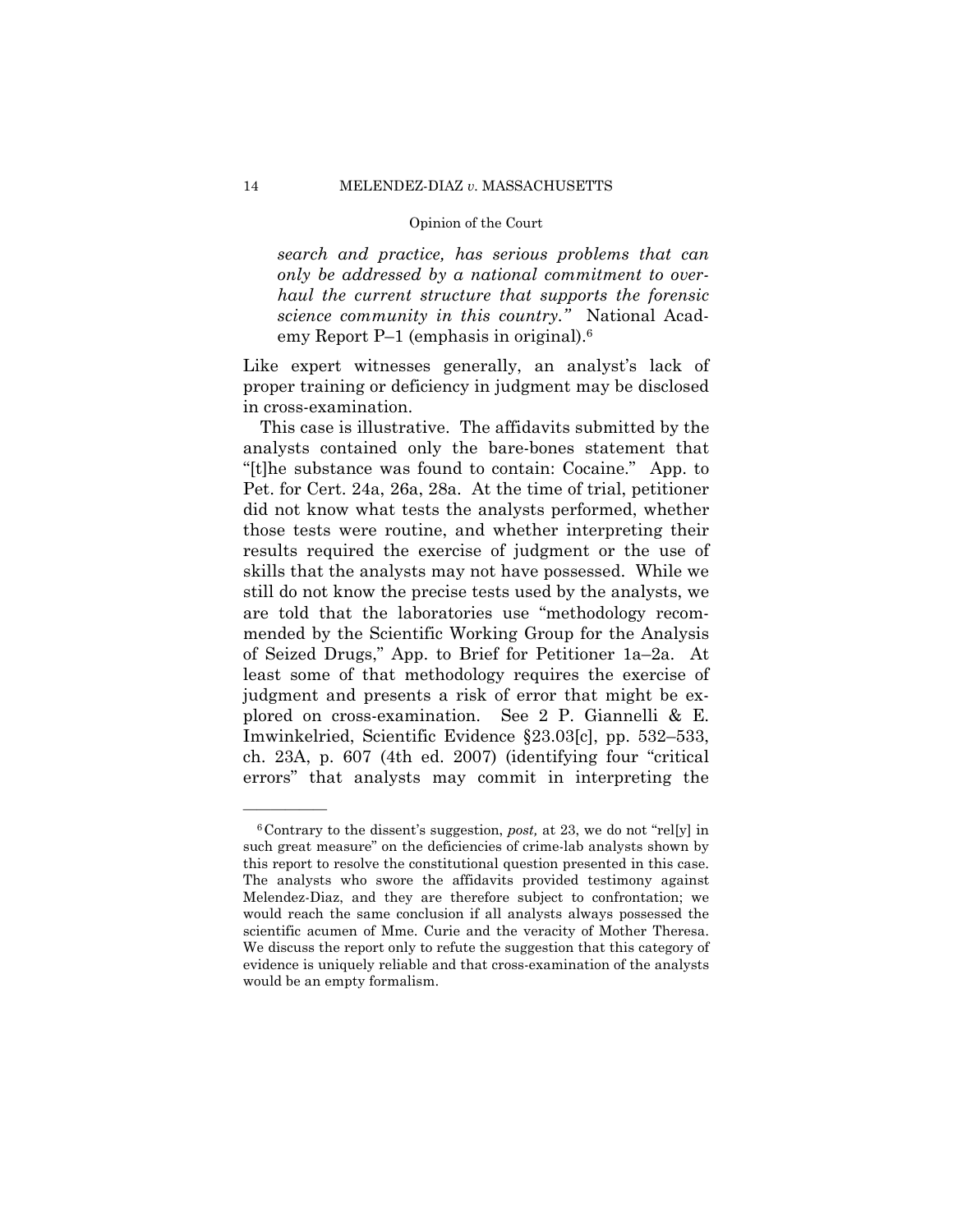*search and practice, has serious problems that can only be addressed by a national commitment to overhaul the current structure that supports the forensic science community in this country."* National Academy Report P–1 (emphasis in original).[6]

Like expert witnesses generally, an analyst's lack of proper training or deficiency in judgment may be disclosed in cross-examination.

This case is illustrative. The affidavits submitted by the analysts contained only the bare-bones statement that "[t]he substance was found to contain: Cocaine." App. to Pet. for Cert. 24a, 26a, 28a. At the time of trial, petitioner did not know what tests the analysts performed, whether those tests were routine, and whether interpreting their results required the exercise of judgment or the use of skills that the analysts may not have possessed. While we still do not know the precise tests used by the analysts, we are told that the laboratories use "methodology recommended by the Scientific Working Group for the Analysis of Seized Drugs," App. to Brief for Petitioner 1a–2a. At least some of that methodology requires the exercise of judgment and presents a risk of error that might be explored on cross-examination. See 2 P. Giannelli & E. Imwinkelried, Scientific Evidence §23.03[c], pp. 532–533, ch. 23A, p. 607 (4th ed. 2007) (identifying four "critical errors" that analysts may commit in interpreting the

---

[6] Contrary to the dissent's suggestion, *post,* at 23, we do not "rel[y] in such great measure" on the deficiencies of crime-lab analysts shown by this report to resolve the constitutional question presented in this case. The analysts who swore the affidavits provided testimony against Melendez-Diaz, and they are therefore subject to confrontation; we would reach the same conclusion if all analysts always possessed the scientific acumen of Mme. Curie and the veracity of Mother Theresa. We discuss the report only to refute the suggestion that this category of evidence is uniquely reliable and that cross-examination of the analysts would be an empty formalism.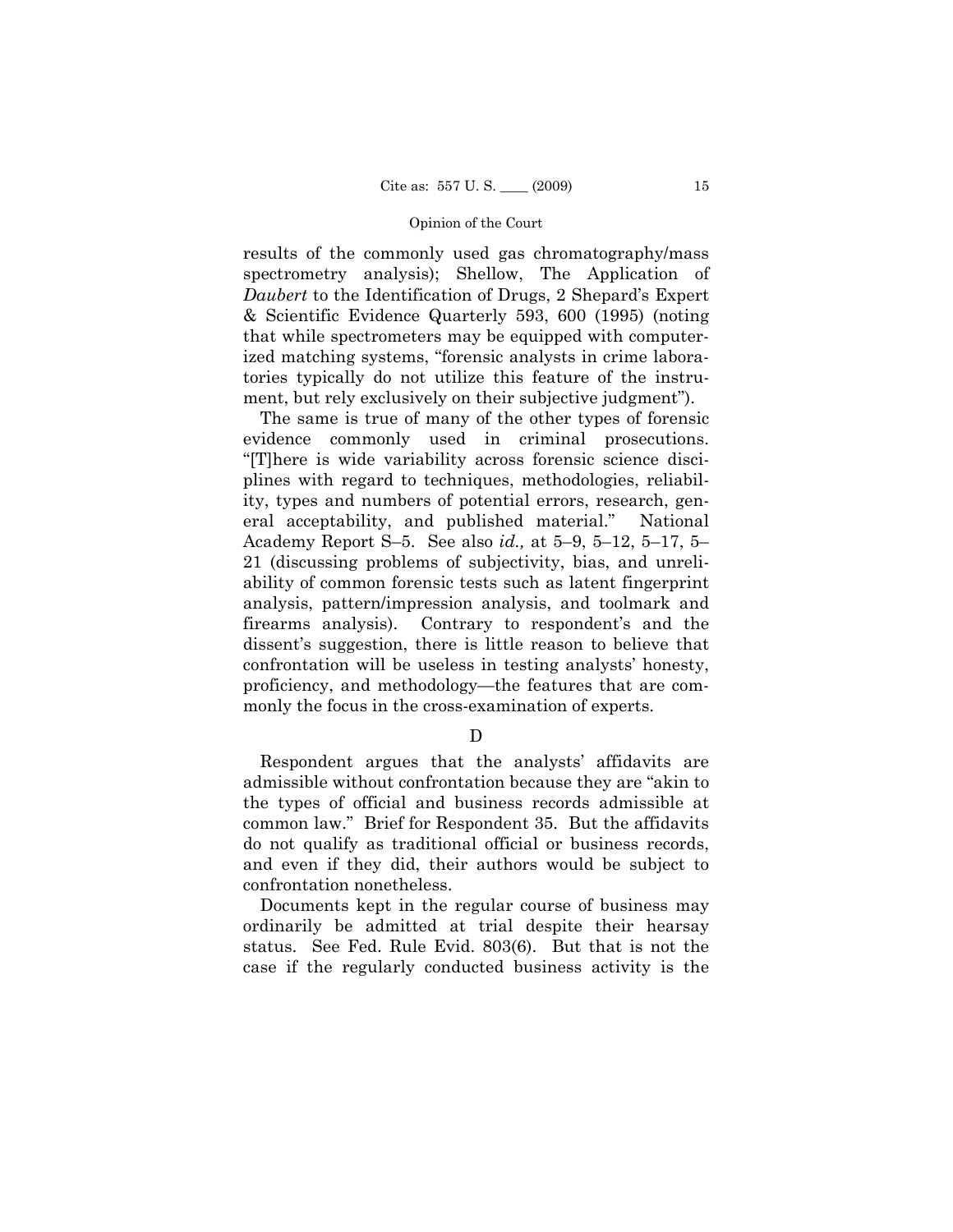results of the commonly used gas chromatography/mass spectrometry analysis); Shellow, The Application of *Daubert* to the Identification of Drugs, 2 Shepard's Expert & Scientific Evidence Quarterly 593, 600 (1995) (noting that while spectrometers may be equipped with computerized matching systems, "forensic analysts in crime laboratories typically do not utilize this feature of the instrument, but rely exclusively on their subjective judgment").

The same is true of many of the other types of forensic evidence commonly used in criminal prosecutions. "[T]here is wide variability across forensic science disciplines with regard to techniques, methodologies, reliability, types and numbers of potential errors, research, general acceptability, and published material." National Academy Report S–5. See also *id.,* at 5–9, 5–12, 5–17, 5–21 (discussing problems of subjectivity, bias, and unreliability of common forensic tests such as latent fingerprint analysis, pattern/impression analysis, and toolmark and firearms analysis). Contrary to respondent's and the dissent's suggestion, there is little reason to believe that confrontation will be useless in testing analysts' honesty, proficiency, and methodology—the features that are commonly the focus in the cross-examination of experts.

### D

Respondent argues that the analysts' affidavits are admissible without confrontation because they are "akin to the types of official and business records admissible at common law." Brief for Respondent 35. But the affidavits do not qualify as traditional official or business records, and even if they did, their authors would be subject to confrontation nonetheless.

Documents kept in the regular course of business may ordinarily be admitted at trial despite their hearsay status. See Fed. Rule Evid. 803(6). But that is not the case if the regularly conducted business activity is the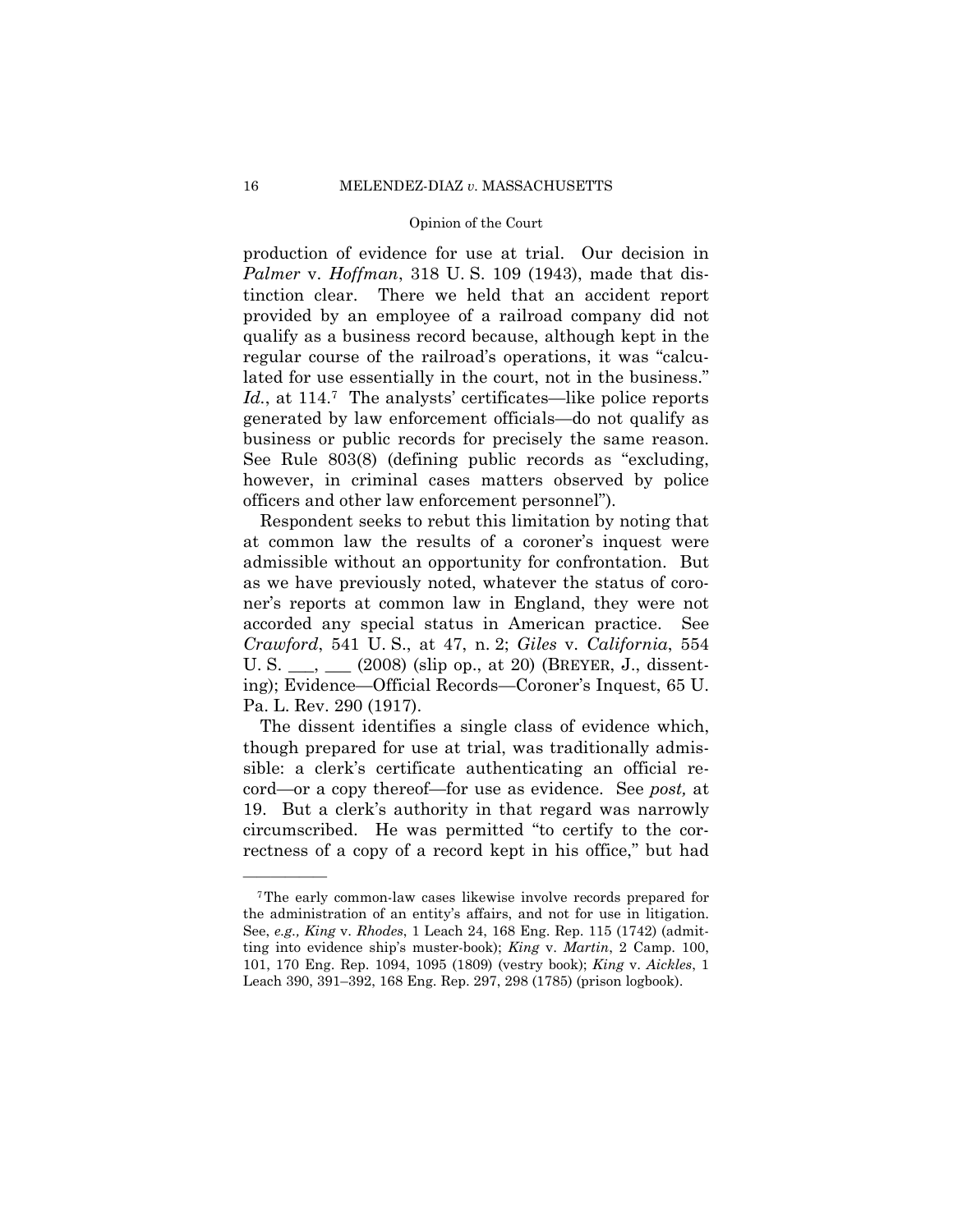production of evidence for use at trial. Our decision in *Palmer* v. *Hoffman*, 318 U. S. 109 (1943), made that distinction clear. There we held that an accident report provided by an employee of a railroad company did not qualify as a business record because, although kept in the regular course of the railroad's operations, it was "calculated for use essentially in the court, not in the business." *Id.*, at 114.[7] The analysts' certificates—like police reports generated by law enforcement officials—do not qualify as business or public records for precisely the same reason. See Rule 803(8) (defining public records as "excluding, however, in criminal cases matters observed by police officers and other law enforcement personnel").

Respondent seeks to rebut this limitation by noting that at common law the results of a coroner's inquest were admissible without an opportunity for confrontation. But as we have previously noted, whatever the status of coroner's reports at common law in England, they were not accorded any special status in American practice. See *Crawford*, 541 U. S., at 47, n. 2; *Giles* v. *California*, 554 U. S. \_\_\_, \_\_\_ (2008) (slip op., at 20) (BREYER, J., dissenting); Evidence—Official Records—Coroner's Inquest, 65 U. Pa. L. Rev. 290 (1917).

The dissent identifies a single class of evidence which, though prepared for use at trial, was traditionally admissible: a clerk's certificate authenticating an official record—or a copy thereof—for use as evidence. See *post,* at 19. But a clerk's authority in that regard was narrowly circumscribed. He was permitted "to certify to the correctness of a copy of a record kept in his office," but had

---

[7] The early common-law cases likewise involve records prepared for the administration of an entity's affairs, and not for use in litigation. See, *e.g., King* v. *Rhodes*, 1 Leach 24, 168 Eng. Rep. 115 (1742) (admitting into evidence ship's muster-book); *King* v. *Martin*, 2 Camp. 100, 101, 170 Eng. Rep. 1094, 1095 (1809) (vestry book); *King* v. *Aickles*, 1 Leach 390, 391–392, 168 Eng. Rep. 297, 298 (1785) (prison logbook).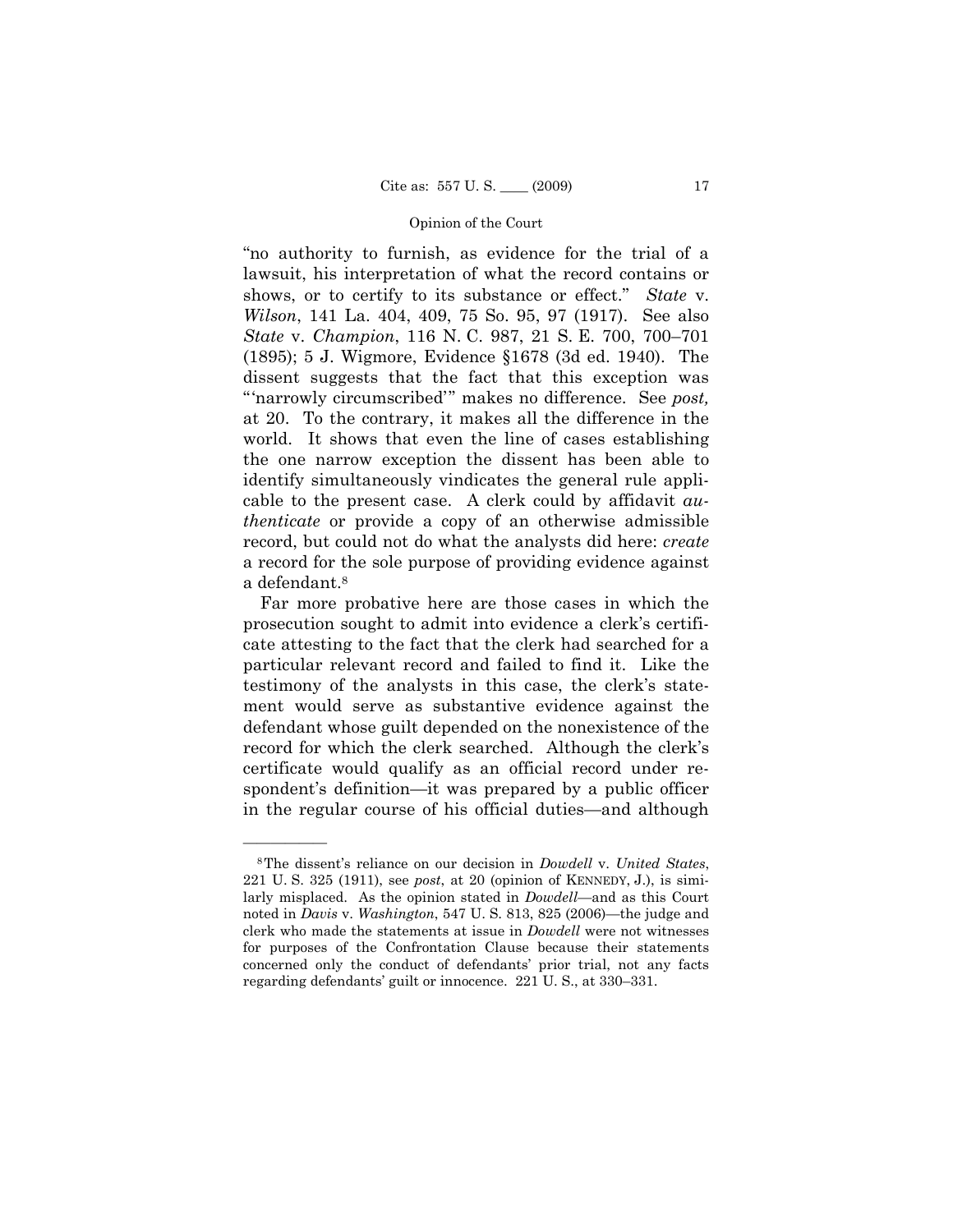"no authority to furnish, as evidence for the trial of a lawsuit, his interpretation of what the record contains or shows, or to certify to its substance or effect." *State* v. *Wilson*, 141 La. 404, 409, 75 So. 95, 97 (1917). See also *State* v. *Champion*, 116 N. C. 987, 21 S. E. 700, 700–701 (1895); 5 J. Wigmore, Evidence §1678 (3d ed. 1940). The dissent suggests that the fact that this exception was "'narrowly circumscribed'" makes no difference. See *post,* at 20. To the contrary, it makes all the difference in the world. It shows that even the line of cases establishing the one narrow exception the dissent has been able to identify simultaneously vindicates the general rule applicable to the present case. A clerk could by affidavit *authenticate* or provide a copy of an otherwise admissible record, but could not do what the analysts did here: *create* a record for the sole purpose of providing evidence against a defendant.[8]

Far more probative here are those cases in which the prosecution sought to admit into evidence a clerk's certificate attesting to the fact that the clerk had searched for a particular relevant record and failed to find it. Like the testimony of the analysts in this case, the clerk's statement would serve as substantive evidence against the defendant whose guilt depended on the nonexistence of the record for which the clerk searched. Although the clerk's certificate would qualify as an official record under respondent's definition—it was prepared by a public officer in the regular course of his official duties—and although

---

[8] The dissent's reliance on our decision in *Dowdell* v. *United States*, 221 U. S. 325 (1911), see *post*, at 20 (opinion of KENNEDY, J.), is similarly misplaced. As the opinion stated in *Dowdell*—and as this Court noted in *Davis* v. *Washington*, 547 U. S. 813, 825 (2006)—the judge and clerk who made the statements at issue in *Dowdell* were not witnesses for purposes of the Confrontation Clause because their statements concerned only the conduct of defendants' prior trial, not any facts regarding defendants' guilt or innocence. 221 U. S., at 330–331.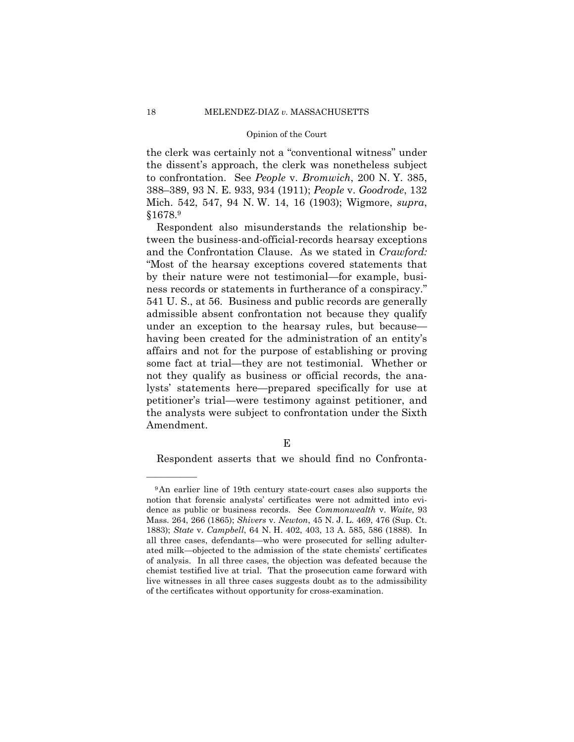the clerk was certainly not a "conventional witness" under the dissent's approach, the clerk was nonetheless subject to confrontation. See *People* v. *Bromwich*, 200 N. Y. 385, 388–389, 93 N. E. 933, 934 (1911); *People* v. *Goodrode*, 132 Mich. 542, 547, 94 N. W. 14, 16 (1903); Wigmore, *supra*, §1678.[9]

Respondent also misunderstands the relationship between the business-and-official-records hearsay exceptions and the Confrontation Clause. As we stated in *Crawford:* "Most of the hearsay exceptions covered statements that by their nature were not testimonial—for example, business records or statements in furtherance of a conspiracy." 541 U. S., at 56. Business and public records are generally admissible absent confrontation not because they qualify under an exception to the hearsay rules, but because—having been created for the administration of an entity's affairs and not for the purpose of establishing or proving some fact at trial—they are not testimonial. Whether or not they qualify as business or official records, the analysts' statements here—prepared specifically for use at petitioner's trial—were testimony against petitioner, and the analysts were subject to confrontation under the Sixth Amendment.

### E

Respondent asserts that we should find no Confronta-

---

[9] An earlier line of 19th century state-court cases also supports the notion that forensic analysts' certificates were not admitted into evidence as public or business records. See *Commonwealth* v. *Waite*, 93 Mass. 264, 266 (1865); *Shivers* v. *Newton*, 45 N. J. L. 469, 476 (Sup. Ct. 1883); *State* v. *Campbell*, 64 N. H. 402, 403, 13 A. 585, 586 (1888). In all three cases, defendants—who were prosecuted for selling adulterated milk—objected to the admission of the state chemists' certificates of analysis. In all three cases, the objection was defeated because the chemist testified live at trial. That the prosecution came forward with live witnesses in all three cases suggests doubt as to the admissibility of the certificates without opportunity for cross-examination.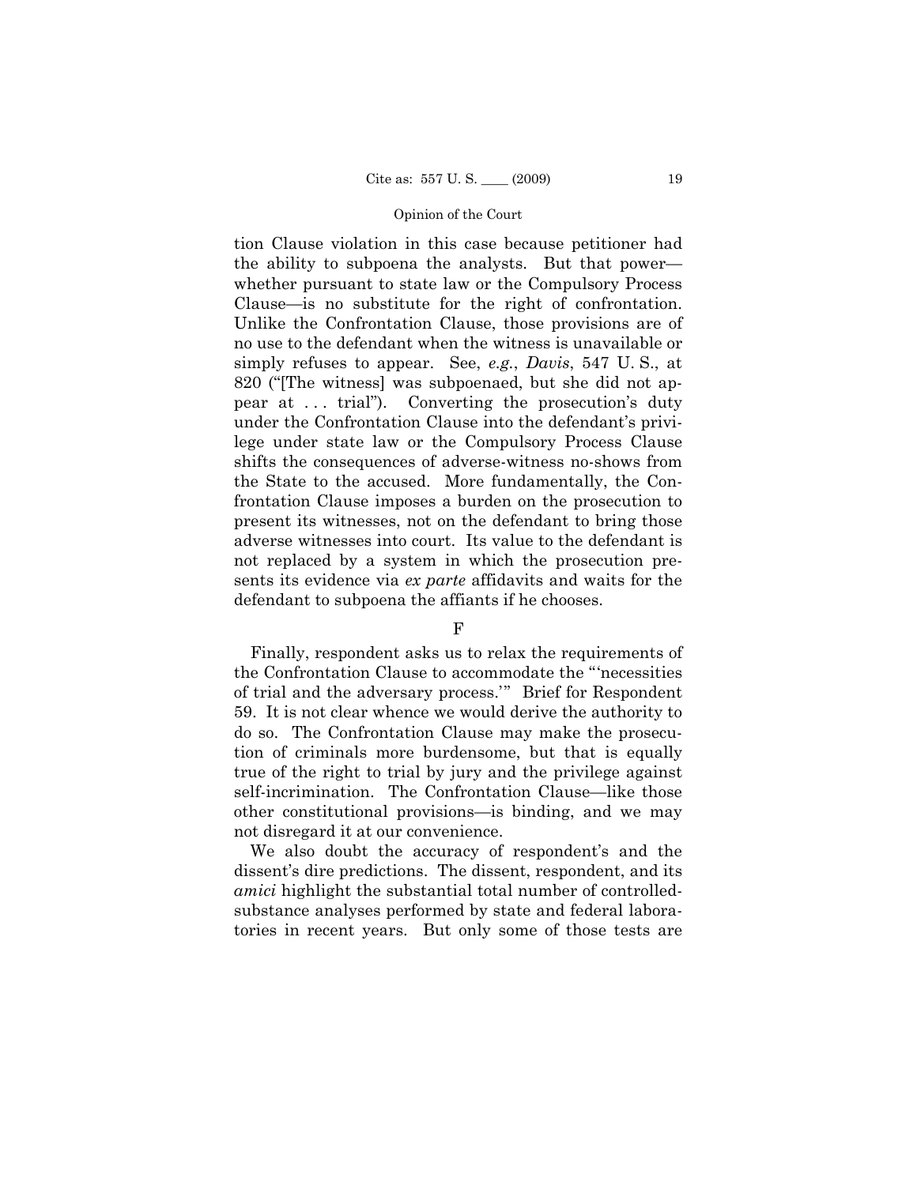tion Clause violation in this case because petitioner had the ability to subpoena the analysts. But that power—whether pursuant to state law or the Compulsory Process Clause—is no substitute for the right of confrontation. Unlike the Confrontation Clause, those provisions are of no use to the defendant when the witness is unavailable or simply refuses to appear. See, *e.g.*, *Davis*, 547 U. S., at 820 ("[The witness] was subpoenaed, but she did not appear at . . . trial"). Converting the prosecution's duty under the Confrontation Clause into the defendant's privilege under state law or the Compulsory Process Clause shifts the consequences of adverse-witness no-shows from the State to the accused. More fundamentally, the Confrontation Clause imposes a burden on the prosecution to present its witnesses, not on the defendant to bring those adverse witnesses into court. Its value to the defendant is not replaced by a system in which the prosecution presents its evidence via *ex parte* affidavits and waits for the defendant to subpoena the affiants if he chooses.

F

Finally, respondent asks us to relax the requirements of the Confrontation Clause to accommodate the "'necessities of trial and the adversary process.'" Brief for Respondent 59. It is not clear whence we would derive the authority to do so. The Confrontation Clause may make the prosecution of criminals more burdensome, but that is equally true of the right to trial by jury and the privilege against self-incrimination. The Confrontation Clause—like those other constitutional provisions—is binding, and we may not disregard it at our convenience.

We also doubt the accuracy of respondent's and the dissent's dire predictions. The dissent, respondent, and its *amici* highlight the substantial total number of controlled-substance analyses performed by state and federal laboratories in recent years. But only some of those tests are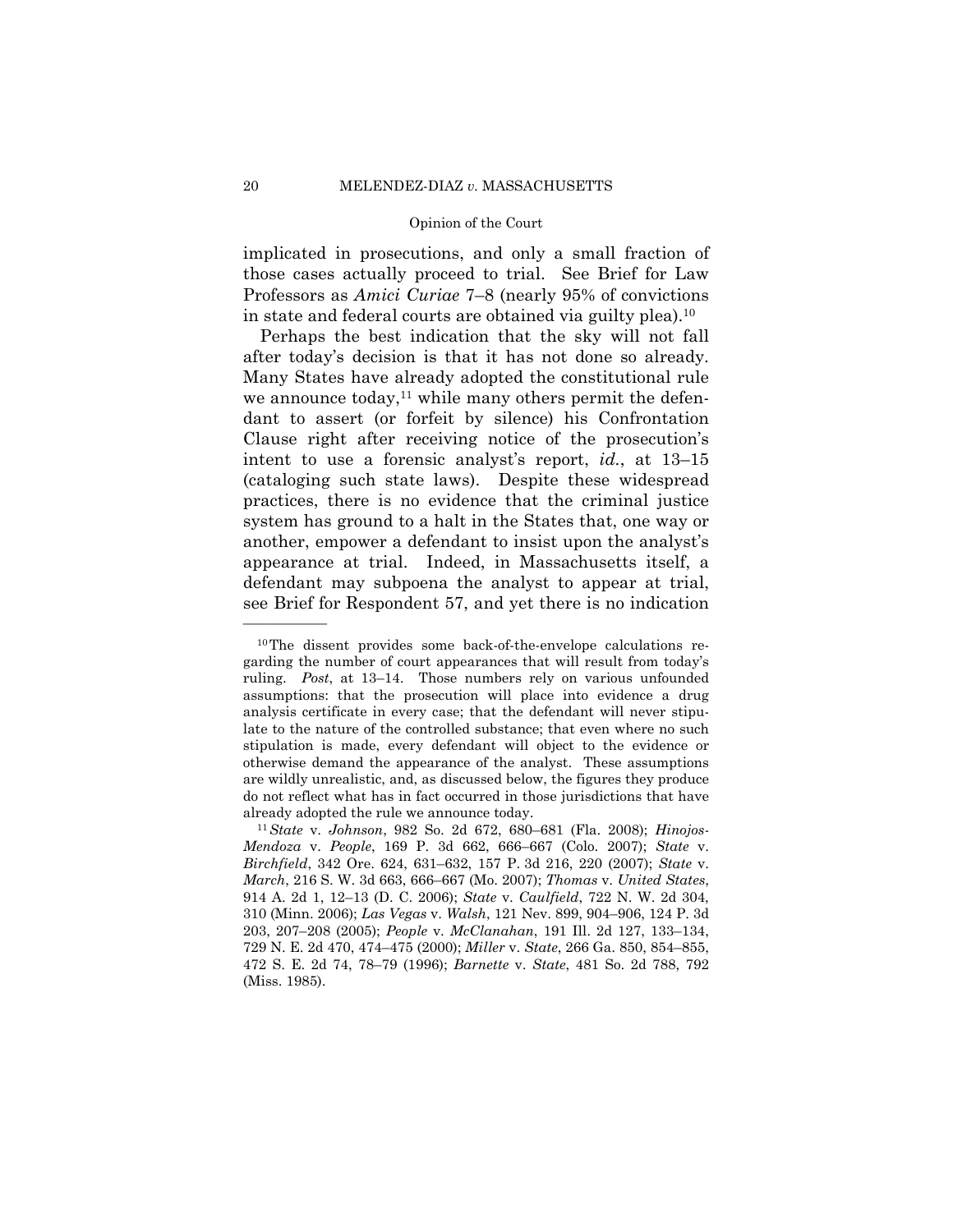implicated in prosecutions, and only a small fraction of those cases actually proceed to trial. See Brief for Law Professors as *Amici Curiae* 7–8 (nearly 95% of convictions in state and federal courts are obtained via guilty plea).[10]

Perhaps the best indication that the sky will not fall after today's decision is that it has not done so already. Many States have already adopted the constitutional rule we announce today,[11] while many others permit the defendant to assert (or forfeit by silence) his Confrontation Clause right after receiving notice of the prosecution's intent to use a forensic analyst's report, *id.*, at 13–15 (cataloging such state laws). Despite these widespread practices, there is no evidence that the criminal justice system has ground to a halt in the States that, one way or another, empower a defendant to insist upon the analyst's appearance at trial. Indeed, in Massachusetts itself, a defendant may subpoena the analyst to appear at trial, see Brief for Respondent 57, and yet there is no indication

---

[10] The dissent provides some back-of-the-envelope calculations regarding the number of court appearances that will result from today's ruling. *Post*, at 13–14. Those numbers rely on various unfounded assumptions: that the prosecution will place into evidence a drug analysis certificate in every case; that the defendant will never stipulate to the nature of the controlled substance; that even where no such stipulation is made, every defendant will object to the evidence or otherwise demand the appearance of the analyst. These assumptions are wildly unrealistic, and, as discussed below, the figures they produce do not reflect what has in fact occurred in those jurisdictions that have already adopted the rule we announce today.

[11] *State* v. *Johnson*, 982 So. 2d 672, 680–681 (Fla. 2008); *Hinojos-Mendoza* v. *People*, 169 P. 3d 662, 666–667 (Colo. 2007); *State* v. *Birchfield*, 342 Ore. 624, 631–632, 157 P. 3d 216, 220 (2007); *State* v. *March*, 216 S. W. 3d 663, 666–667 (Mo. 2007); *Thomas* v. *United States*, 914 A. 2d 1, 12–13 (D. C. 2006); *State* v. *Caulfield*, 722 N. W. 2d 304, 310 (Minn. 2006); *Las Vegas* v. *Walsh*, 121 Nev. 899, 904–906, 124 P. 3d 203, 207–208 (2005); *People* v. *McClanahan*, 191 Ill. 2d 127, 133–134, 729 N. E. 2d 470, 474–475 (2000); *Miller* v. *State*, 266 Ga. 850, 854–855, 472 S. E. 2d 74, 78–79 (1996); *Barnette* v. *State*, 481 So. 2d 788, 792 (Miss. 1985).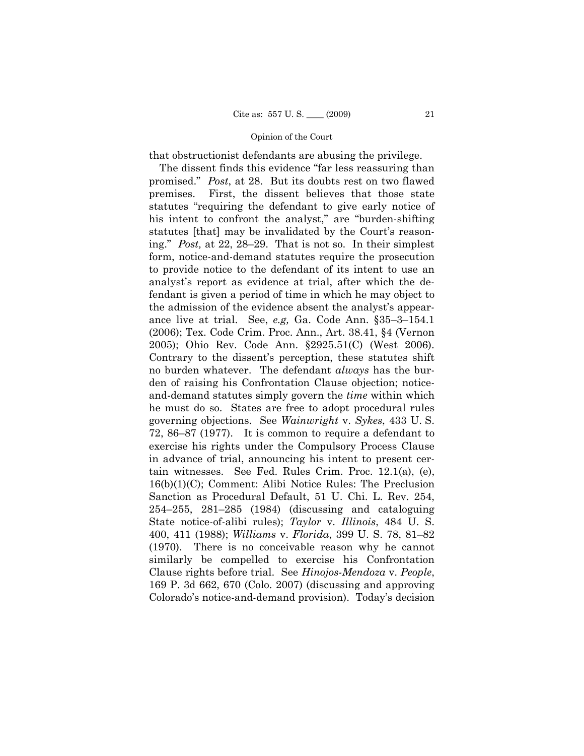that obstructionist defendants are abusing the privilege.

The dissent finds this evidence "far less reassuring than promised." *Post*, at 28. But its doubts rest on two flawed premises. First, the dissent believes that those state statutes "requiring the defendant to give early notice of his intent to confront the analyst," are "burden-shifting statutes [that] may be invalidated by the Court's reasoning." *Post,* at 22, 28–29. That is not so. In their simplest form, notice-and-demand statutes require the prosecution to provide notice to the defendant of its intent to use an analyst's report as evidence at trial, after which the defendant is given a period of time in which he may object to the admission of the evidence absent the analyst's appearance live at trial. See, *e.g,* Ga. Code Ann. §35–3–154.1 (2006); Tex. Code Crim. Proc. Ann., Art. 38.41, §4 (Vernon 2005); Ohio Rev. Code Ann. §2925.51(C) (West 2006). Contrary to the dissent's perception, these statutes shift no burden whatever. The defendant *always* has the burden of raising his Confrontation Clause objection; notice-and-demand statutes simply govern the *time* within which he must do so. States are free to adopt procedural rules governing objections. See *Wainwright* v. *Sykes*, 433 U. S. 72, 86–87 (1977). It is common to require a defendant to exercise his rights under the Compulsory Process Clause in advance of trial, announcing his intent to present certain witnesses. See Fed. Rules Crim. Proc. 12.1(a), (e), 16(b)(1)(C); Comment: Alibi Notice Rules: The Preclusion Sanction as Procedural Default, 51 U. Chi. L. Rev. 254, 254–255, 281–285 (1984) (discussing and cataloguing State notice-of-alibi rules); *Taylor* v. *Illinois*, 484 U. S. 400, 411 (1988); *Williams* v. *Florida*, 399 U. S. 78, 81–82 (1970). There is no conceivable reason why he cannot similarly be compelled to exercise his Confrontation Clause rights before trial. See *Hinojos-Mendoza* v. *People*, 169 P. 3d 662, 670 (Colo. 2007) (discussing and approving Colorado's notice-and-demand provision). Today's decision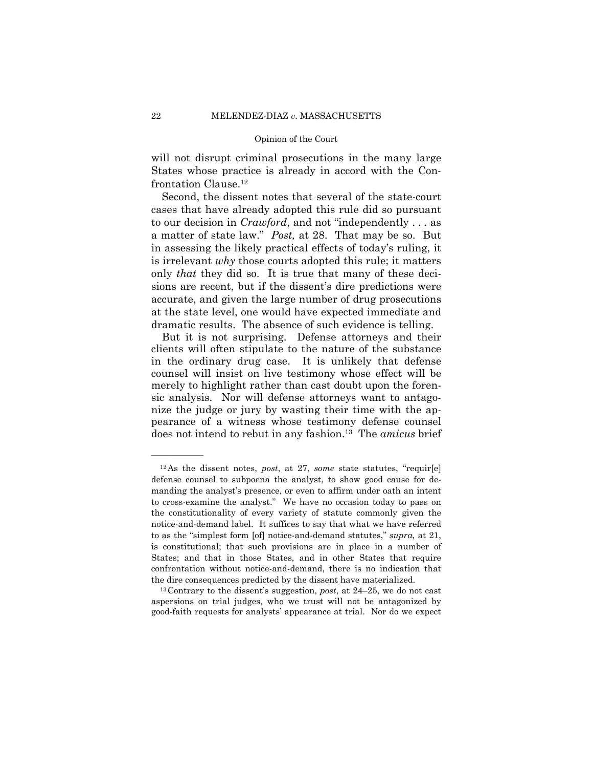will not disrupt criminal prosecutions in the many large States whose practice is already in accord with the Confrontation Clause.[12]

Second, the dissent notes that several of the state-court cases that have already adopted this rule did so pursuant to our decision in *Crawford*, and not "independently . . . as a matter of state law." *Post,* at 28. That may be so. But in assessing the likely practical effects of today's ruling, it is irrelevant *why* those courts adopted this rule; it matters only *that* they did so. It is true that many of these decisions are recent, but if the dissent's dire predictions were accurate, and given the large number of drug prosecutions at the state level, one would have expected immediate and dramatic results. The absence of such evidence is telling.

But it is not surprising. Defense attorneys and their clients will often stipulate to the nature of the substance in the ordinary drug case. It is unlikely that defense counsel will insist on live testimony whose effect will be merely to highlight rather than cast doubt upon the forensic analysis. Nor will defense attorneys want to antagonize the judge or jury by wasting their time with the appearance of a witness whose testimony defense counsel does not intend to rebut in any fashion.[13] The *amicus* brief

---

[12] As the dissent notes, *post*, at 27, *some* state statutes, "requir[e] defense counsel to subpoena the analyst, to show good cause for demanding the analyst's presence, or even to affirm under oath an intent to cross-examine the analyst." We have no occasion today to pass on the constitutionality of every variety of statute commonly given the notice-and-demand label. It suffices to say that what we have referred to as the "simplest form [of] notice-and-demand statutes," *supra,* at 21, is constitutional; that such provisions are in place in a number of States; and that in those States, and in other States that require confrontation without notice-and-demand, there is no indication that the dire consequences predicted by the dissent have materialized.

[13] Contrary to the dissent's suggestion, *post*, at 24–25, we do not cast aspersions on trial judges, who we trust will not be antagonized by good-faith requests for analysts' appearance at trial. Nor do we expect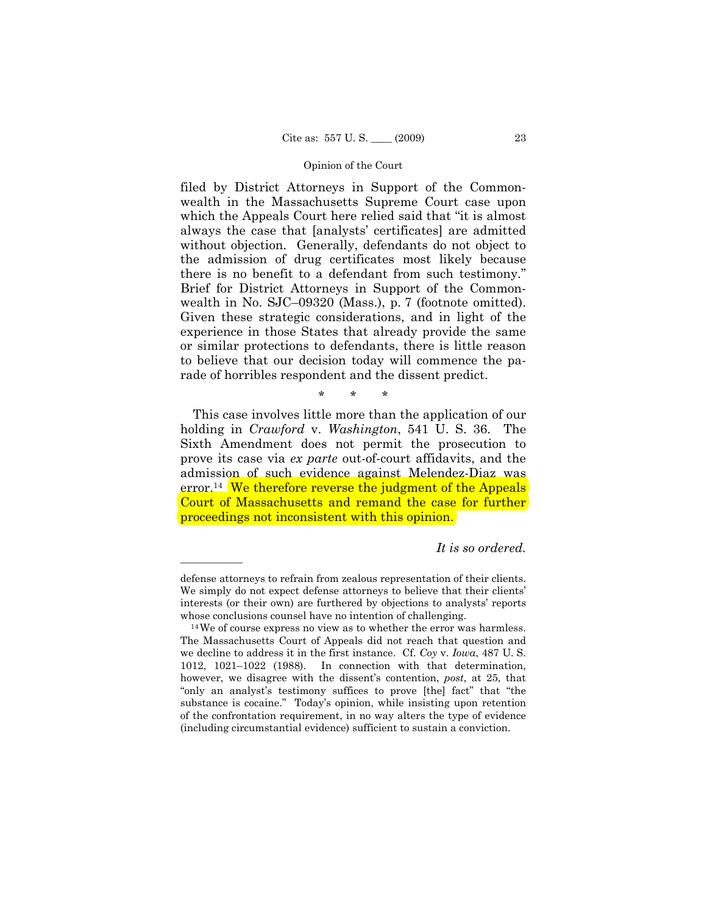filed by District Attorneys in Support of the Commonwealth in the Massachusetts Supreme Court case upon which the Appeals Court here relied said that "it is almost always the case that [analysts' certificates] are admitted without objection. Generally, defendants do not object to the admission of drug certificates most likely because there is no benefit to a defendant from such testimony." Brief for District Attorneys in Support of the Commonwealth in No. SJC–09320 (Mass.), p. 7 (footnote omitted). Given these strategic considerations, and in light of the experience in those States that already provide the same or similar protections to defendants, there is little reason to believe that our decision today will commence the parade of horribles respondent and the dissent predict.

\* \* \*

This case involves little more than the application of our holding in *Crawford* v. *Washington*, 541 U. S. 36. The Sixth Amendment does not permit the prosecution to prove its case via *ex parte* out-of-court affidavits, and the admission of such evidence against Melendez-Diaz was error.[14] We therefore reverse the judgment of the Appeals Court of Massachusetts and remand the case for further proceedings not inconsistent with this opinion.

*It is so ordered.*

---

defense attorneys to refrain from zealous representation of their clients. We simply do not expect defense attorneys to believe that their clients' interests (or their own) are furthered by objections to analysts' reports whose conclusions counsel have no intention of challenging.

[14] We of course express no view as to whether the error was harmless. The Massachusetts Court of Appeals did not reach that question and we decline to address it in the first instance. Cf. *Coy* v. *Iowa*, 487 U. S. 1012, 1021–1022 (1988). In connection with that determination, however, we disagree with the dissent's contention, *post*, at 25, that "only an analyst's testimony suffices to prove [the] fact" that "the substance is cocaine." Today's opinion, while insisting upon retention of the confrontation requirement, in no way alters the type of evidence (including circumstantial evidence) sufficient to sustain a conviction.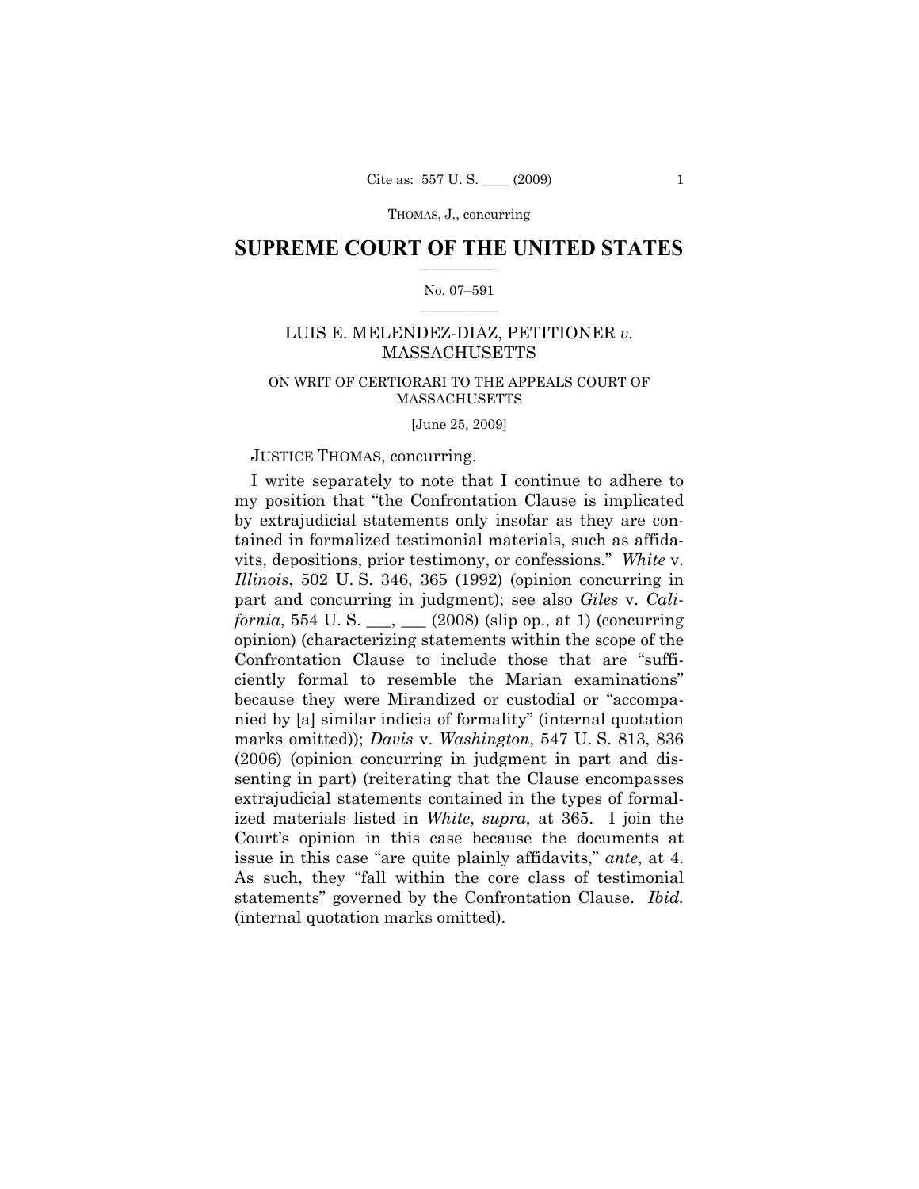# SUPREME COURT OF THE UNITED STATES

No. 07–591

LUIS E. MELENDEZ-DIAZ, PETITIONER *v.* MASSACHUSETTS

ON WRIT OF CERTIORARI TO THE APPEALS COURT OF MASSACHUSETTS

[June 25, 2009]

JUSTICE THOMAS, concurring.

I write separately to note that I continue to adhere to my position that "the Confrontation Clause is implicated by extrajudicial statements only insofar as they are contained in formalized testimonial materials, such as affidavits, depositions, prior testimony, or confessions." *White* v. *Illinois*, 502 U. S. 346, 365 (1992) (opinion concurring in part and concurring in judgment); see also *Giles* v. *California*, 554 U. S. \_\_\_, \_\_\_ (2008) (slip op., at 1) (concurring opinion) (characterizing statements within the scope of the Confrontation Clause to include those that are "sufficiently formal to resemble the Marian examinations" because they were Mirandized or custodial or "accompanied by [a] similar indicia of formality" (internal quotation marks omitted)); *Davis* v. *Washington*, 547 U. S. 813, 836 (2006) (opinion concurring in judgment in part and dissenting in part) (reiterating that the Clause encompasses extrajudicial statements contained in the types of formalized materials listed in *White*, *supra*, at 365. I join the Court's opinion in this case because the documents at issue in this case "are quite plainly affidavits," *ante*, at 4. As such, they "fall within the core class of testimonial statements" governed by the Confrontation Clause. *Ibid.* (internal quotation marks omitted).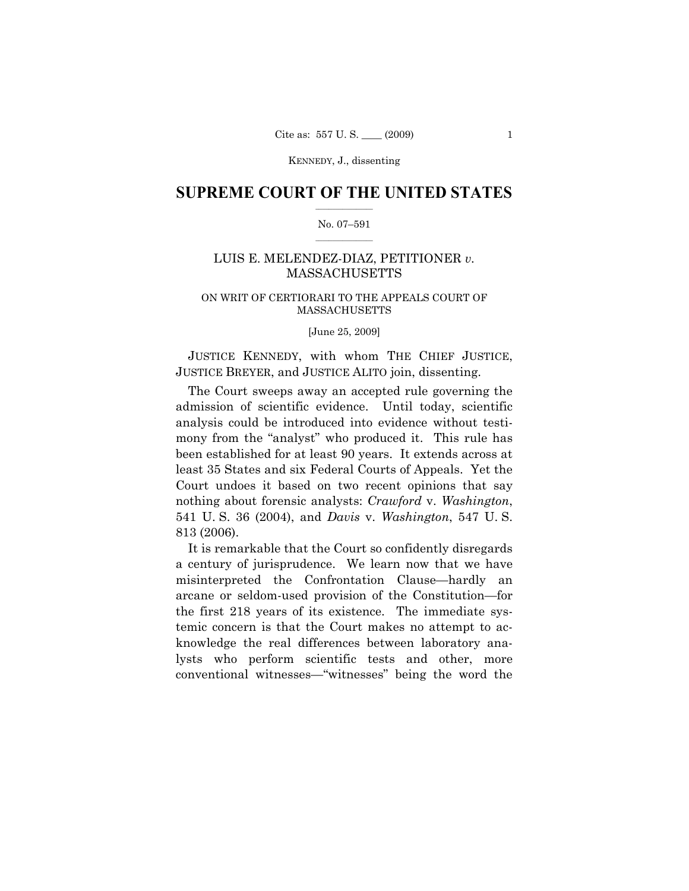# SUPREME COURT OF THE UNITED STATES

No. 07–591

LUIS E. MELENDEZ-DIAZ, PETITIONER *v.* MASSACHUSETTS

ON WRIT OF CERTIORARI TO THE APPEALS COURT OF MASSACHUSETTS

[June 25, 2009]

JUSTICE KENNEDY, with whom THE CHIEF JUSTICE, JUSTICE BREYER, and JUSTICE ALITO join, dissenting.

The Court sweeps away an accepted rule governing the admission of scientific evidence. Until today, scientific analysis could be introduced into evidence without testimony from the "analyst" who produced it. This rule has been established for at least 90 years. It extends across at least 35 States and six Federal Courts of Appeals. Yet the Court undoes it based on two recent opinions that say nothing about forensic analysts: *Crawford* v. *Washington*, 541 U. S. 36 (2004), and *Davis* v. *Washington*, 547 U. S. 813 (2006).

It is remarkable that the Court so confidently disregards a century of jurisprudence. We learn now that we have misinterpreted the Confrontation Clause—hardly an arcane or seldom-used provision of the Constitution—for the first 218 years of its existence. The immediate systemic concern is that the Court makes no attempt to acknowledge the real differences between laboratory analysts who perform scientific tests and other, more conventional witnesses—"witnesses" being the word the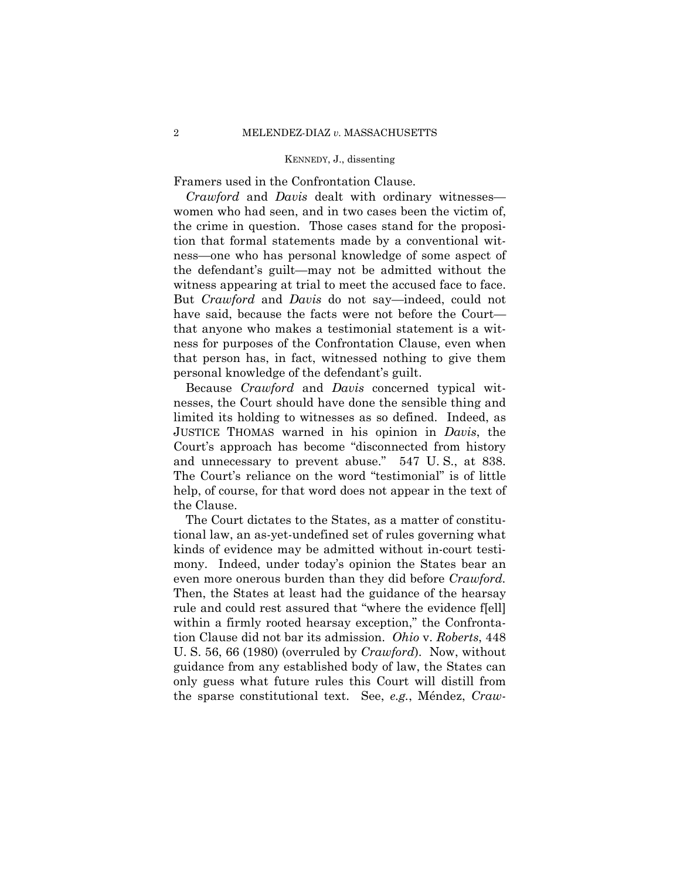Framers used in the Confrontation Clause.

*Crawford* and *Davis* dealt with ordinary witnesses—women who had seen, and in two cases been the victim of, the crime in question. Those cases stand for the proposition that formal statements made by a conventional witness—one who has personal knowledge of some aspect of the defendant's guilt—may not be admitted without the witness appearing at trial to meet the accused face to face. But *Crawford* and *Davis* do not say—indeed, could not have said, because the facts were not before the Court—that anyone who makes a testimonial statement is a witness for purposes of the Confrontation Clause, even when that person has, in fact, witnessed nothing to give them personal knowledge of the defendant's guilt.

Because *Crawford* and *Davis* concerned typical witnesses, the Court should have done the sensible thing and limited its holding to witnesses as so defined. Indeed, as JUSTICE THOMAS warned in his opinion in *Davis*, the Court's approach has become "disconnected from history and unnecessary to prevent abuse." 547 U. S., at 838. The Court's reliance on the word "testimonial" is of little help, of course, for that word does not appear in the text of the Clause.

The Court dictates to the States, as a matter of constitutional law, an as-yet-undefined set of rules governing what kinds of evidence may be admitted without in-court testimony. Indeed, under today's opinion the States bear an even more onerous burden than they did before *Crawford*. Then, the States at least had the guidance of the hearsay rule and could rest assured that "where the evidence f[ell] within a firmly rooted hearsay exception," the Confrontation Clause did not bar its admission. *Ohio* v. *Roberts*, 448 U. S. 56, 66 (1980) (overruled by *Crawford*). Now, without guidance from any established body of law, the States can only guess what future rules this Court will distill from the sparse constitutional text. See, *e.g.*, Méndez, *Craw-*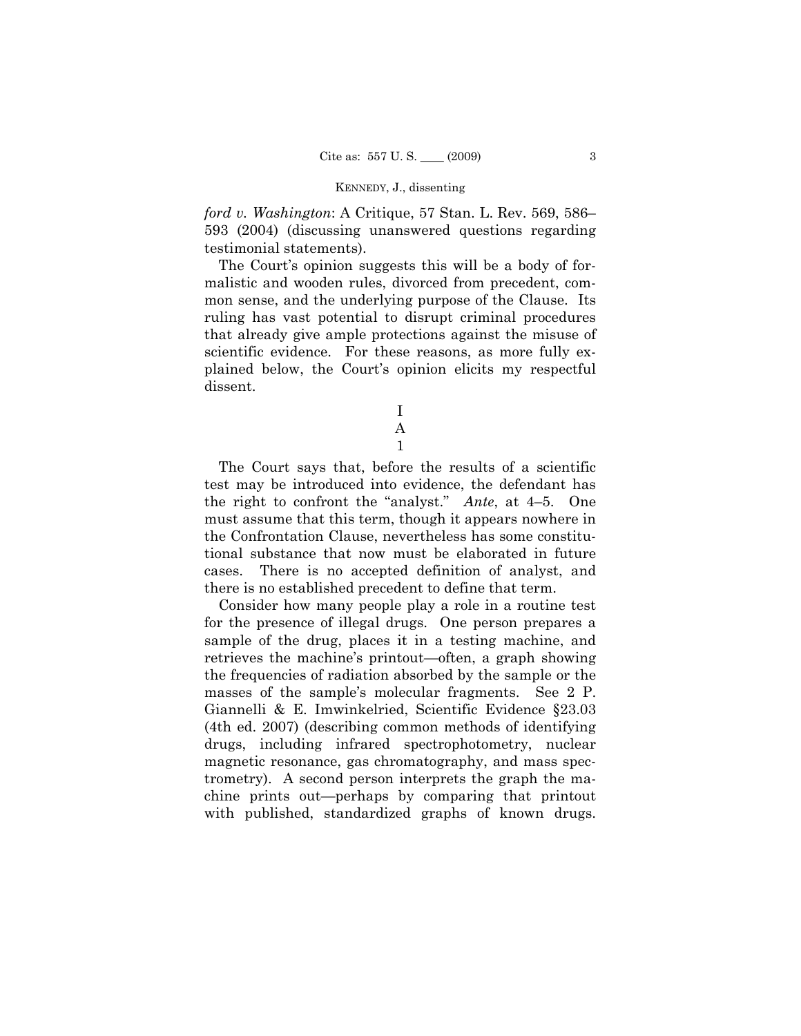*ford v. Washington*: A Critique, 57 Stan. L. Rev. 569, 586–593 (2004) (discussing unanswered questions regarding testimonial statements).

The Court's opinion suggests this will be a body of formalistic and wooden rules, divorced from precedent, common sense, and the underlying purpose of the Clause. Its ruling has vast potential to disrupt criminal procedures that already give ample protections against the misuse of scientific evidence. For these reasons, as more fully explained below, the Court's opinion elicits my respectful dissent.

I

A

1

The Court says that, before the results of a scientific test may be introduced into evidence, the defendant has the right to confront the "analyst." *Ante*, at 4–5. One must assume that this term, though it appears nowhere in the Confrontation Clause, nevertheless has some constitutional substance that now must be elaborated in future cases. There is no accepted definition of analyst, and there is no established precedent to define that term.

Consider how many people play a role in a routine test for the presence of illegal drugs. One person prepares a sample of the drug, places it in a testing machine, and retrieves the machine's printout—often, a graph showing the frequencies of radiation absorbed by the sample or the masses of the sample's molecular fragments. See 2 P. Giannelli & E. Imwinkelried, Scientific Evidence §23.03 (4th ed. 2007) (describing common methods of identifying drugs, including infrared spectrophotometry, nuclear magnetic resonance, gas chromatography, and mass spectrometry). A second person interprets the graph the machine prints out—perhaps by comparing that printout with published, standardized graphs of known drugs.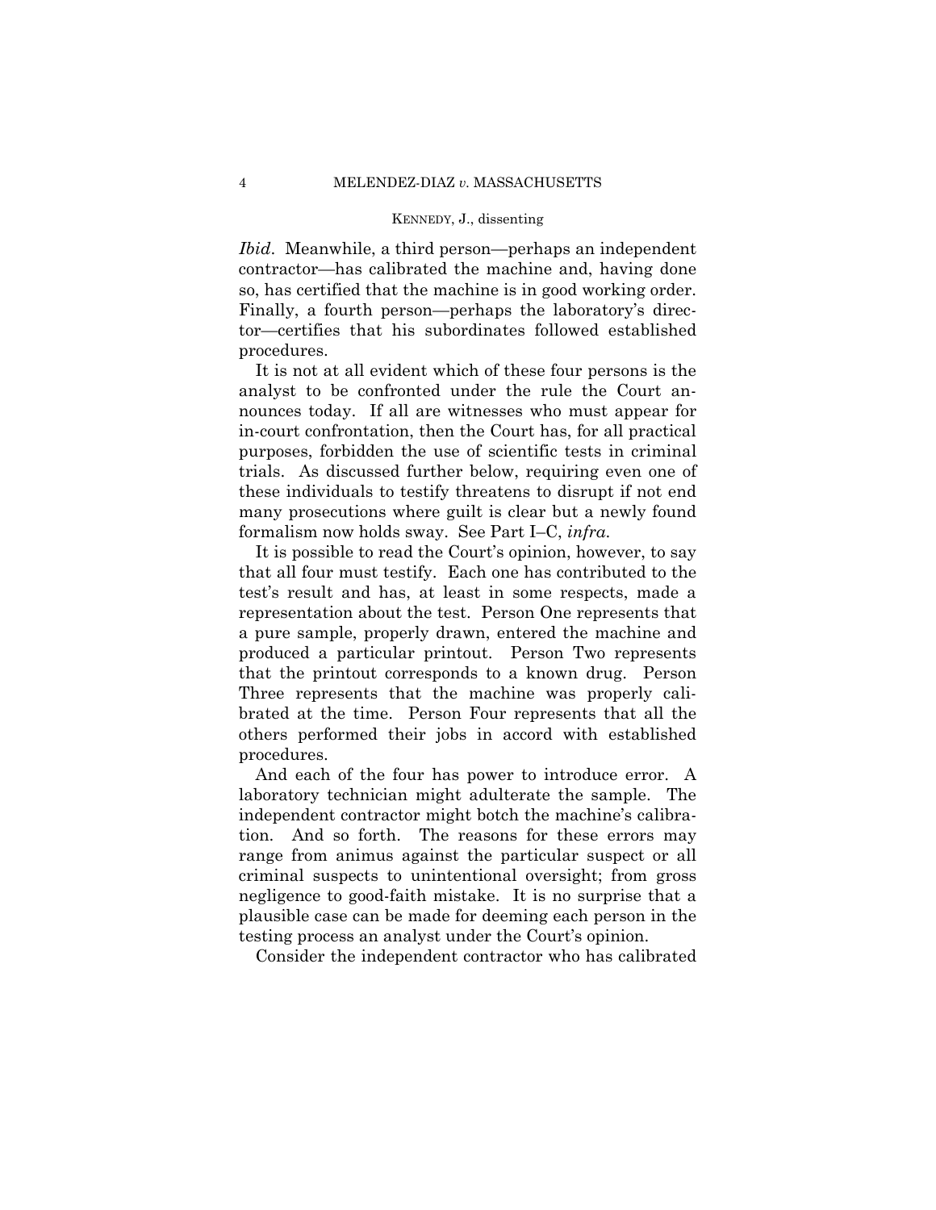*Ibid*. Meanwhile, a third person—perhaps an independent contractor—has calibrated the machine and, having done so, has certified that the machine is in good working order. Finally, a fourth person—perhaps the laboratory's director—certifies that his subordinates followed established procedures.

It is not at all evident which of these four persons is the analyst to be confronted under the rule the Court announces today. If all are witnesses who must appear for in-court confrontation, then the Court has, for all practical purposes, forbidden the use of scientific tests in criminal trials. As discussed further below, requiring even one of these individuals to testify threatens to disrupt if not end many prosecutions where guilt is clear but a newly found formalism now holds sway. See Part I–C, *infra*.

It is possible to read the Court's opinion, however, to say that all four must testify. Each one has contributed to the test's result and has, at least in some respects, made a representation about the test. Person One represents that a pure sample, properly drawn, entered the machine and produced a particular printout. Person Two represents that the printout corresponds to a known drug. Person Three represents that the machine was properly calibrated at the time. Person Four represents that all the others performed their jobs in accord with established procedures.

And each of the four has power to introduce error. A laboratory technician might adulterate the sample. The independent contractor might botch the machine's calibration. And so forth. The reasons for these errors may range from animus against the particular suspect or all criminal suspects to unintentional oversight; from gross negligence to good-faith mistake. It is no surprise that a plausible case can be made for deeming each person in the testing process an analyst under the Court's opinion.

Consider the independent contractor who has calibrated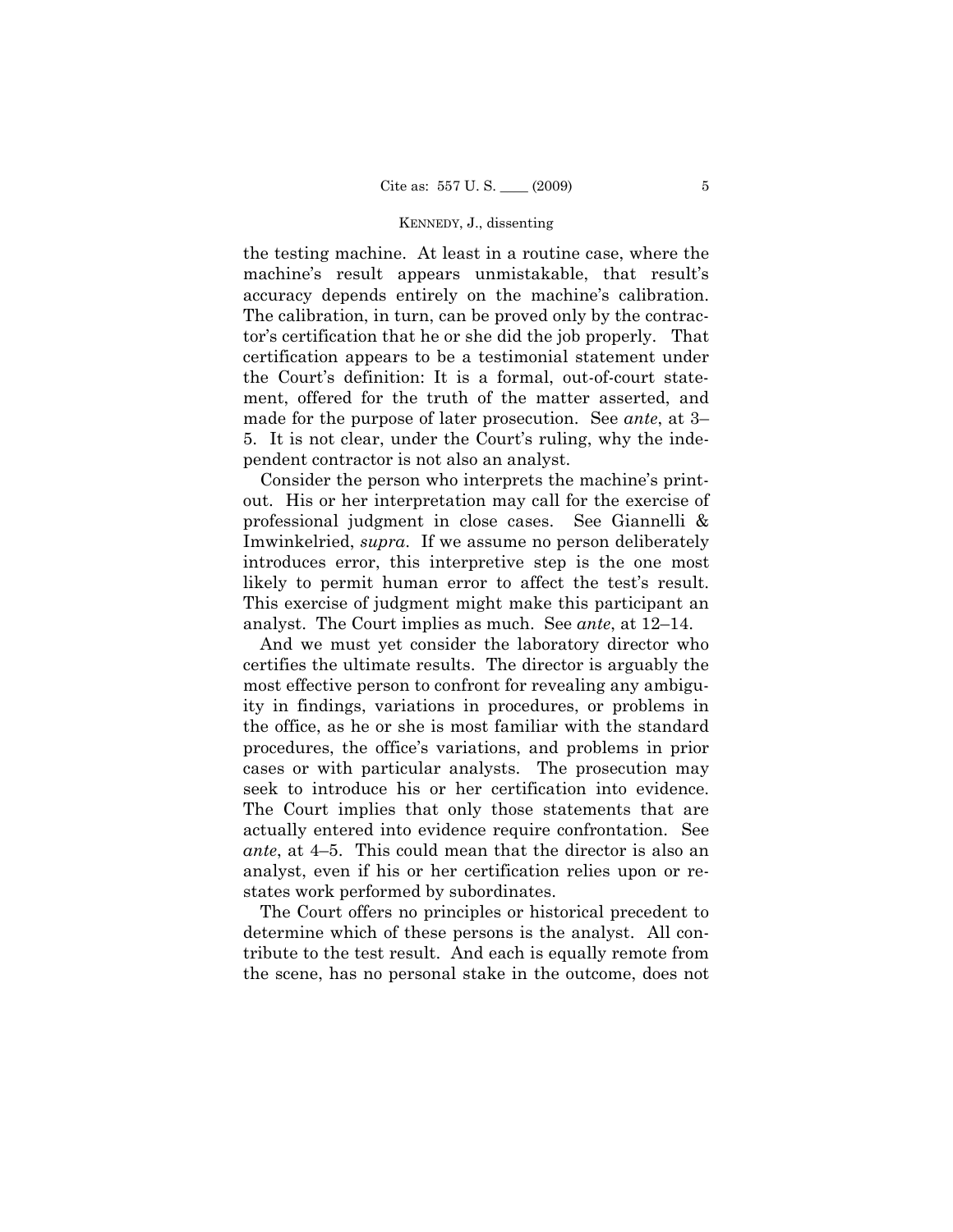the testing machine. At least in a routine case, where the machine's result appears unmistakable, that result's accuracy depends entirely on the machine's calibration. The calibration, in turn, can be proved only by the contractor's certification that he or she did the job properly. That certification appears to be a testimonial statement under the Court's definition: It is a formal, out-of-court statement, offered for the truth of the matter asserted, and made for the purpose of later prosecution. See *ante*, at 3–5. It is not clear, under the Court's ruling, why the independent contractor is not also an analyst.

Consider the person who interprets the machine's printout. His or her interpretation may call for the exercise of professional judgment in close cases. See Giannelli & Imwinkelried, *supra*. If we assume no person deliberately introduces error, this interpretive step is the one most likely to permit human error to affect the test's result. This exercise of judgment might make this participant an analyst. The Court implies as much. See *ante*, at 12–14.

And we must yet consider the laboratory director who certifies the ultimate results. The director is arguably the most effective person to confront for revealing any ambiguity in findings, variations in procedures, or problems in the office, as he or she is most familiar with the standard procedures, the office's variations, and problems in prior cases or with particular analysts. The prosecution may seek to introduce his or her certification into evidence. The Court implies that only those statements that are actually entered into evidence require confrontation. See *ante*, at 4–5. This could mean that the director is also an analyst, even if his or her certification relies upon or restates work performed by subordinates.

The Court offers no principles or historical precedent to determine which of these persons is the analyst. All contribute to the test result. And each is equally remote from the scene, has no personal stake in the outcome, does not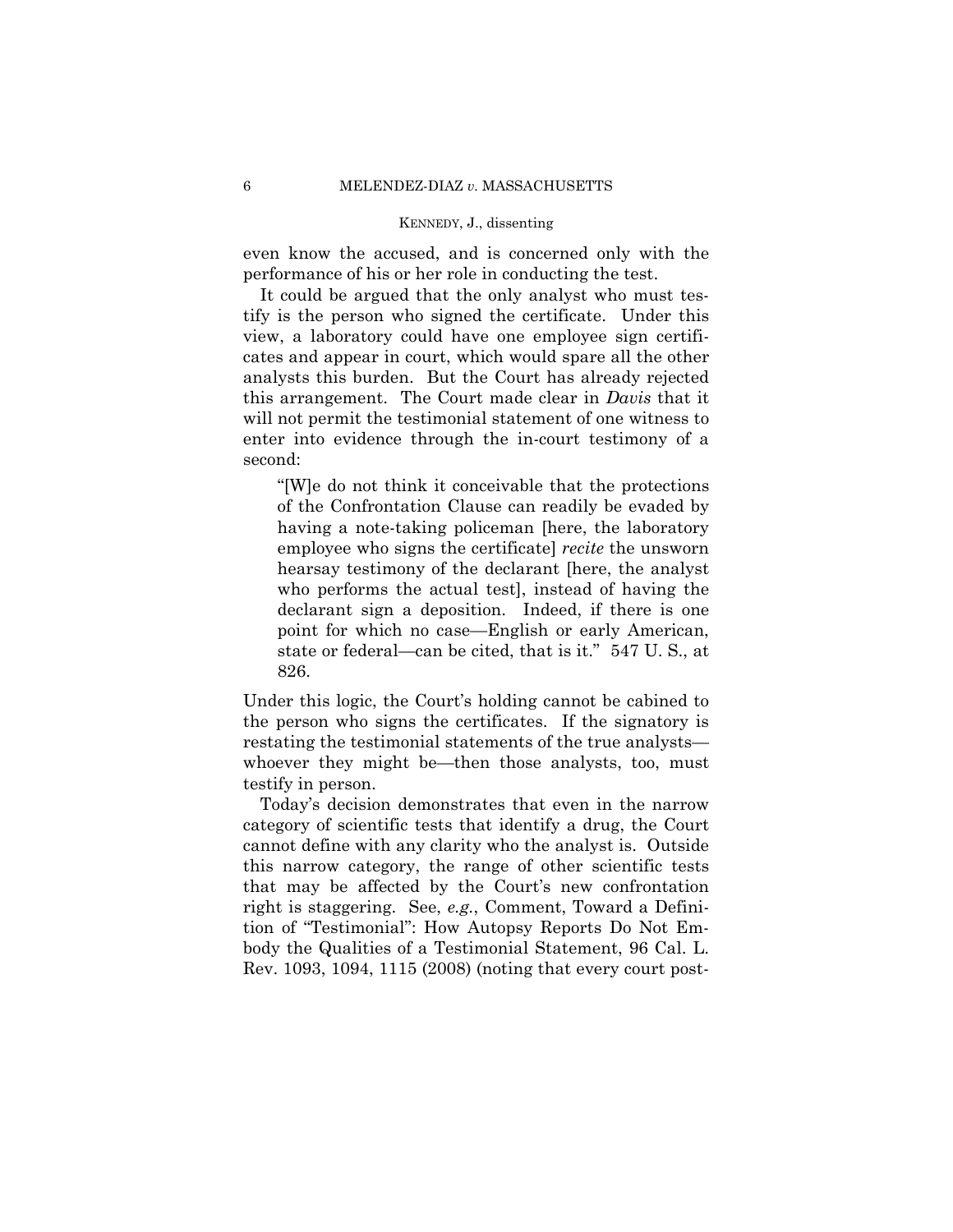even know the accused, and is concerned only with the performance of his or her role in conducting the test.

It could be argued that the only analyst who must testify is the person who signed the certificate. Under this view, a laboratory could have one employee sign certificates and appear in court, which would spare all the other analysts this burden. But the Court has already rejected this arrangement. The Court made clear in *Davis* that it will not permit the testimonial statement of one witness to enter into evidence through the in-court testimony of a second:

> "[W]e do not think it conceivable that the protections of the Confrontation Clause can readily be evaded by having a note-taking policeman [here, the laboratory employee who signs the certificate] *recite* the unsworn hearsay testimony of the declarant [here, the analyst who performs the actual test], instead of having the declarant sign a deposition. Indeed, if there is one point for which no case—English or early American, state or federal—can be cited, that is it." 547 U. S., at 826.

Under this logic, the Court's holding cannot be cabined to the person who signs the certificates. If the signatory is restating the testimonial statements of the true analysts—whoever they might be—then those analysts, too, must testify in person.

Today's decision demonstrates that even in the narrow category of scientific tests that identify a drug, the Court cannot define with any clarity who the analyst is. Outside this narrow category, the range of other scientific tests that may be affected by the Court's new confrontation right is staggering. See, *e.g.*, Comment, Toward a Definition of "Testimonial": How Autopsy Reports Do Not Embody the Qualities of a Testimonial Statement, 96 Cal. L. Rev. 1093, 1094, 1115 (2008) (noting that every court post-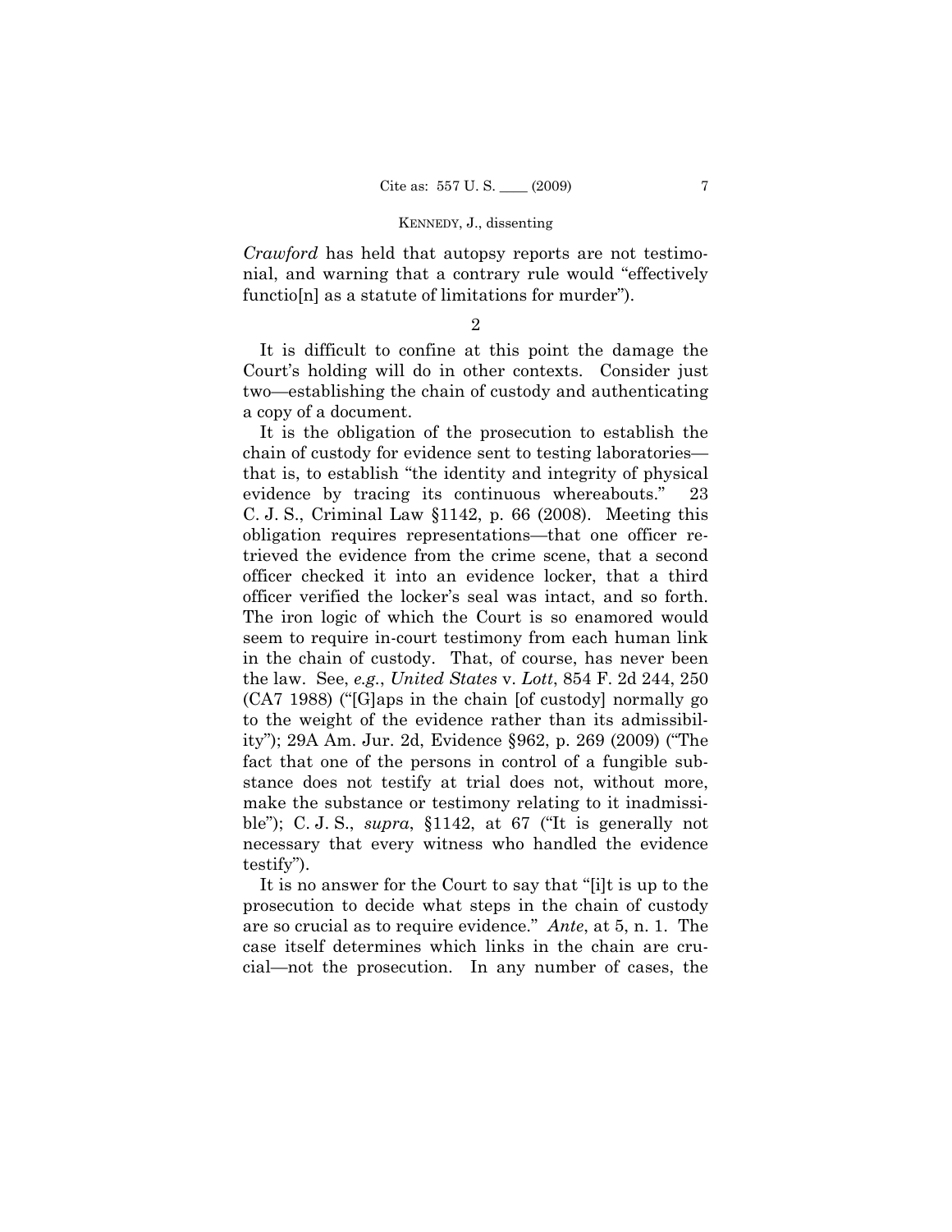*Crawford* has held that autopsy reports are not testimonial, and warning that a contrary rule would "effectively functio[n] as a statute of limitations for murder").

2

It is difficult to confine at this point the damage the Court's holding will do in other contexts. Consider just two—establishing the chain of custody and authenticating a copy of a document.

It is the obligation of the prosecution to establish the chain of custody for evidence sent to testing laboratories—that is, to establish "the identity and integrity of physical evidence by tracing its continuous whereabouts." 23 C. J. S., Criminal Law §1142, p. 66 (2008). Meeting this obligation requires representations—that one officer retrieved the evidence from the crime scene, that a second officer checked it into an evidence locker, that a third officer verified the locker's seal was intact, and so forth. The iron logic of which the Court is so enamored would seem to require in-court testimony from each human link in the chain of custody. That, of course, has never been the law. See, *e.g.*, *United States* v. *Lott*, 854 F. 2d 244, 250 (CA7 1988) ("[G]aps in the chain [of custody] normally go to the weight of the evidence rather than its admissibility"); 29A Am. Jur. 2d, Evidence §962, p. 269 (2009) ("The fact that one of the persons in control of a fungible substance does not testify at trial does not, without more, make the substance or testimony relating to it inadmissible"); C. J. S., *supra*, §1142, at 67 ("It is generally not necessary that every witness who handled the evidence testify").

It is no answer for the Court to say that "[i]t is up to the prosecution to decide what steps in the chain of custody are so crucial as to require evidence." *Ante*, at 5, n. 1. The case itself determines which links in the chain are crucial—not the prosecution. In any number of cases, the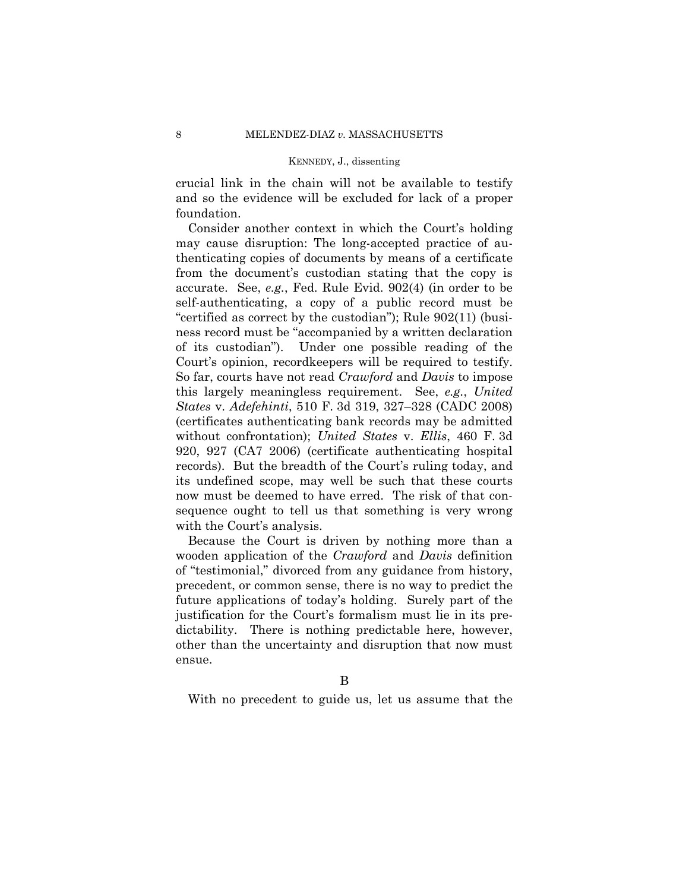crucial link in the chain will not be available to testify and so the evidence will be excluded for lack of a proper foundation.

Consider another context in which the Court's holding may cause disruption: The long-accepted practice of authenticating copies of documents by means of a certificate from the document's custodian stating that the copy is accurate. See, *e.g.*, Fed. Rule Evid. 902(4) (in order to be self-authenticating, a copy of a public record must be "certified as correct by the custodian"); Rule 902(11) (business record must be "accompanied by a written declaration of its custodian"). Under one possible reading of the Court's opinion, recordkeepers will be required to testify. So far, courts have not read *Crawford* and *Davis* to impose this largely meaningless requirement. See, *e.g.*, *United States* v. *Adefehinti*, 510 F. 3d 319, 327–328 (CADC 2008) (certificates authenticating bank records may be admitted without confrontation); *United States* v. *Ellis*, 460 F. 3d 920, 927 (CA7 2006) (certificate authenticating hospital records). But the breadth of the Court's ruling today, and its undefined scope, may well be such that these courts now must be deemed to have erred. The risk of that consequence ought to tell us that something is very wrong with the Court's analysis.

Because the Court is driven by nothing more than a wooden application of the *Crawford* and *Davis* definition of "testimonial," divorced from any guidance from history, precedent, or common sense, there is no way to predict the future applications of today's holding. Surely part of the justification for the Court's formalism must lie in its predictability. There is nothing predictable here, however, other than the uncertainty and disruption that now must ensue.

### B

With no precedent to guide us, let us assume that the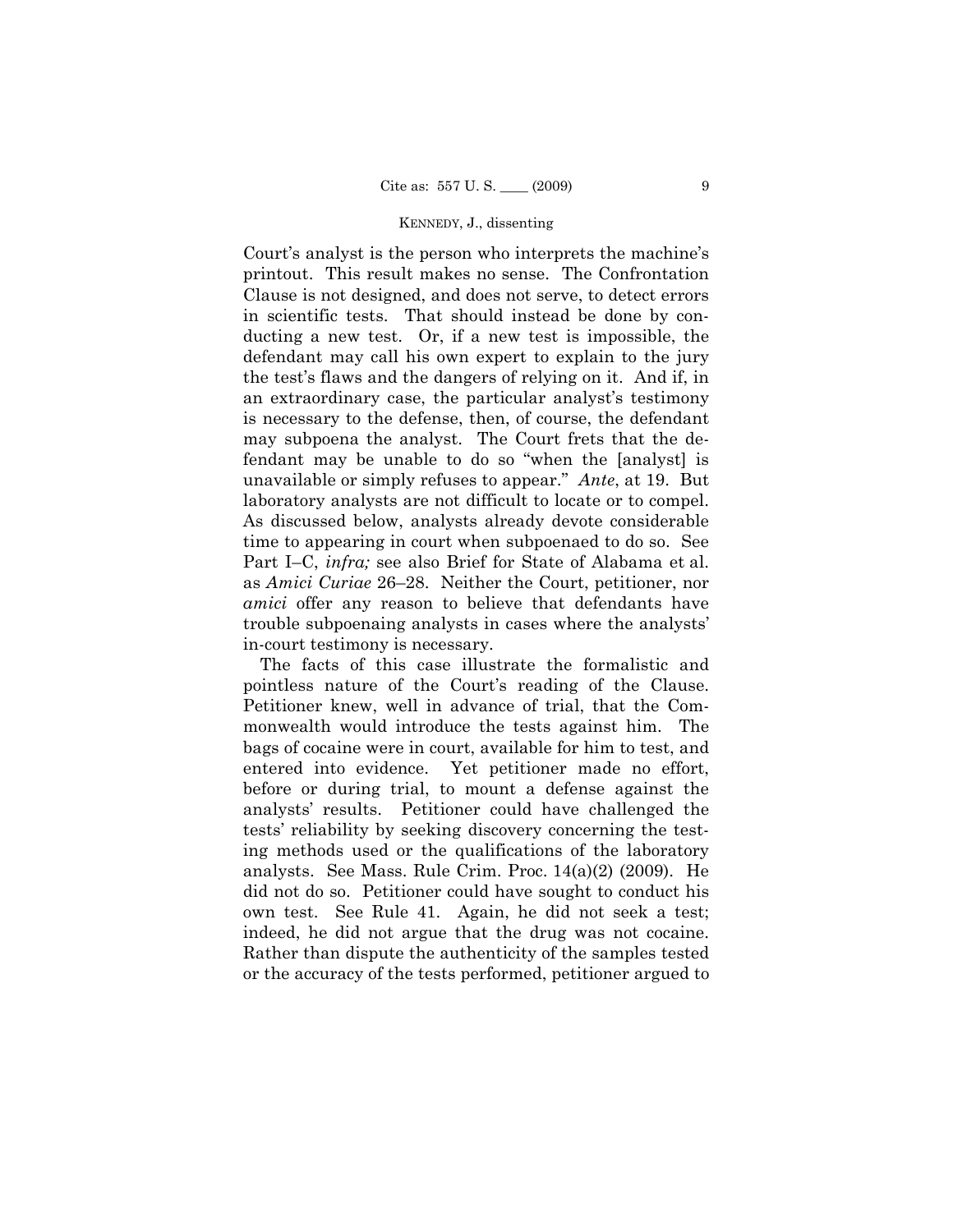Court's analyst is the person who interprets the machine's printout. This result makes no sense. The Confrontation Clause is not designed, and does not serve, to detect errors in scientific tests. That should instead be done by conducting a new test. Or, if a new test is impossible, the defendant may call his own expert to explain to the jury the test's flaws and the dangers of relying on it. And if, in an extraordinary case, the particular analyst's testimony is necessary to the defense, then, of course, the defendant may subpoena the analyst. The Court frets that the defendant may be unable to do so "when the [analyst] is unavailable or simply refuses to appear." *Ante*, at 19. But laboratory analysts are not difficult to locate or to compel. As discussed below, analysts already devote considerable time to appearing in court when subpoenaed to do so. See Part I–C, *infra;* see also Brief for State of Alabama et al. as *Amici Curiae* 26–28. Neither the Court, petitioner, nor *amici* offer any reason to believe that defendants have trouble subpoenaing analysts in cases where the analysts' in-court testimony is necessary.

The facts of this case illustrate the formalistic and pointless nature of the Court's reading of the Clause. Petitioner knew, well in advance of trial, that the Commonwealth would introduce the tests against him. The bags of cocaine were in court, available for him to test, and entered into evidence. Yet petitioner made no effort, before or during trial, to mount a defense against the analysts' results. Petitioner could have challenged the tests' reliability by seeking discovery concerning the testing methods used or the qualifications of the laboratory analysts. See Mass. Rule Crim. Proc. 14(a)(2) (2009). He did not do so. Petitioner could have sought to conduct his own test. See Rule 41. Again, he did not seek a test; indeed, he did not argue that the drug was not cocaine. Rather than dispute the authenticity of the samples tested or the accuracy of the tests performed, petitioner argued to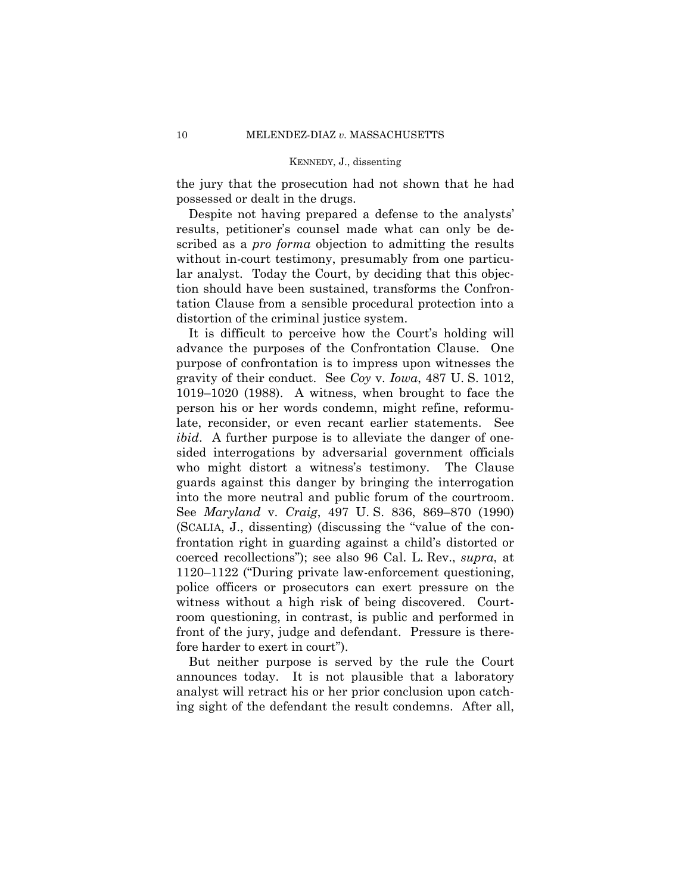the jury that the prosecution had not shown that he had possessed or dealt in the drugs.

Despite not having prepared a defense to the analysts' results, petitioner's counsel made what can only be described as a *pro forma* objection to admitting the results without in-court testimony, presumably from one particular analyst. Today the Court, by deciding that this objection should have been sustained, transforms the Confrontation Clause from a sensible procedural protection into a distortion of the criminal justice system.

It is difficult to perceive how the Court's holding will advance the purposes of the Confrontation Clause. One purpose of confrontation is to impress upon witnesses the gravity of their conduct. See *Coy* v. *Iowa*, 487 U. S. 1012, 1019–1020 (1988). A witness, when brought to face the person his or her words condemn, might refine, reformulate, reconsider, or even recant earlier statements. See *ibid*. A further purpose is to alleviate the danger of one-sided interrogations by adversarial government officials who might distort a witness's testimony. The Clause guards against this danger by bringing the interrogation into the more neutral and public forum of the courtroom. See *Maryland* v. *Craig*, 497 U. S. 836, 869–870 (1990) (SCALIA, J., dissenting) (discussing the "value of the confrontation right in guarding against a child's distorted or coerced recollections"); see also 96 Cal. L. Rev., *supra*, at 1120–1122 ("During private law-enforcement questioning, police officers or prosecutors can exert pressure on the witness without a high risk of being discovered. Courtroom questioning, in contrast, is public and performed in front of the jury, judge and defendant. Pressure is therefore harder to exert in court").

But neither purpose is served by the rule the Court announces today. It is not plausible that a laboratory analyst will retract his or her prior conclusion upon catching sight of the defendant the result condemns. After all,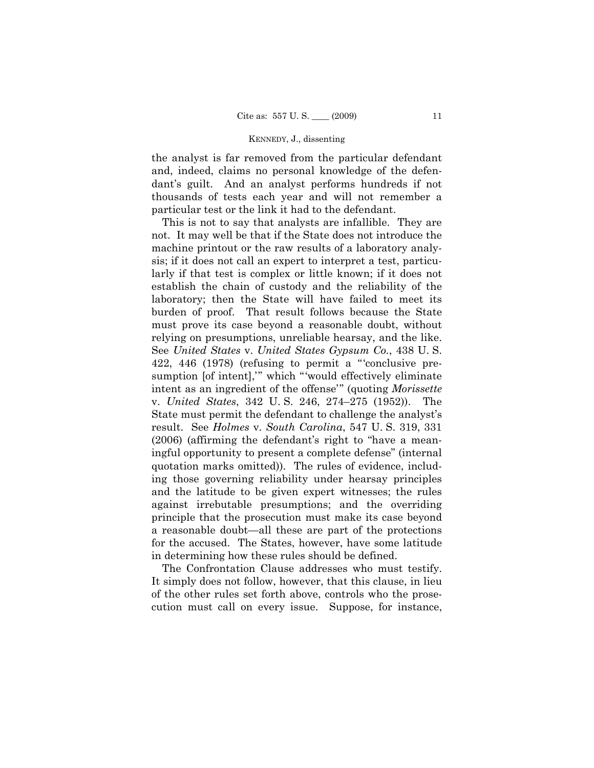the analyst is far removed from the particular defendant and, indeed, claims no personal knowledge of the defendant's guilt. And an analyst performs hundreds if not thousands of tests each year and will not remember a particular test or the link it had to the defendant.

This is not to say that analysts are infallible. They are not. It may well be that if the State does not introduce the machine printout or the raw results of a laboratory analysis; if it does not call an expert to interpret a test, particularly if that test is complex or little known; if it does not establish the chain of custody and the reliability of the laboratory; then the State will have failed to meet its burden of proof. That result follows because the State must prove its case beyond a reasonable doubt, without relying on presumptions, unreliable hearsay, and the like. See *United States* v. *United States Gypsum Co.*, 438 U. S. 422, 446 (1978) (refusing to permit a "'conclusive presumption [of intent],'" which "'would effectively eliminate intent as an ingredient of the offense'" (quoting *Morissette* v. *United States*, 342 U. S. 246, 274–275 (1952)). The State must permit the defendant to challenge the analyst's result. See *Holmes* v. *South Carolina*, 547 U. S. 319, 331 (2006) (affirming the defendant's right to "have a meaningful opportunity to present a complete defense" (internal quotation marks omitted)). The rules of evidence, including those governing reliability under hearsay principles and the latitude to be given expert witnesses; the rules against irrebutable presumptions; and the overriding principle that the prosecution must make its case beyond a reasonable doubt—all these are part of the protections for the accused. The States, however, have some latitude in determining how these rules should be defined.

The Confrontation Clause addresses who must testify. It simply does not follow, however, that this clause, in lieu of the other rules set forth above, controls who the prosecution must call on every issue. Suppose, for instance,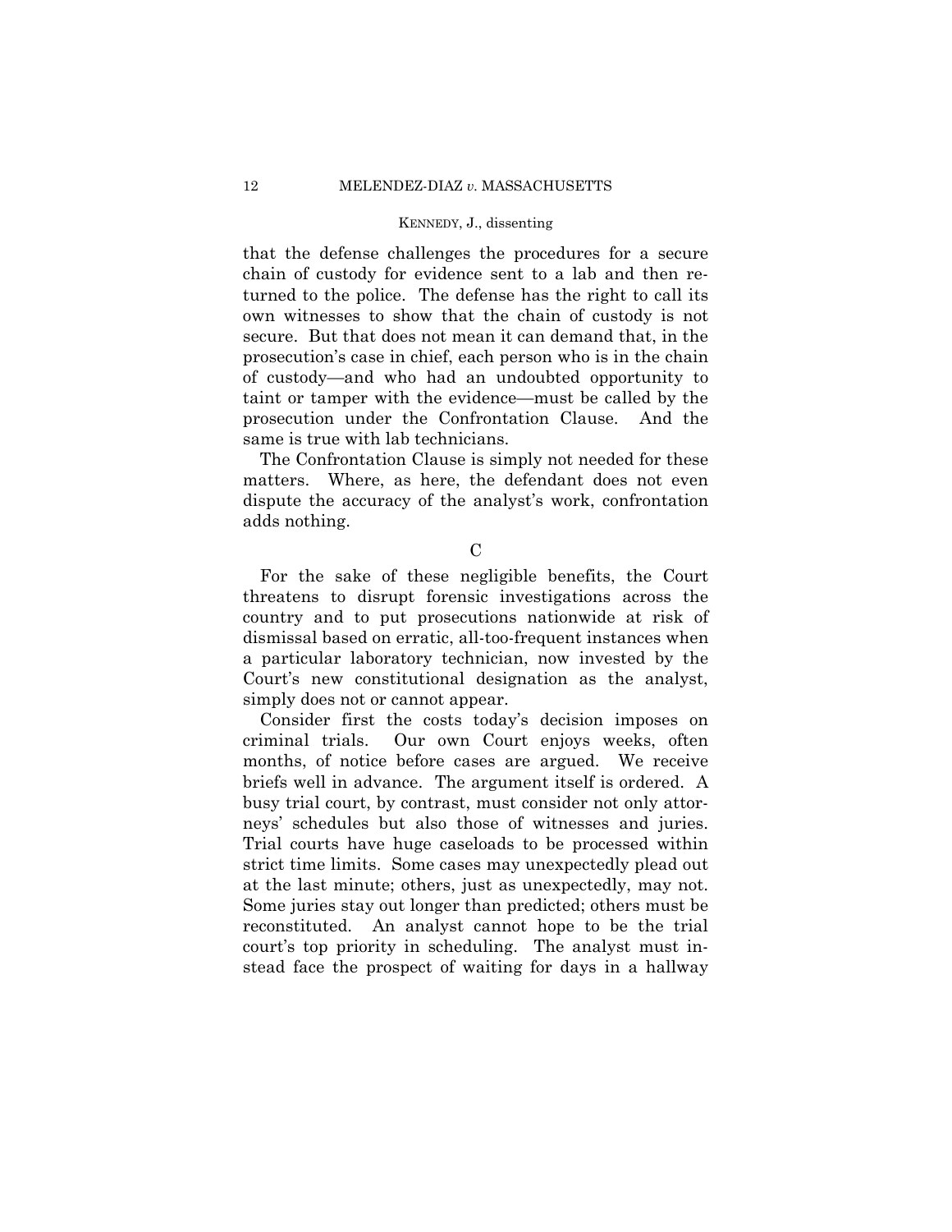that the defense challenges the procedures for a secure chain of custody for evidence sent to a lab and then returned to the police. The defense has the right to call its own witnesses to show that the chain of custody is not secure. But that does not mean it can demand that, in the prosecution's case in chief, each person who is in the chain of custody—and who had an undoubted opportunity to taint or tamper with the evidence—must be called by the prosecution under the Confrontation Clause. And the same is true with lab technicians.

The Confrontation Clause is simply not needed for these matters. Where, as here, the defendant does not even dispute the accuracy of the analyst's work, confrontation adds nothing.

C

For the sake of these negligible benefits, the Court threatens to disrupt forensic investigations across the country and to put prosecutions nationwide at risk of dismissal based on erratic, all-too-frequent instances when a particular laboratory technician, now invested by the Court's new constitutional designation as the analyst, simply does not or cannot appear.

Consider first the costs today's decision imposes on criminal trials. Our own Court enjoys weeks, often months, of notice before cases are argued. We receive briefs well in advance. The argument itself is ordered. A busy trial court, by contrast, must consider not only attorneys' schedules but also those of witnesses and juries. Trial courts have huge caseloads to be processed within strict time limits. Some cases may unexpectedly plead out at the last minute; others, just as unexpectedly, may not. Some juries stay out longer than predicted; others must be reconstituted. An analyst cannot hope to be the trial court's top priority in scheduling. The analyst must instead face the prospect of waiting for days in a hallway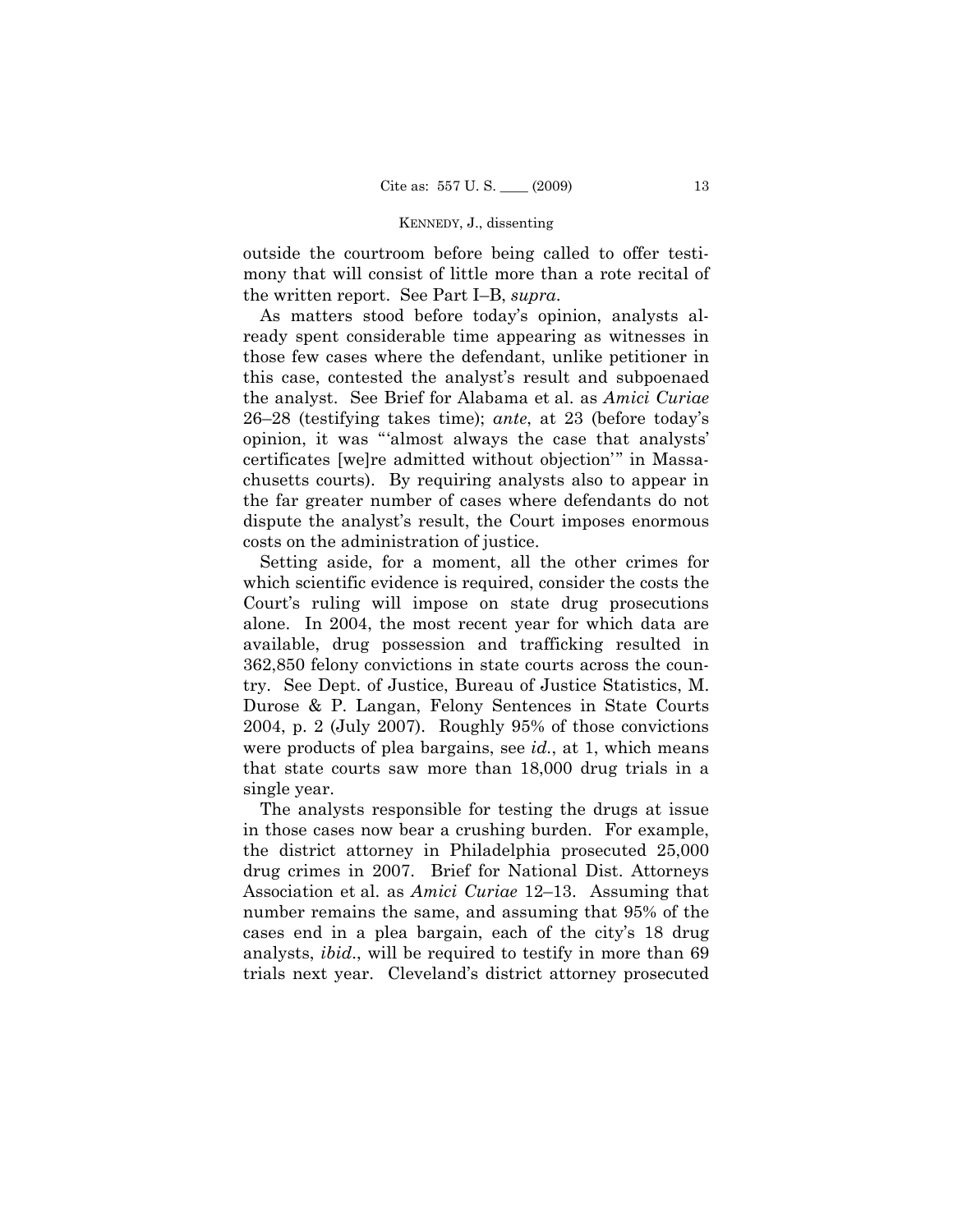outside the courtroom before being called to offer testimony that will consist of little more than a rote recital of the written report. See Part I–B, *supra*.

As matters stood before today's opinion, analysts already spent considerable time appearing as witnesses in those few cases where the defendant, unlike petitioner in this case, contested the analyst's result and subpoenaed the analyst. See Brief for Alabama et al. as *Amici Curiae* 26–28 (testifying takes time); *ante*, at 23 (before today's opinion, it was "'almost always the case that analysts' certificates [we]re admitted without objection'" in Massachusetts courts). By requiring analysts also to appear in the far greater number of cases where defendants do not dispute the analyst's result, the Court imposes enormous costs on the administration of justice.

Setting aside, for a moment, all the other crimes for which scientific evidence is required, consider the costs the Court's ruling will impose on state drug prosecutions alone. In 2004, the most recent year for which data are available, drug possession and trafficking resulted in 362,850 felony convictions in state courts across the country. See Dept. of Justice, Bureau of Justice Statistics, M. Durose & P. Langan, Felony Sentences in State Courts 2004, p. 2 (July 2007). Roughly 95% of those convictions were products of plea bargains, see *id.*, at 1, which means that state courts saw more than 18,000 drug trials in a single year.

The analysts responsible for testing the drugs at issue in those cases now bear a crushing burden. For example, the district attorney in Philadelphia prosecuted 25,000 drug crimes in 2007. Brief for National Dist. Attorneys Association et al. as *Amici Curiae* 12–13. Assuming that number remains the same, and assuming that 95% of the cases end in a plea bargain, each of the city's 18 drug analysts, *ibid.*, will be required to testify in more than 69 trials next year. Cleveland's district attorney prosecuted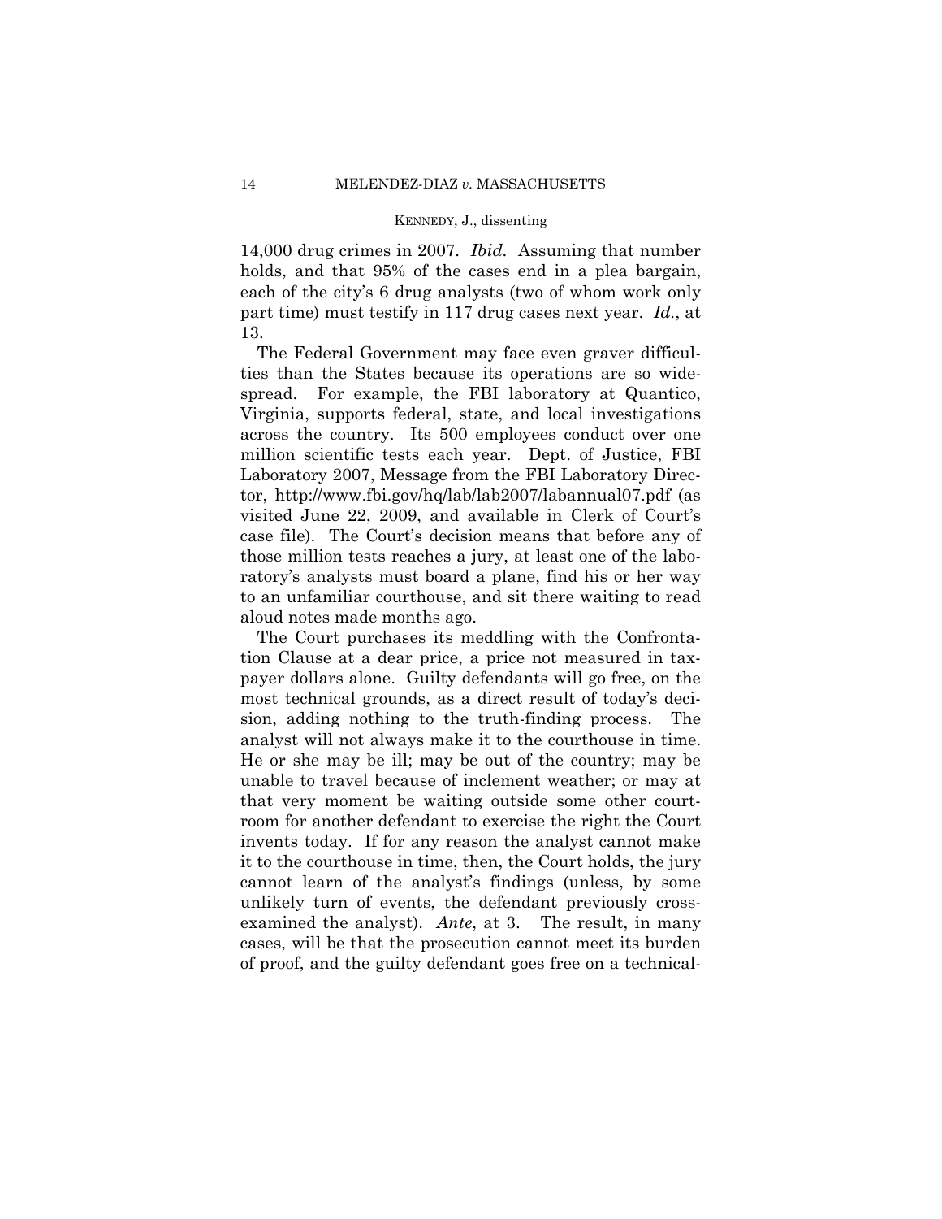14,000 drug crimes in 2007. *Ibid.* Assuming that number holds, and that 95% of the cases end in a plea bargain, each of the city's 6 drug analysts (two of whom work only part time) must testify in 117 drug cases next year. *Id.*, at 13.

The Federal Government may face even graver difficulties than the States because its operations are so widespread. For example, the FBI laboratory at Quantico, Virginia, supports federal, state, and local investigations across the country. Its 500 employees conduct over one million scientific tests each year. Dept. of Justice, FBI Laboratory 2007, Message from the FBI Laboratory Director, http://www.fbi.gov/hq/lab/lab2007/labannual07.pdf (as visited June 22, 2009, and available in Clerk of Court's case file). The Court's decision means that before any of those million tests reaches a jury, at least one of the laboratory's analysts must board a plane, find his or her way to an unfamiliar courthouse, and sit there waiting to read aloud notes made months ago.

The Court purchases its meddling with the Confrontation Clause at a dear price, a price not measured in taxpayer dollars alone. Guilty defendants will go free, on the most technical grounds, as a direct result of today's decision, adding nothing to the truth-finding process. The analyst will not always make it to the courthouse in time. He or she may be ill; may be out of the country; may be unable to travel because of inclement weather; or may at that very moment be waiting outside some other courtroom for another defendant to exercise the right the Court invents today. If for any reason the analyst cannot make it to the courthouse in time, then, the Court holds, the jury cannot learn of the analyst's findings (unless, by some unlikely turn of events, the defendant previously cross-examined the analyst). *Ante*, at 3. The result, in many cases, will be that the prosecution cannot meet its burden of proof, and the guilty defendant goes free on a technical-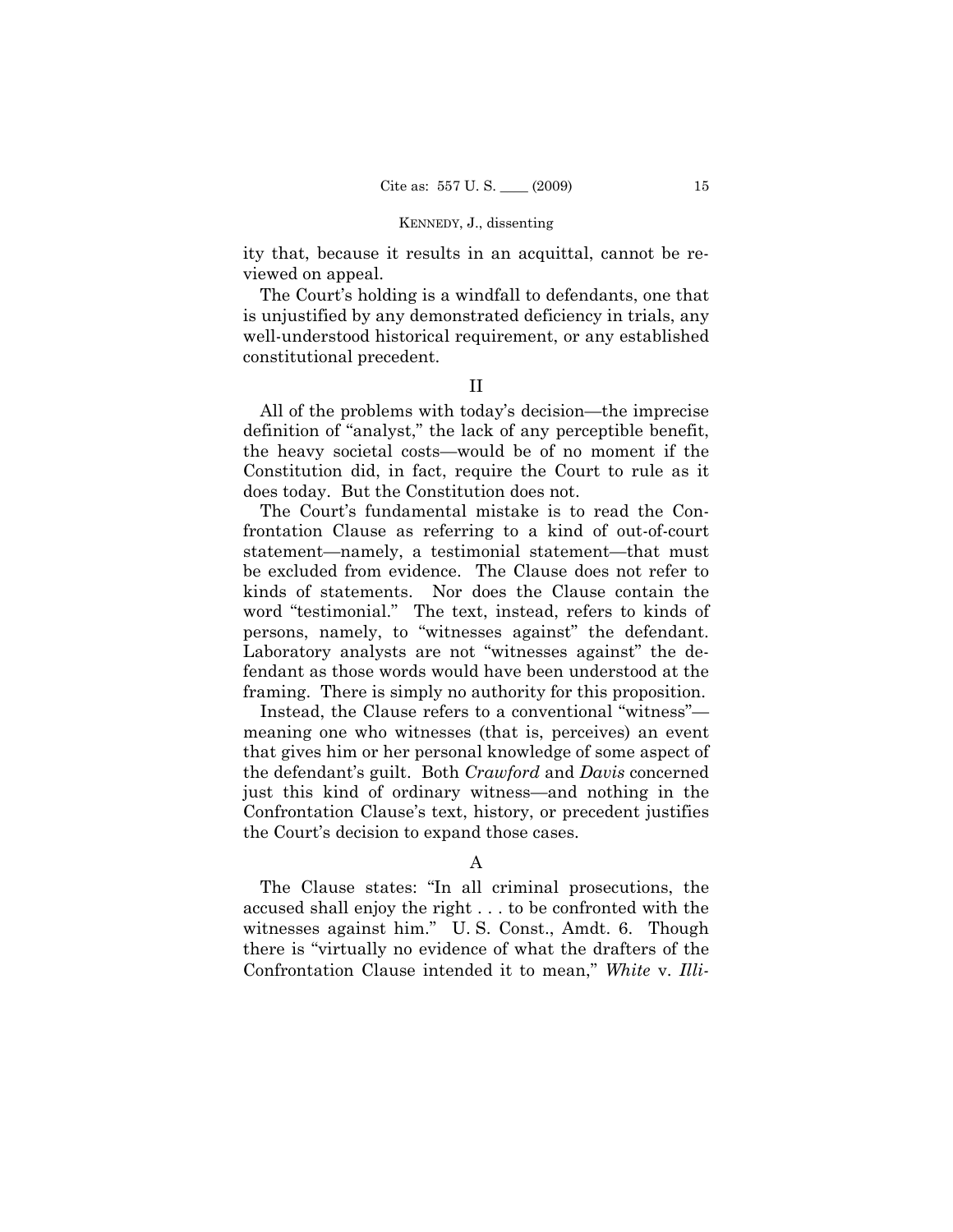ity that, because it results in an acquittal, cannot be reviewed on appeal.

The Court's holding is a windfall to defendants, one that is unjustified by any demonstrated deficiency in trials, any well-understood historical requirement, or any established constitutional precedent.

## II

All of the problems with today's decision—the imprecise definition of "analyst," the lack of any perceptible benefit, the heavy societal costs—would be of no moment if the Constitution did, in fact, require the Court to rule as it does today. But the Constitution does not.

The Court's fundamental mistake is to read the Confrontation Clause as referring to a kind of out-of-court statement—namely, a testimonial statement—that must be excluded from evidence. The Clause does not refer to kinds of statements. Nor does the Clause contain the word "testimonial." The text, instead, refers to kinds of persons, namely, to "witnesses against" the defendant. Laboratory analysts are not "witnesses against" the defendant as those words would have been understood at the framing. There is simply no authority for this proposition.

Instead, the Clause refers to a conventional "witness"—meaning one who witnesses (that is, perceives) an event that gives him or her personal knowledge of some aspect of the defendant's guilt. Both *Crawford* and *Davis* concerned just this kind of ordinary witness—and nothing in the Confrontation Clause's text, history, or precedent justifies the Court's decision to expand those cases.

### A

The Clause states: "In all criminal prosecutions, the accused shall enjoy the right . . . to be confronted with the witnesses against him." U. S. Const., Amdt. 6. Though there is "virtually no evidence of what the drafters of the Confrontation Clause intended it to mean," *White* v. *Illi-*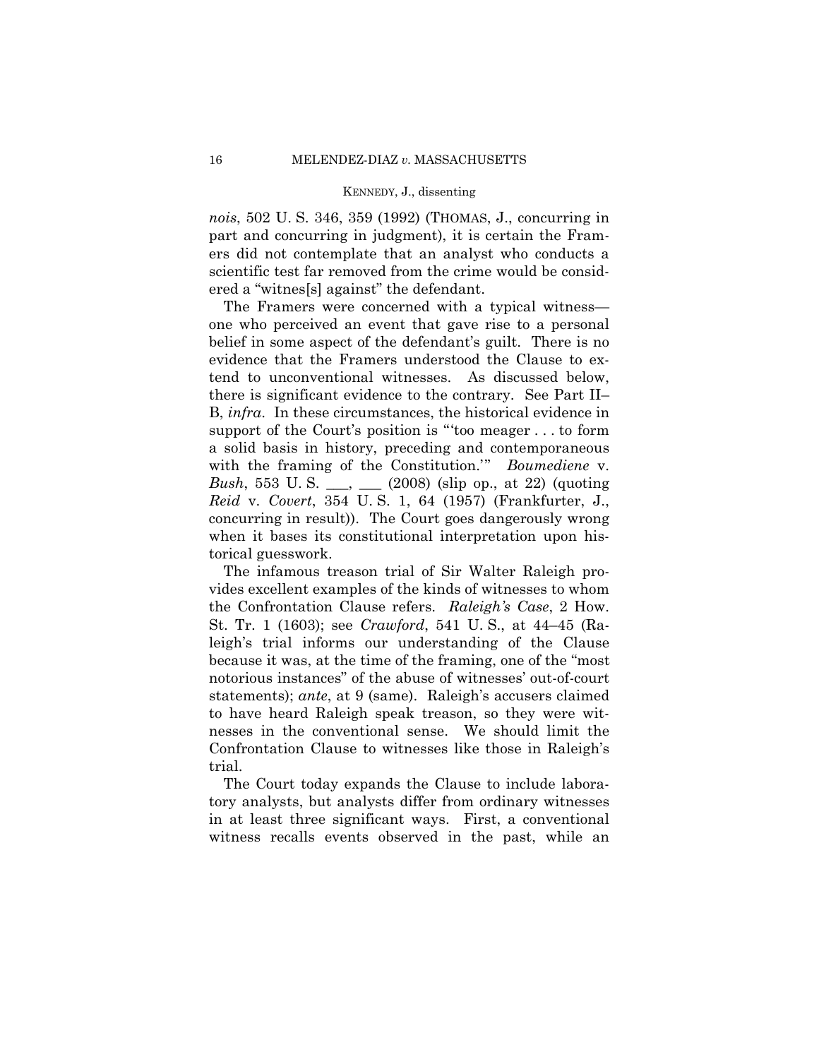*nois*, 502 U. S. 346, 359 (1992) (THOMAS, J., concurring in part and concurring in judgment), it is certain the Framers did not contemplate that an analyst who conducts a scientific test far removed from the crime would be considered a "witnes[s] against" the defendant.

The Framers were concerned with a typical witness—one who perceived an event that gave rise to a personal belief in some aspect of the defendant's guilt. There is no evidence that the Framers understood the Clause to extend to unconventional witnesses. As discussed below, there is significant evidence to the contrary. See Part II–B, *infra*. In these circumstances, the historical evidence in support of the Court's position is "'too meager . . . to form a solid basis in history, preceding and contemporaneous with the framing of the Constitution.'" *Boumediene* v. *Bush*, 553 U. S. ___, ___ (2008) (slip op., at 22) (quoting *Reid* v. *Covert*, 354 U. S. 1, 64 (1957) (Frankfurter, J., concurring in result)). The Court goes dangerously wrong when it bases its constitutional interpretation upon historical guesswork.

The infamous treason trial of Sir Walter Raleigh provides excellent examples of the kinds of witnesses to whom the Confrontation Clause refers. *Raleigh's Case*, 2 How. St. Tr. 1 (1603); see *Crawford*, 541 U. S., at 44–45 (Raleigh's trial informs our understanding of the Clause because it was, at the time of the framing, one of the "most notorious instances" of the abuse of witnesses' out-of-court statements); *ante*, at 9 (same). Raleigh's accusers claimed to have heard Raleigh speak treason, so they were witnesses in the conventional sense. We should limit the Confrontation Clause to witnesses like those in Raleigh's trial.

The Court today expands the Clause to include laboratory analysts, but analysts differ from ordinary witnesses in at least three significant ways. First, a conventional witness recalls events observed in the past, while an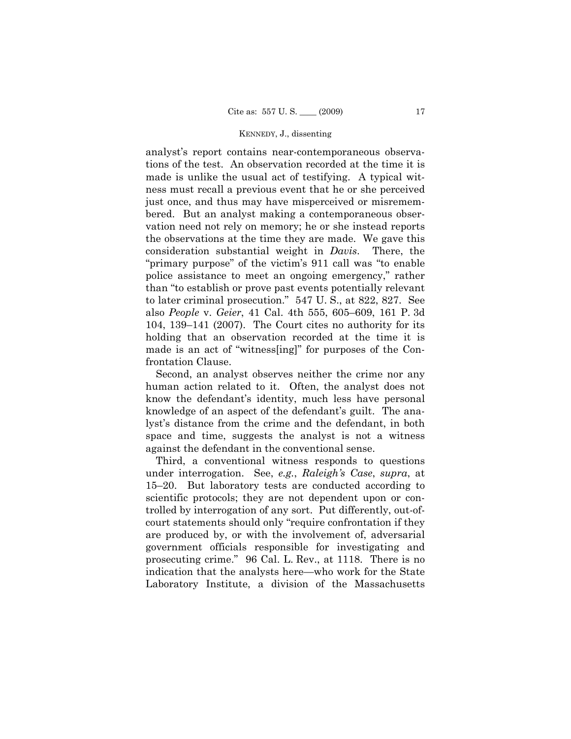analyst's report contains near-contemporaneous observations of the test. An observation recorded at the time it is made is unlike the usual act of testifying. A typical witness must recall a previous event that he or she perceived just once, and thus may have misperceived or misremembered. But an analyst making a contemporaneous observation need not rely on memory; he or she instead reports the observations at the time they are made. We gave this consideration substantial weight in *Davis*. There, the "primary purpose" of the victim's 911 call was "to enable police assistance to meet an ongoing emergency," rather than "to establish or prove past events potentially relevant to later criminal prosecution." 547 U. S., at 822, 827. See also *People* v. *Geier*, 41 Cal. 4th 555, 605–609, 161 P. 3d 104, 139–141 (2007). The Court cites no authority for its holding that an observation recorded at the time it is made is an act of "witness[ing]" for purposes of the Confrontation Clause.

Second, an analyst observes neither the crime nor any human action related to it. Often, the analyst does not know the defendant's identity, much less have personal knowledge of an aspect of the defendant's guilt. The analyst's distance from the crime and the defendant, in both space and time, suggests the analyst is not a witness against the defendant in the conventional sense.

Third, a conventional witness responds to questions under interrogation. See, *e.g.*, *Raleigh's Case*, *supra*, at 15–20. But laboratory tests are conducted according to scientific protocols; they are not dependent upon or controlled by interrogation of any sort. Put differently, out-of-court statements should only "require confrontation if they are produced by, or with the involvement of, adversarial government officials responsible for investigating and prosecuting crime." 96 Cal. L. Rev., at 1118. There is no indication that the analysts here—who work for the State Laboratory Institute, a division of the Massachusetts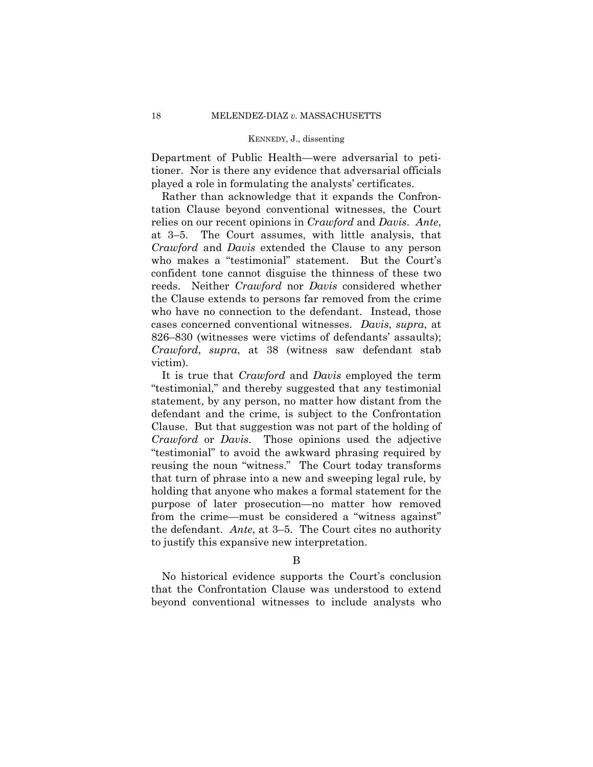Department of Public Health—were adversarial to petitioner. Nor is there any evidence that adversarial officials played a role in formulating the analysts' certificates.

Rather than acknowledge that it expands the Confrontation Clause beyond conventional witnesses, the Court relies on our recent opinions in *Crawford* and *Davis*. *Ante*, at 3–5. The Court assumes, with little analysis, that *Crawford* and *Davis* extended the Clause to any person who makes a "testimonial" statement. But the Court's confident tone cannot disguise the thinness of these two reeds. Neither *Crawford* nor *Davis* considered whether the Clause extends to persons far removed from the crime who have no connection to the defendant. Instead, those cases concerned conventional witnesses. *Davis*, *supra*, at 826–830 (witnesses were victims of defendants' assaults); *Crawford*, *supra*, at 38 (witness saw defendant stab victim).

It is true that *Crawford* and *Davis* employed the term "testimonial," and thereby suggested that any testimonial statement, by any person, no matter how distant from the defendant and the crime, is subject to the Confrontation Clause. But that suggestion was not part of the holding of *Crawford* or *Davis*. Those opinions used the adjective "testimonial" to avoid the awkward phrasing required by reusing the noun "witness." The Court today transforms that turn of phrase into a new and sweeping legal rule, by holding that anyone who makes a formal statement for the purpose of later prosecution—no matter how removed from the crime—must be considered a "witness against" the defendant. *Ante*, at 3–5. The Court cites no authority to justify this expansive new interpretation.

B

No historical evidence supports the Court's conclusion that the Confrontation Clause was understood to extend beyond conventional witnesses to include analysts who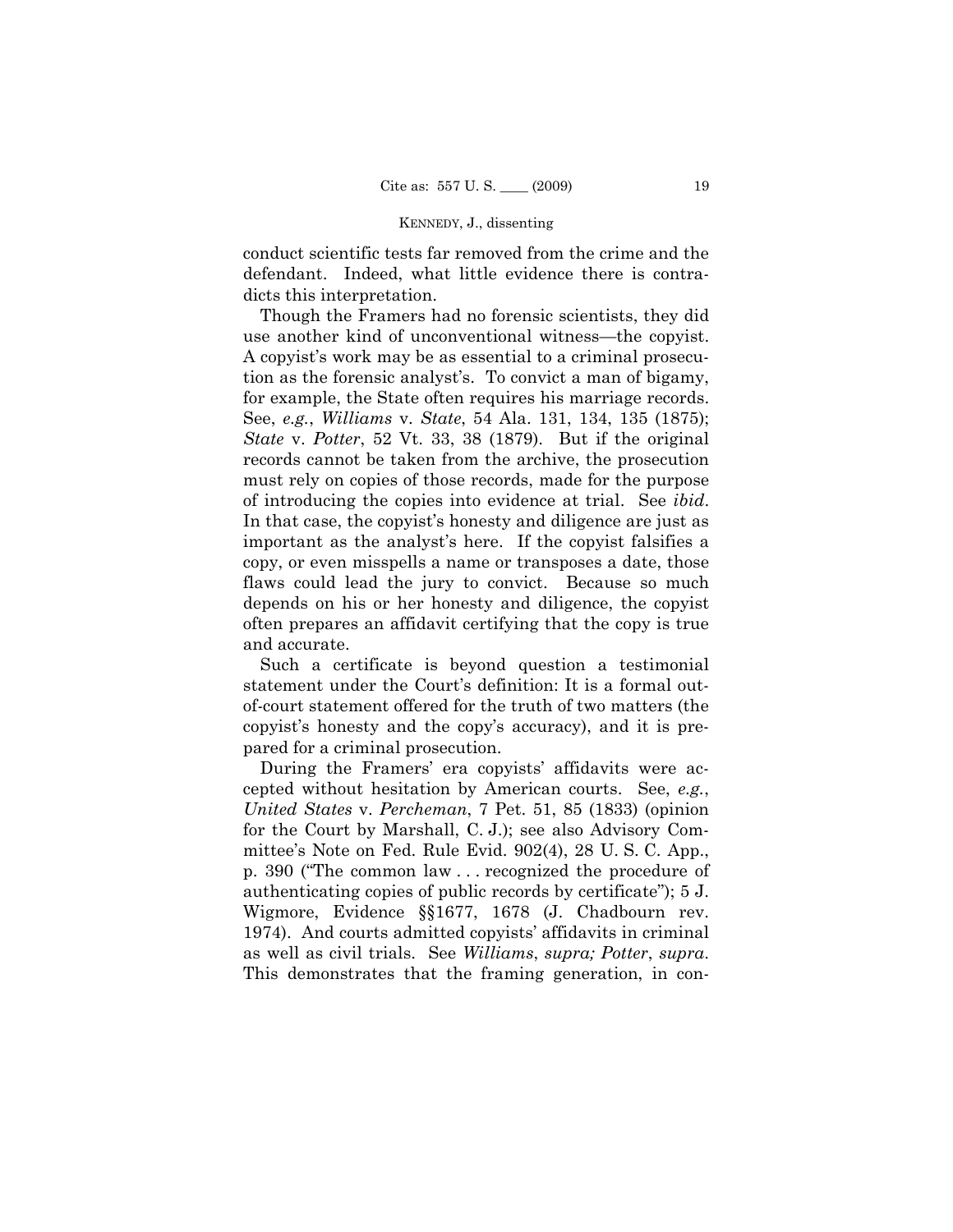conduct scientific tests far removed from the crime and the defendant. Indeed, what little evidence there is contradicts this interpretation.

Though the Framers had no forensic scientists, they did use another kind of unconventional witness—the copyist. A copyist's work may be as essential to a criminal prosecution as the forensic analyst's. To convict a man of bigamy, for example, the State often requires his marriage records. See, *e.g.*, *Williams* v. *State*, 54 Ala. 131, 134, 135 (1875); *State* v. *Potter*, 52 Vt. 33, 38 (1879). But if the original records cannot be taken from the archive, the prosecution must rely on copies of those records, made for the purpose of introducing the copies into evidence at trial. See *ibid*. In that case, the copyist's honesty and diligence are just as important as the analyst's here. If the copyist falsifies a copy, or even misspells a name or transposes a date, those flaws could lead the jury to convict. Because so much depends on his or her honesty and diligence, the copyist often prepares an affidavit certifying that the copy is true and accurate.

Such a certificate is beyond question a testimonial statement under the Court's definition: It is a formal out-of-court statement offered for the truth of two matters (the copyist's honesty and the copy's accuracy), and it is prepared for a criminal prosecution.

During the Framers' era copyists' affidavits were accepted without hesitation by American courts. See, *e.g.*, *United States* v. *Percheman*, 7 Pet. 51, 85 (1833) (opinion for the Court by Marshall, C. J.); see also Advisory Committee's Note on Fed. Rule Evid. 902(4), 28 U. S. C. App., p. 390 ("The common law . . . recognized the procedure of authenticating copies of public records by certificate"); 5 J. Wigmore, Evidence §§1677, 1678 (J. Chadbourn rev. 1974). And courts admitted copyists' affidavits in criminal as well as civil trials. See *Williams*, *supra; Potter*, *supra*. This demonstrates that the framing generation, in con-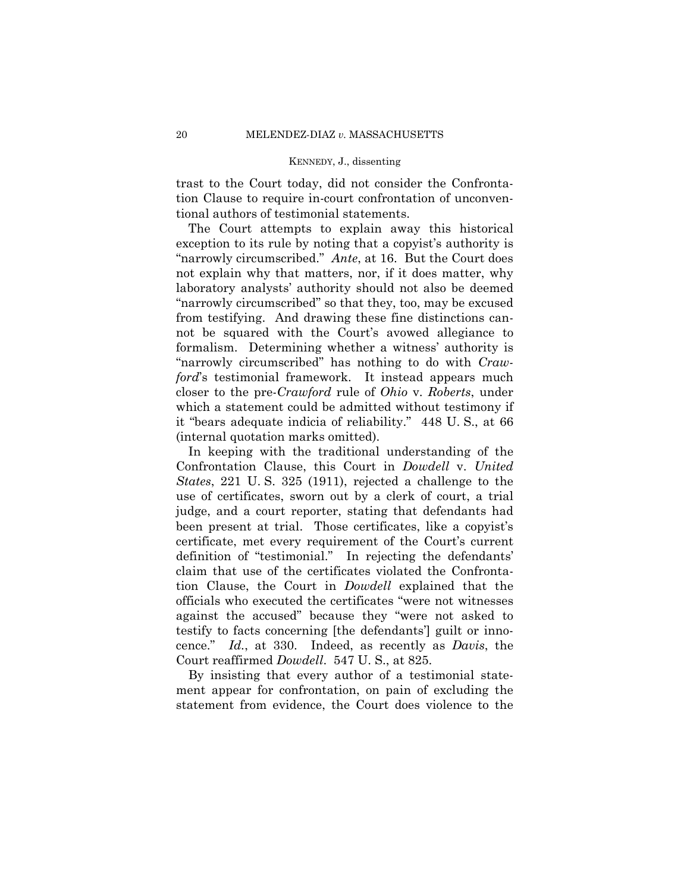trast to the Court today, did not consider the Confrontation Clause to require in-court confrontation of unconventional authors of testimonial statements.

The Court attempts to explain away this historical exception to its rule by noting that a copyist's authority is "narrowly circumscribed." *Ante*, at 16. But the Court does not explain why that matters, nor, if it does matter, why laboratory analysts' authority should not also be deemed "narrowly circumscribed" so that they, too, may be excused from testifying. And drawing these fine distinctions cannot be squared with the Court's avowed allegiance to formalism. Determining whether a witness' authority is "narrowly circumscribed" has nothing to do with *Crawford*'s testimonial framework. It instead appears much closer to the pre-*Crawford* rule of *Ohio* v. *Roberts*, under which a statement could be admitted without testimony if it "bears adequate indicia of reliability." 448 U. S., at 66 (internal quotation marks omitted).

In keeping with the traditional understanding of the Confrontation Clause, this Court in *Dowdell* v. *United States*, 221 U. S. 325 (1911), rejected a challenge to the use of certificates, sworn out by a clerk of court, a trial judge, and a court reporter, stating that defendants had been present at trial. Those certificates, like a copyist's certificate, met every requirement of the Court's current definition of "testimonial." In rejecting the defendants' claim that use of the certificates violated the Confrontation Clause, the Court in *Dowdell* explained that the officials who executed the certificates "were not witnesses against the accused" because they "were not asked to testify to facts concerning [the defendants'] guilt or innocence." *Id.*, at 330. Indeed, as recently as *Davis*, the Court reaffirmed *Dowdell*. 547 U. S., at 825.

By insisting that every author of a testimonial statement appear for confrontation, on pain of excluding the statement from evidence, the Court does violence to the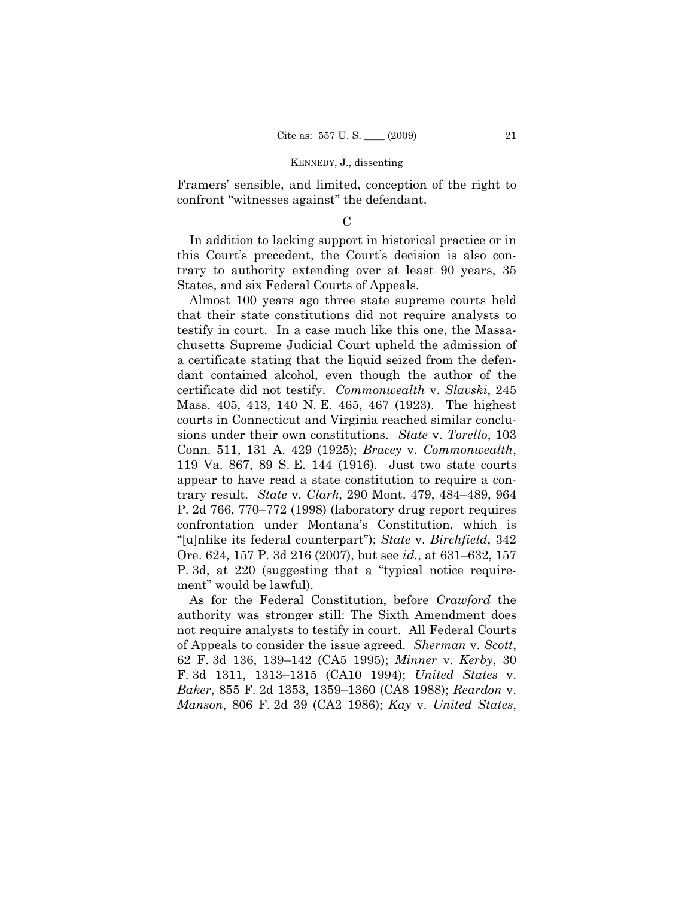Framers' sensible, and limited, conception of the right to confront "witnesses against" the defendant.

C

In addition to lacking support in historical practice or in this Court's precedent, the Court's decision is also contrary to authority extending over at least 90 years, 35 States, and six Federal Courts of Appeals.

Almost 100 years ago three state supreme courts held that their state constitutions did not require analysts to testify in court. In a case much like this one, the Massachusetts Supreme Judicial Court upheld the admission of a certificate stating that the liquid seized from the defendant contained alcohol, even though the author of the certificate did not testify. *Commonwealth* v. *Slavski*, 245 Mass. 405, 413, 140 N. E. 465, 467 (1923). The highest courts in Connecticut and Virginia reached similar conclusions under their own constitutions. *State* v. *Torello*, 103 Conn. 511, 131 A. 429 (1925); *Bracey* v. *Commonwealth*, 119 Va. 867, 89 S. E. 144 (1916). Just two state courts appear to have read a state constitution to require a contrary result. *State* v. *Clark*, 290 Mont. 479, 484–489, 964 P. 2d 766, 770–772 (1998) (laboratory drug report requires confrontation under Montana's Constitution, which is "[u]nlike its federal counterpart"); *State* v. *Birchfield*, 342 Ore. 624, 157 P. 3d 216 (2007), but see *id.*, at 631–632, 157 P. 3d, at 220 (suggesting that a "typical notice requirement" would be lawful).

As for the Federal Constitution, before *Crawford* the authority was stronger still: The Sixth Amendment does not require analysts to testify in court. All Federal Courts of Appeals to consider the issue agreed. *Sherman* v. *Scott*, 62 F. 3d 136, 139–142 (CA5 1995); *Minner* v. *Kerby*, 30 F. 3d 1311, 1313–1315 (CA10 1994); *United States* v. *Baker*, 855 F. 2d 1353, 1359–1360 (CA8 1988); *Reardon* v. *Manson*, 806 F. 2d 39 (CA2 1986); *Kay* v. *United States*,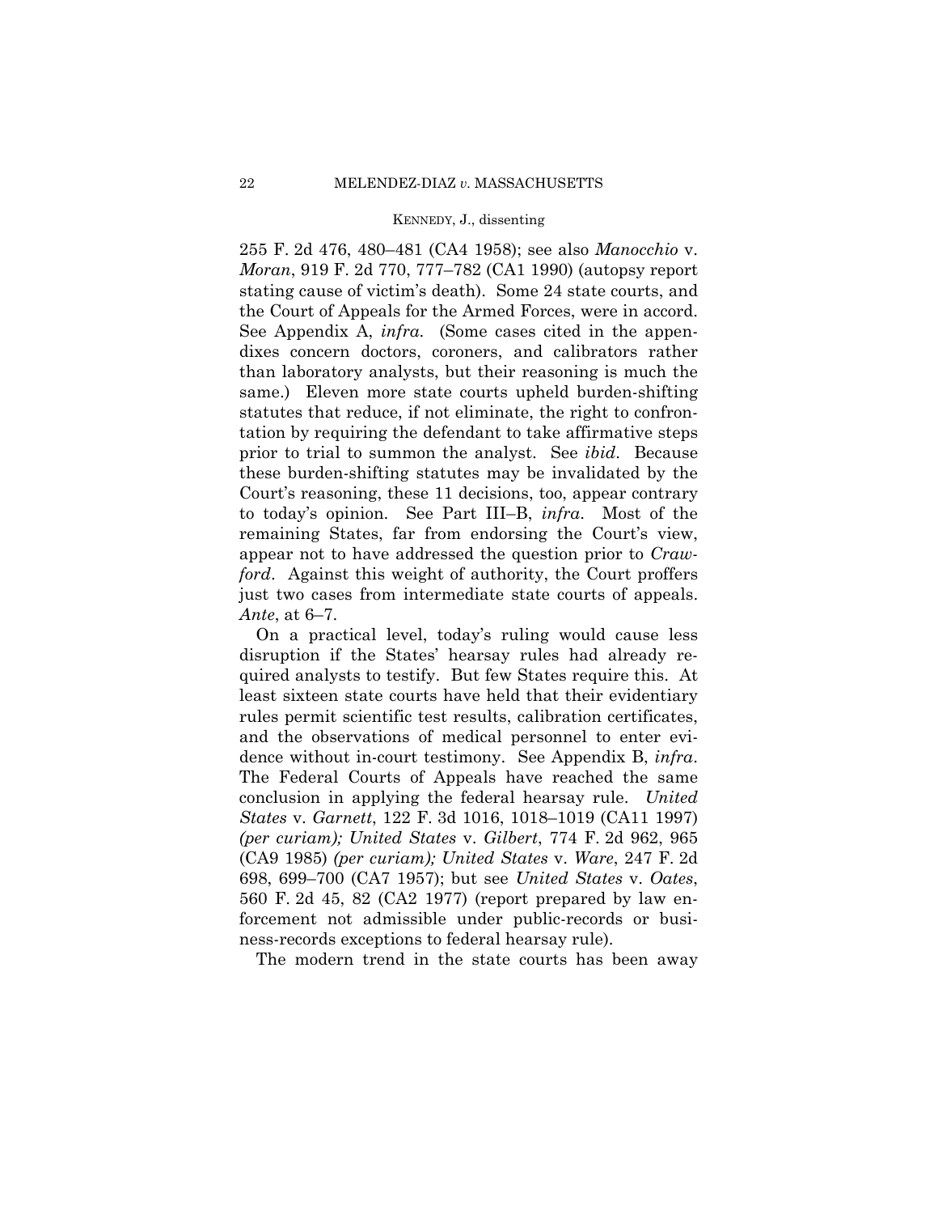255 F. 2d 476, 480–481 (CA4 1958); see also *Manocchio* v. *Moran*, 919 F. 2d 770, 777–782 (CA1 1990) (autopsy report stating cause of victim's death). Some 24 state courts, and the Court of Appeals for the Armed Forces, were in accord. See Appendix A, *infra*. (Some cases cited in the appendixes concern doctors, coroners, and calibrators rather than laboratory analysts, but their reasoning is much the same.) Eleven more state courts upheld burden-shifting statutes that reduce, if not eliminate, the right to confrontation by requiring the defendant to take affirmative steps prior to trial to summon the analyst. See *ibid*. Because these burden-shifting statutes may be invalidated by the Court's reasoning, these 11 decisions, too, appear contrary to today's opinion. See Part III–B, *infra*. Most of the remaining States, far from endorsing the Court's view, appear not to have addressed the question prior to *Crawford*. Against this weight of authority, the Court proffers just two cases from intermediate state courts of appeals. *Ante*, at 6–7.

On a practical level, today's ruling would cause less disruption if the States' hearsay rules had already required analysts to testify. But few States require this. At least sixteen state courts have held that their evidentiary rules permit scientific test results, calibration certificates, and the observations of medical personnel to enter evidence without in-court testimony. See Appendix B, *infra*. The Federal Courts of Appeals have reached the same conclusion in applying the federal hearsay rule. *United States* v. *Garnett*, 122 F. 3d 1016, 1018–1019 (CA11 1997) *(per curiam); United States* v. *Gilbert*, 774 F. 2d 962, 965 (CA9 1985) *(per curiam); United States* v. *Ware*, 247 F. 2d 698, 699–700 (CA7 1957); but see *United States* v. *Oates*, 560 F. 2d 45, 82 (CA2 1977) (report prepared by law enforcement not admissible under public-records or business-records exceptions to federal hearsay rule).

The modern trend in the state courts has been away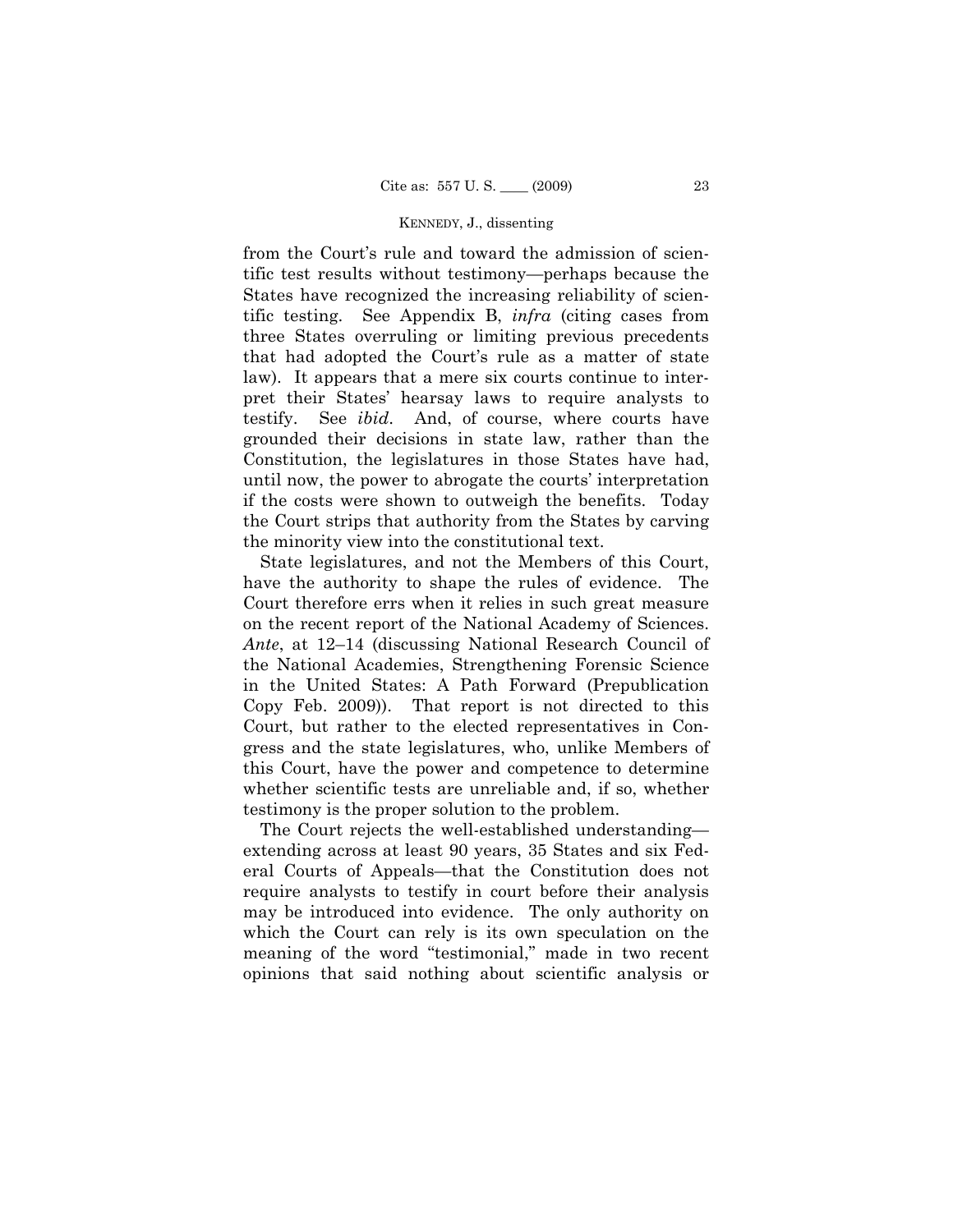from the Court's rule and toward the admission of scientific test results without testimony—perhaps because the States have recognized the increasing reliability of scientific testing. See Appendix B, *infra* (citing cases from three States overruling or limiting previous precedents that had adopted the Court's rule as a matter of state law). It appears that a mere six courts continue to interpret their States' hearsay laws to require analysts to testify. See *ibid*. And, of course, where courts have grounded their decisions in state law, rather than the Constitution, the legislatures in those States have had, until now, the power to abrogate the courts' interpretation if the costs were shown to outweigh the benefits. Today the Court strips that authority from the States by carving the minority view into the constitutional text.

State legislatures, and not the Members of this Court, have the authority to shape the rules of evidence. The Court therefore errs when it relies in such great measure on the recent report of the National Academy of Sciences. *Ante*, at 12–14 (discussing National Research Council of the National Academies, Strengthening Forensic Science in the United States: A Path Forward (Prepublication Copy Feb. 2009)). That report is not directed to this Court, but rather to the elected representatives in Congress and the state legislatures, who, unlike Members of this Court, have the power and competence to determine whether scientific tests are unreliable and, if so, whether testimony is the proper solution to the problem.

The Court rejects the well-established understanding—extending across at least 90 years, 35 States and six Federal Courts of Appeals—that the Constitution does not require analysts to testify in court before their analysis may be introduced into evidence. The only authority on which the Court can rely is its own speculation on the meaning of the word "testimonial," made in two recent opinions that said nothing about scientific analysis or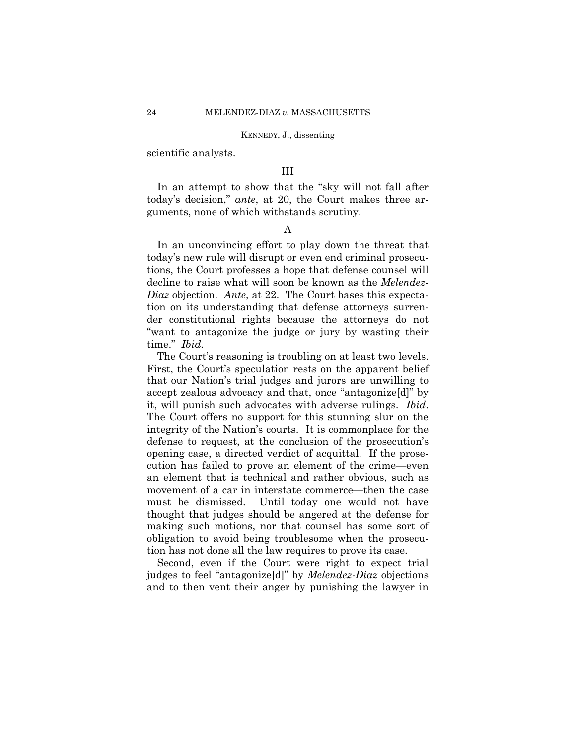scientific analysts.

## III

In an attempt to show that the "sky will not fall after today's decision," *ante*, at 20, the Court makes three arguments, none of which withstands scrutiny.

### A

In an unconvincing effort to play down the threat that today's new rule will disrupt or even end criminal prosecutions, the Court professes a hope that defense counsel will decline to raise what will soon be known as the *Melendez-Diaz* objection. *Ante*, at 22. The Court bases this expectation on its understanding that defense attorneys surrender constitutional rights because the attorneys do not "want to antagonize the judge or jury by wasting their time." *Ibid.*

The Court's reasoning is troubling on at least two levels. First, the Court's speculation rests on the apparent belief that our Nation's trial judges and jurors are unwilling to accept zealous advocacy and that, once "antagonize[d]" by it, will punish such advocates with adverse rulings. *Ibid*. The Court offers no support for this stunning slur on the integrity of the Nation's courts. It is commonplace for the defense to request, at the conclusion of the prosecution's opening case, a directed verdict of acquittal. If the prosecution has failed to prove an element of the crime—even an element that is technical and rather obvious, such as movement of a car in interstate commerce—then the case must be dismissed. Until today one would not have thought that judges should be angered at the defense for making such motions, nor that counsel has some sort of obligation to avoid being troublesome when the prosecution has not done all the law requires to prove its case.

Second, even if the Court were right to expect trial judges to feel "antagonize[d]" by *Melendez-Diaz* objections and to then vent their anger by punishing the lawyer in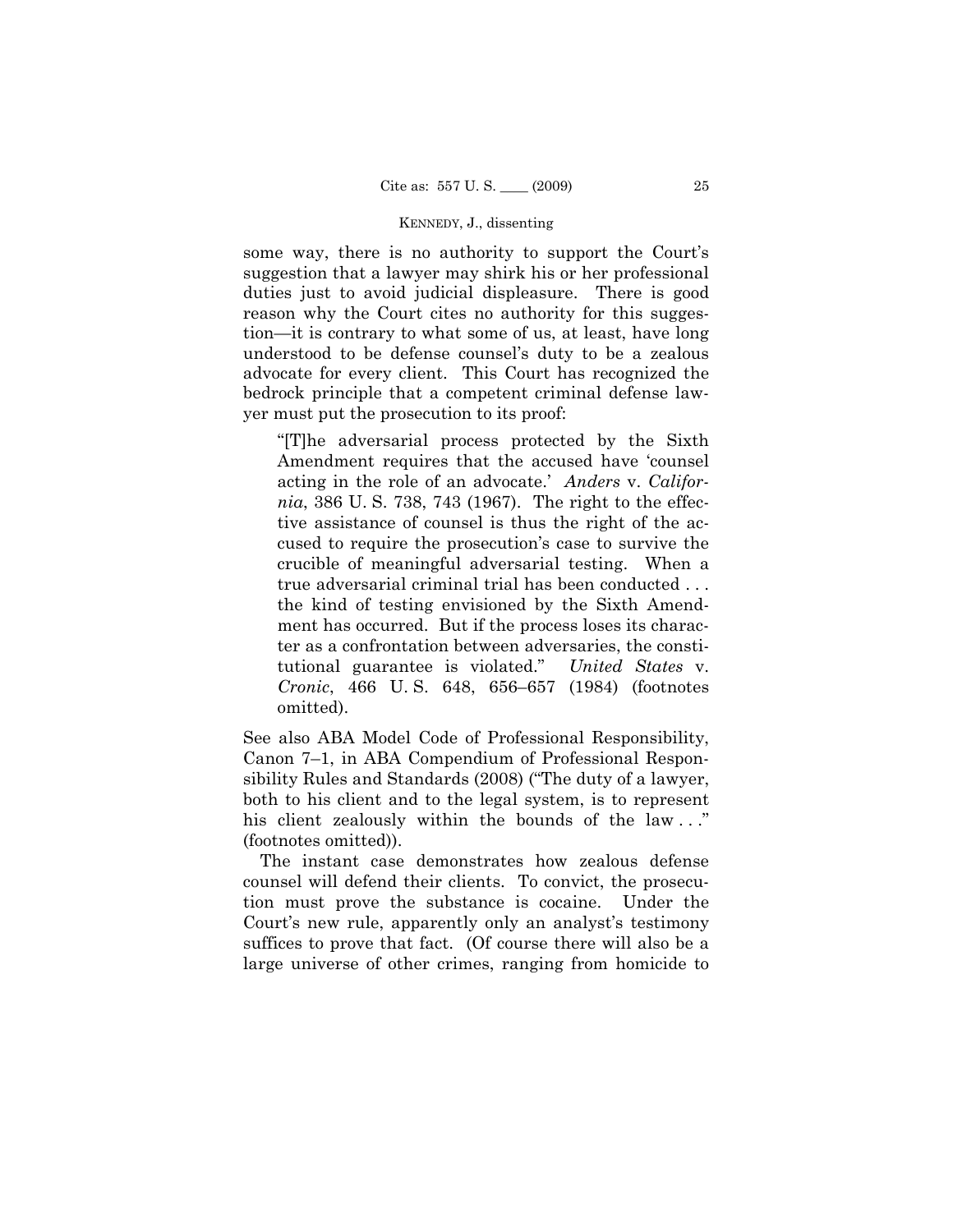some way, there is no authority to support the Court's suggestion that a lawyer may shirk his or her professional duties just to avoid judicial displeasure. There is good reason why the Court cites no authority for this suggestion—it is contrary to what some of us, at least, have long understood to be defense counsel's duty to be a zealous advocate for every client. This Court has recognized the bedrock principle that a competent criminal defense lawyer must put the prosecution to its proof:

> "[T]he adversarial process protected by the Sixth Amendment requires that the accused have 'counsel acting in the role of an advocate.' *Anders* v. *California*, 386 U. S. 738, 743 (1967). The right to the effective assistance of counsel is thus the right of the accused to require the prosecution's case to survive the crucible of meaningful adversarial testing. When a true adversarial criminal trial has been conducted . . . the kind of testing envisioned by the Sixth Amendment has occurred. But if the process loses its character as a confrontation between adversaries, the constitutional guarantee is violated." *United States* v. *Cronic*, 466 U. S. 648, 656–657 (1984) (footnotes omitted).

See also ABA Model Code of Professional Responsibility, Canon 7–1, in ABA Compendium of Professional Responsibility Rules and Standards (2008) ("The duty of a lawyer, both to his client and to the legal system, is to represent his client zealously within the bounds of the law . . ." (footnotes omitted)).

The instant case demonstrates how zealous defense counsel will defend their clients. To convict, the prosecution must prove the substance is cocaine. Under the Court's new rule, apparently only an analyst's testimony suffices to prove that fact. (Of course there will also be a large universe of other crimes, ranging from homicide to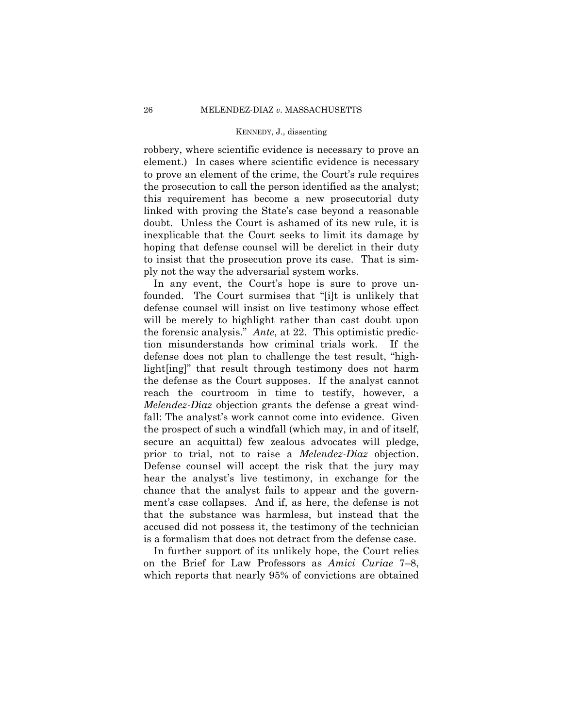robbery, where scientific evidence is necessary to prove an element.) In cases where scientific evidence is necessary to prove an element of the crime, the Court's rule requires the prosecution to call the person identified as the analyst; this requirement has become a new prosecutorial duty linked with proving the State's case beyond a reasonable doubt. Unless the Court is ashamed of its new rule, it is inexplicable that the Court seeks to limit its damage by hoping that defense counsel will be derelict in their duty to insist that the prosecution prove its case. That is simply not the way the adversarial system works.

In any event, the Court's hope is sure to prove unfounded. The Court surmises that "[i]t is unlikely that defense counsel will insist on live testimony whose effect will be merely to highlight rather than cast doubt upon the forensic analysis." *Ante*, at 22. This optimistic prediction misunderstands how criminal trials work. If the defense does not plan to challenge the test result, "highlight[ing]" that result through testimony does not harm the defense as the Court supposes. If the analyst cannot reach the courtroom in time to testify, however, a *Melendez-Diaz* objection grants the defense a great windfall: The analyst's work cannot come into evidence. Given the prospect of such a windfall (which may, in and of itself, secure an acquittal) few zealous advocates will pledge, prior to trial, not to raise a *Melendez-Diaz* objection. Defense counsel will accept the risk that the jury may hear the analyst's live testimony, in exchange for the chance that the analyst fails to appear and the government's case collapses. And if, as here, the defense is not that the substance was harmless, but instead that the accused did not possess it, the testimony of the technician is a formalism that does not detract from the defense case.

In further support of its unlikely hope, the Court relies on the Brief for Law Professors as *Amici Curiae* 7–8, which reports that nearly 95% of convictions are obtained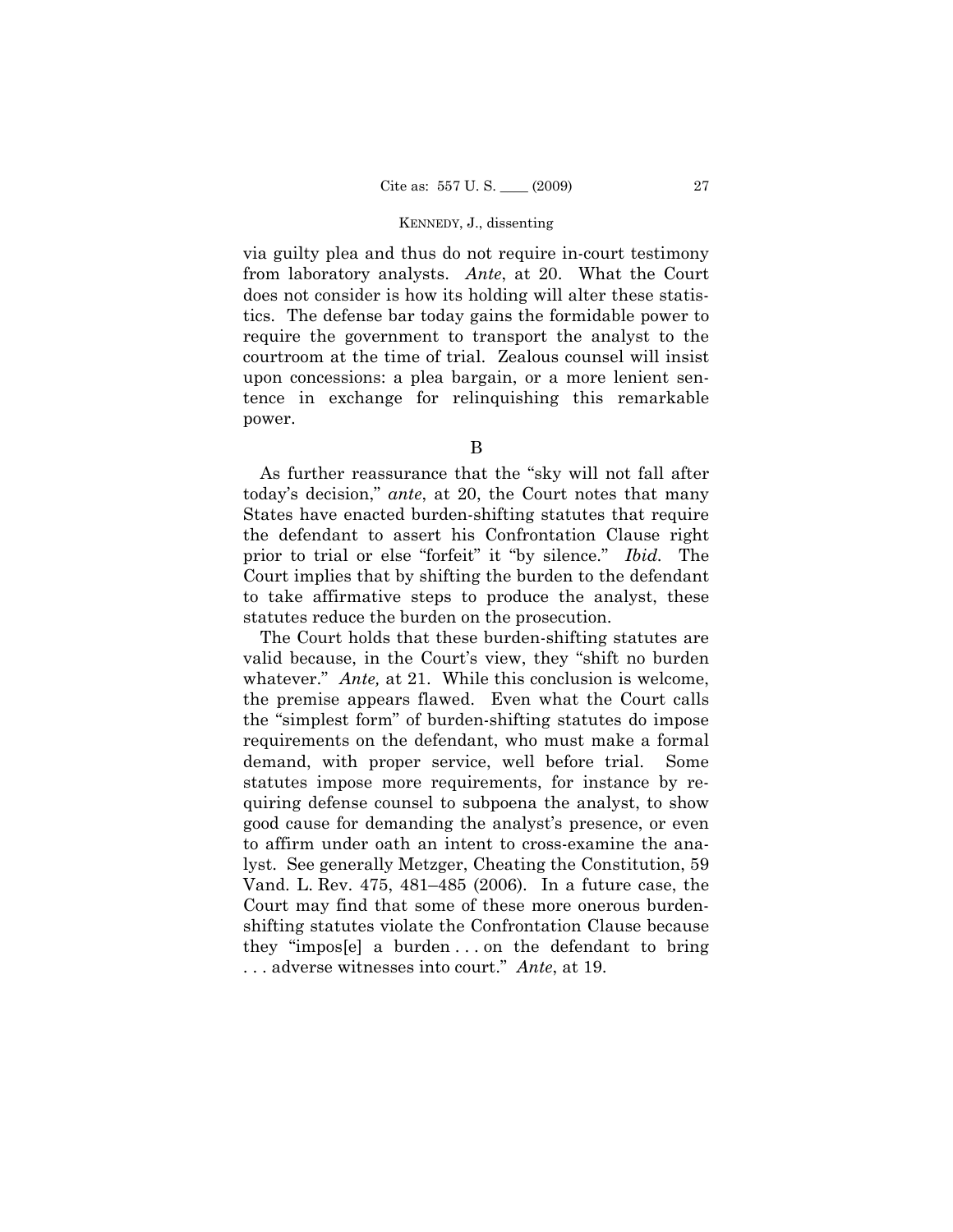via guilty plea and thus do not require in-court testimony from laboratory analysts. *Ante*, at 20. What the Court does not consider is how its holding will alter these statistics. The defense bar today gains the formidable power to require the government to transport the analyst to the courtroom at the time of trial. Zealous counsel will insist upon concessions: a plea bargain, or a more lenient sentence in exchange for relinquishing this remarkable power.

B

As further reassurance that the "sky will not fall after today's decision," *ante*, at 20, the Court notes that many States have enacted burden-shifting statutes that require the defendant to assert his Confrontation Clause right prior to trial or else "forfeit" it "by silence." *Ibid.* The Court implies that by shifting the burden to the defendant to take affirmative steps to produce the analyst, these statutes reduce the burden on the prosecution.

The Court holds that these burden-shifting statutes are valid because, in the Court's view, they "shift no burden whatever." *Ante,* at 21. While this conclusion is welcome, the premise appears flawed. Even what the Court calls the "simplest form" of burden-shifting statutes do impose requirements on the defendant, who must make a formal demand, with proper service, well before trial. Some statutes impose more requirements, for instance by requiring defense counsel to subpoena the analyst, to show good cause for demanding the analyst's presence, or even to affirm under oath an intent to cross-examine the analyst. See generally Metzger, Cheating the Constitution, 59 Vand. L. Rev. 475, 481–485 (2006). In a future case, the Court may find that some of these more onerous burden-shifting statutes violate the Confrontation Clause because they "impos[e] a burden . . . on the defendant to bring . . . adverse witnesses into court." *Ante*, at 19.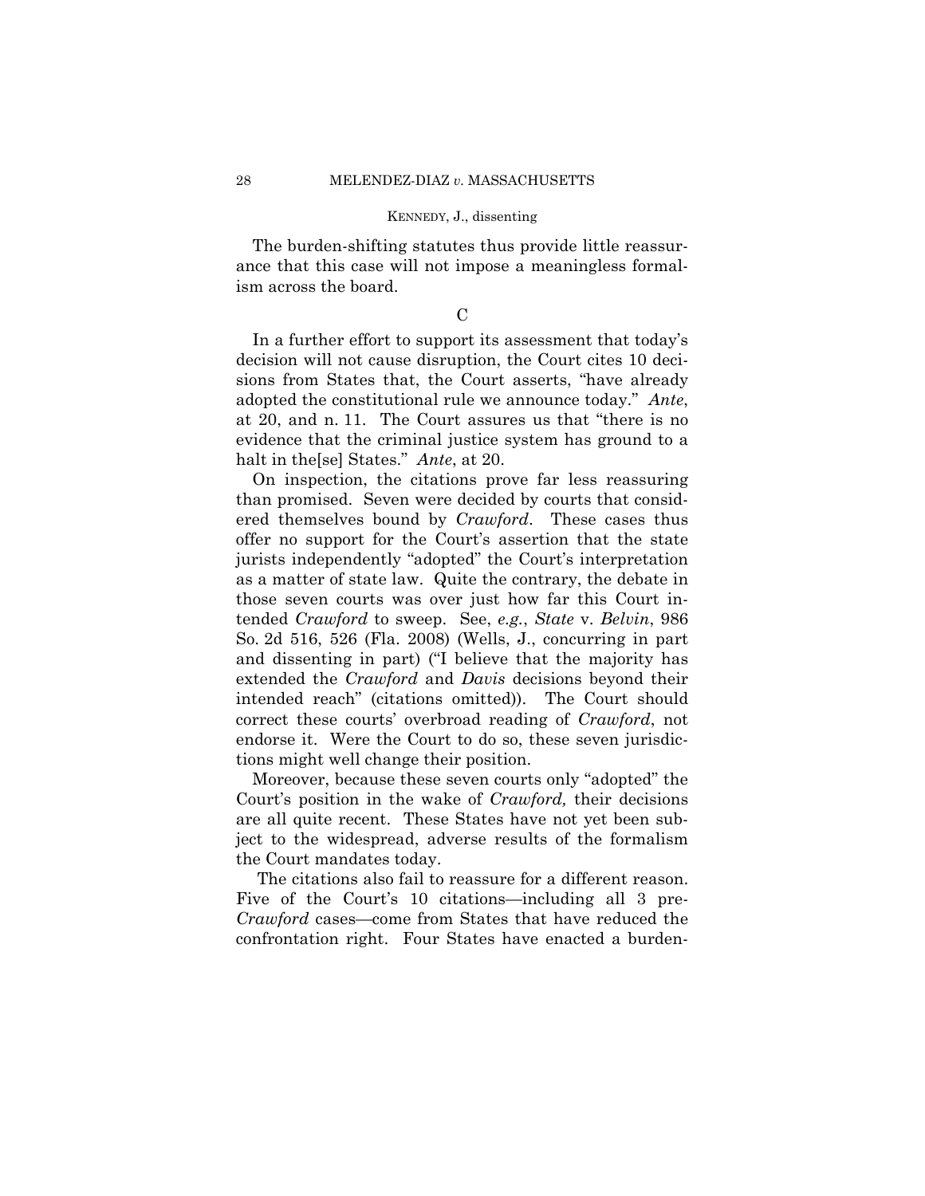The burden-shifting statutes thus provide little reassurance that this case will not impose a meaningless formalism across the board.

C

In a further effort to support its assessment that today's decision will not cause disruption, the Court cites 10 decisions from States that, the Court asserts, "have already adopted the constitutional rule we announce today." *Ante*, at 20, and n. 11. The Court assures us that "there is no evidence that the criminal justice system has ground to a halt in the[se] States." *Ante*, at 20.

On inspection, the citations prove far less reassuring than promised. Seven were decided by courts that considered themselves bound by *Crawford*. These cases thus offer no support for the Court's assertion that the state jurists independently "adopted" the Court's interpretation as a matter of state law. Quite the contrary, the debate in those seven courts was over just how far this Court intended *Crawford* to sweep. See, *e.g.*, *State* v. *Belvin*, 986 So. 2d 516, 526 (Fla. 2008) (Wells, J., concurring in part and dissenting in part) ("I believe that the majority has extended the *Crawford* and *Davis* decisions beyond their intended reach" (citations omitted)). The Court should correct these courts' overbroad reading of *Crawford*, not endorse it. Were the Court to do so, these seven jurisdictions might well change their position.

Moreover, because these seven courts only "adopted" the Court's position in the wake of *Crawford,* their decisions are all quite recent. These States have not yet been subject to the widespread, adverse results of the formalism the Court mandates today.

The citations also fail to reassure for a different reason. Five of the Court's 10 citations—including all 3 pre-*Crawford* cases—come from States that have reduced the confrontation right. Four States have enacted a burden-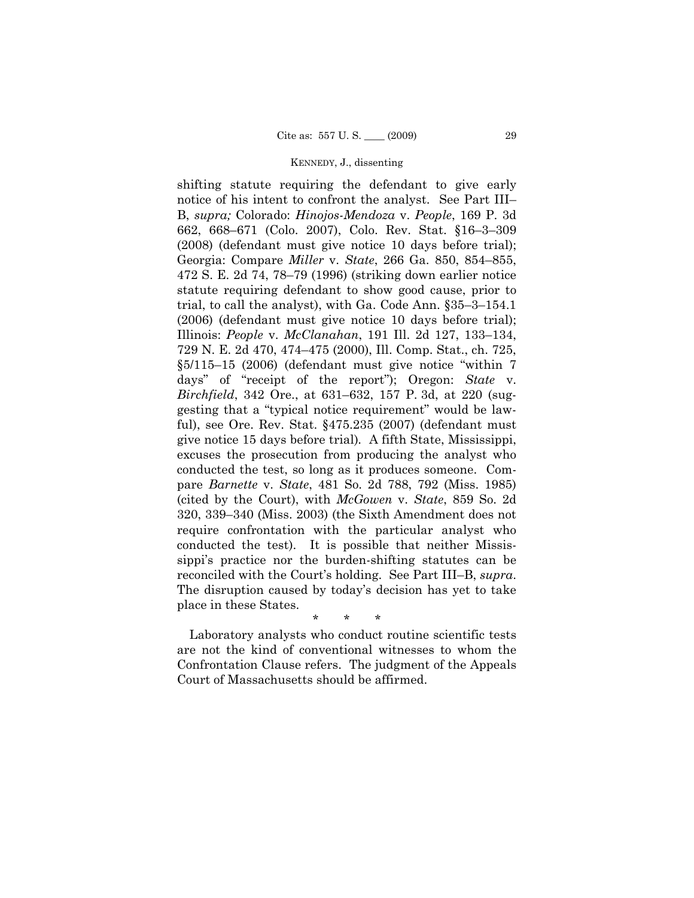shifting statute requiring the defendant to give early notice of his intent to confront the analyst. See Part III–B, *supra;* Colorado: *Hinojos-Mendoza* v. *People*, 169 P. 3d 662, 668–671 (Colo. 2007), Colo. Rev. Stat. §16–3–309 (2008) (defendant must give notice 10 days before trial); Georgia: Compare *Miller* v. *State*, 266 Ga. 850, 854–855, 472 S. E. 2d 74, 78–79 (1996) (striking down earlier notice statute requiring defendant to show good cause, prior to trial, to call the analyst), with Ga. Code Ann. §35–3–154.1 (2006) (defendant must give notice 10 days before trial); Illinois: *People* v. *McClanahan*, 191 Ill. 2d 127, 133–134, 729 N. E. 2d 470, 474–475 (2000), Ill. Comp. Stat., ch. 725, §5/115–15 (2006) (defendant must give notice "within 7 days" of "receipt of the report"); Oregon: *State* v. *Birchfield*, 342 Ore., at 631–632, 157 P. 3d, at 220 (suggesting that a "typical notice requirement" would be lawful), see Ore. Rev. Stat. §475.235 (2007) (defendant must give notice 15 days before trial). A fifth State, Mississippi, excuses the prosecution from producing the analyst who conducted the test, so long as it produces someone. Compare *Barnette* v. *State*, 481 So. 2d 788, 792 (Miss. 1985) (cited by the Court), with *McGowen* v. *State*, 859 So. 2d 320, 339–340 (Miss. 2003) (the Sixth Amendment does not require confrontation with the particular analyst who conducted the test). It is possible that neither Mississippi's practice nor the burden-shifting statutes can be reconciled with the Court's holding. See Part III–B, *supra*. The disruption caused by today's decision has yet to take place in these States.

\* \* \*

Laboratory analysts who conduct routine scientific tests are not the kind of conventional witnesses to whom the Confrontation Clause refers. The judgment of the Appeals Court of Massachusetts should be affirmed.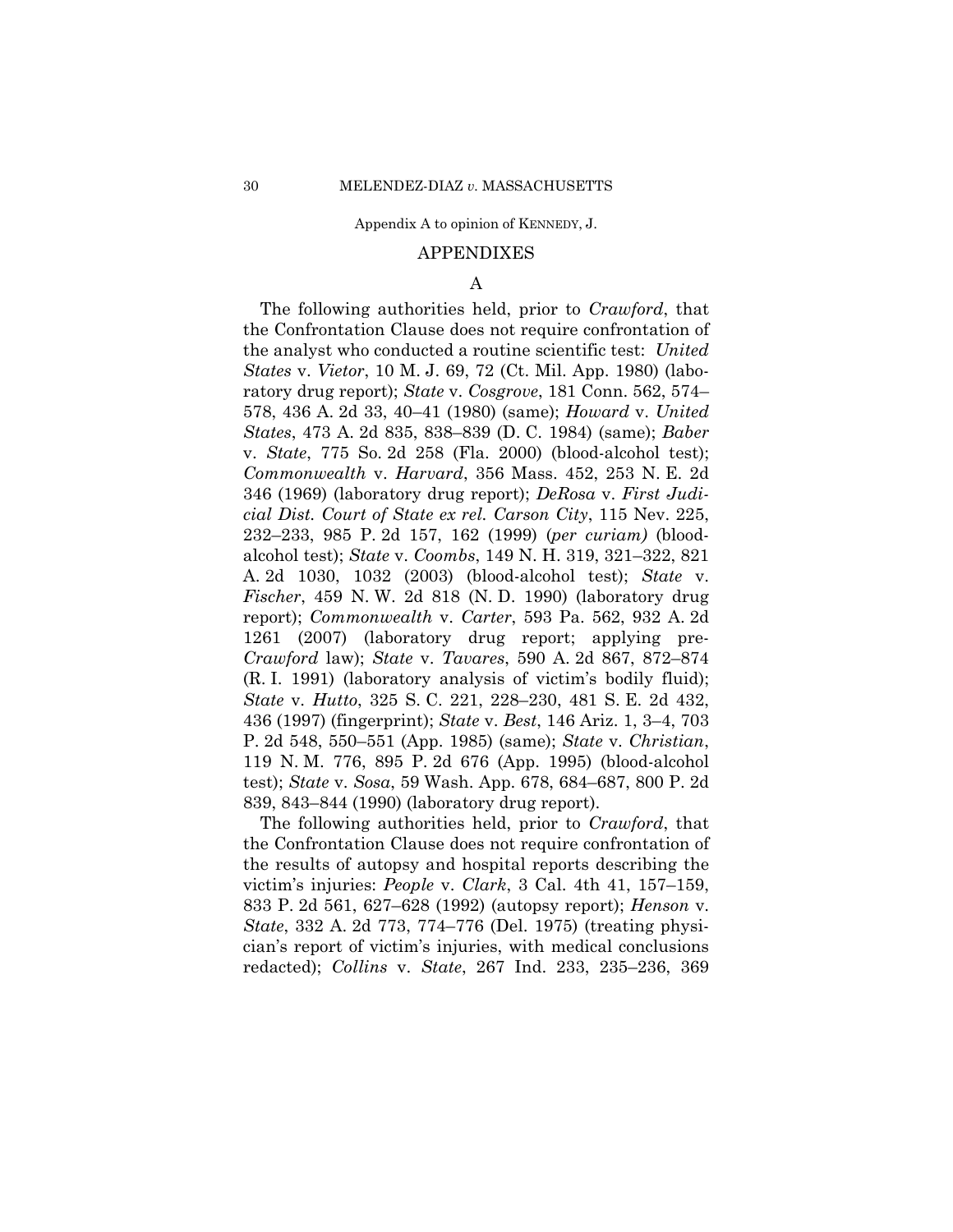Appendix A to opinion of KENNEDY, J.

## APPENDIXES

### A

The following authorities held, prior to *Crawford*, that the Confrontation Clause does not require confrontation of the analyst who conducted a routine scientific test: *United States* v. *Vietor*, 10 M. J. 69, 72 (Ct. Mil. App. 1980) (laboratory drug report); *State* v. *Cosgrove*, 181 Conn. 562, 574–578, 436 A. 2d 33, 40–41 (1980) (same); *Howard* v. *United States*, 473 A. 2d 835, 838–839 (D. C. 1984) (same); *Baber* v. *State*, 775 So. 2d 258 (Fla. 2000) (blood-alcohol test); *Commonwealth* v. *Harvard*, 356 Mass. 452, 253 N. E. 2d 346 (1969) (laboratory drug report); *DeRosa* v. *First Judicial Dist. Court of State ex rel. Carson City*, 115 Nev. 225, 232–233, 985 P. 2d 157, 162 (1999) (*per curiam)* (blood-alcohol test); *State* v. *Coombs*, 149 N. H. 319, 321–322, 821 A. 2d 1030, 1032 (2003) (blood-alcohol test); *State* v. *Fischer*, 459 N. W. 2d 818 (N. D. 1990) (laboratory drug report); *Commonwealth* v. *Carter*, 593 Pa. 562, 932 A. 2d 1261 (2007) (laboratory drug report; applying pre-*Crawford* law); *State* v. *Tavares*, 590 A. 2d 867, 872–874 (R. I. 1991) (laboratory analysis of victim's bodily fluid); *State* v. *Hutto*, 325 S. C. 221, 228–230, 481 S. E. 2d 432, 436 (1997) (fingerprint); *State* v. *Best*, 146 Ariz. 1, 3–4, 703 P. 2d 548, 550–551 (App. 1985) (same); *State* v. *Christian*, 119 N. M. 776, 895 P. 2d 676 (App. 1995) (blood-alcohol test); *State* v. *Sosa*, 59 Wash. App. 678, 684–687, 800 P. 2d 839, 843–844 (1990) (laboratory drug report).

The following authorities held, prior to *Crawford*, that the Confrontation Clause does not require confrontation of the results of autopsy and hospital reports describing the victim's injuries: *People* v. *Clark*, 3 Cal. 4th 41, 157–159, 833 P. 2d 561, 627–628 (1992) (autopsy report); *Henson* v. *State*, 332 A. 2d 773, 774–776 (Del. 1975) (treating physician's report of victim's injuries, with medical conclusions redacted); *Collins* v. *State*, 267 Ind. 233, 235–236, 369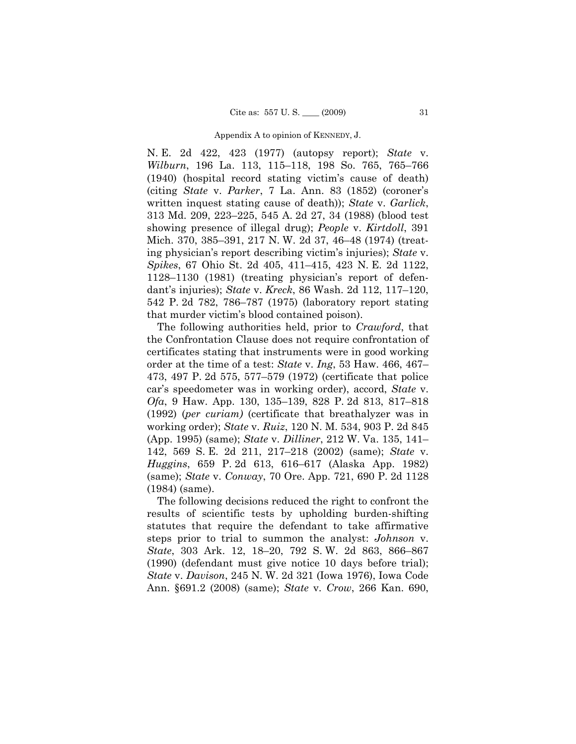N. E. 2d 422, 423 (1977) (autopsy report); *State* v. *Wilburn*, 196 La. 113, 115–118, 198 So. 765, 765–766 (1940) (hospital record stating victim's cause of death) (citing *State* v. *Parker*, 7 La. Ann. 83 (1852) (coroner's written inquest stating cause of death)); *State* v. *Garlick*, 313 Md. 209, 223–225, 545 A. 2d 27, 34 (1988) (blood test showing presence of illegal drug); *People* v. *Kirtdoll*, 391 Mich. 370, 385–391, 217 N. W. 2d 37, 46–48 (1974) (treating physician's report describing victim's injuries); *State* v. *Spikes*, 67 Ohio St. 2d 405, 411–415, 423 N. E. 2d 1122, 1128–1130 (1981) (treating physician's report of defendant's injuries); *State* v. *Kreck*, 86 Wash. 2d 112, 117–120, 542 P. 2d 782, 786–787 (1975) (laboratory report stating that murder victim's blood contained poison).

The following authorities held, prior to *Crawford*, that the Confrontation Clause does not require confrontation of certificates stating that instruments were in good working order at the time of a test: *State* v. *Ing*, 53 Haw. 466, 467–473, 497 P. 2d 575, 577–579 (1972) (certificate that police car's speedometer was in working order), accord, *State* v. *Ofa*, 9 Haw. App. 130, 135–139, 828 P. 2d 813, 817–818 (1992) (*per curiam)* (certificate that breathalyzer was in working order); *State* v. *Ruiz*, 120 N. M. 534, 903 P. 2d 845 (App. 1995) (same); *State* v. *Dilliner*, 212 W. Va. 135, 141–142, 569 S. E. 2d 211, 217–218 (2002) (same); *State* v. *Huggins*, 659 P. 2d 613, 616–617 (Alaska App. 1982) (same); *State* v. *Conway*, 70 Ore. App. 721, 690 P. 2d 1128 (1984) (same).

The following decisions reduced the right to confront the results of scientific tests by upholding burden-shifting statutes that require the defendant to take affirmative steps prior to trial to summon the analyst: *Johnson* v. *State*, 303 Ark. 12, 18–20, 792 S. W. 2d 863, 866–867 (1990) (defendant must give notice 10 days before trial); *State* v. *Davison*, 245 N. W. 2d 321 (Iowa 1976), Iowa Code Ann. §691.2 (2008) (same); *State* v. *Crow*, 266 Kan. 690,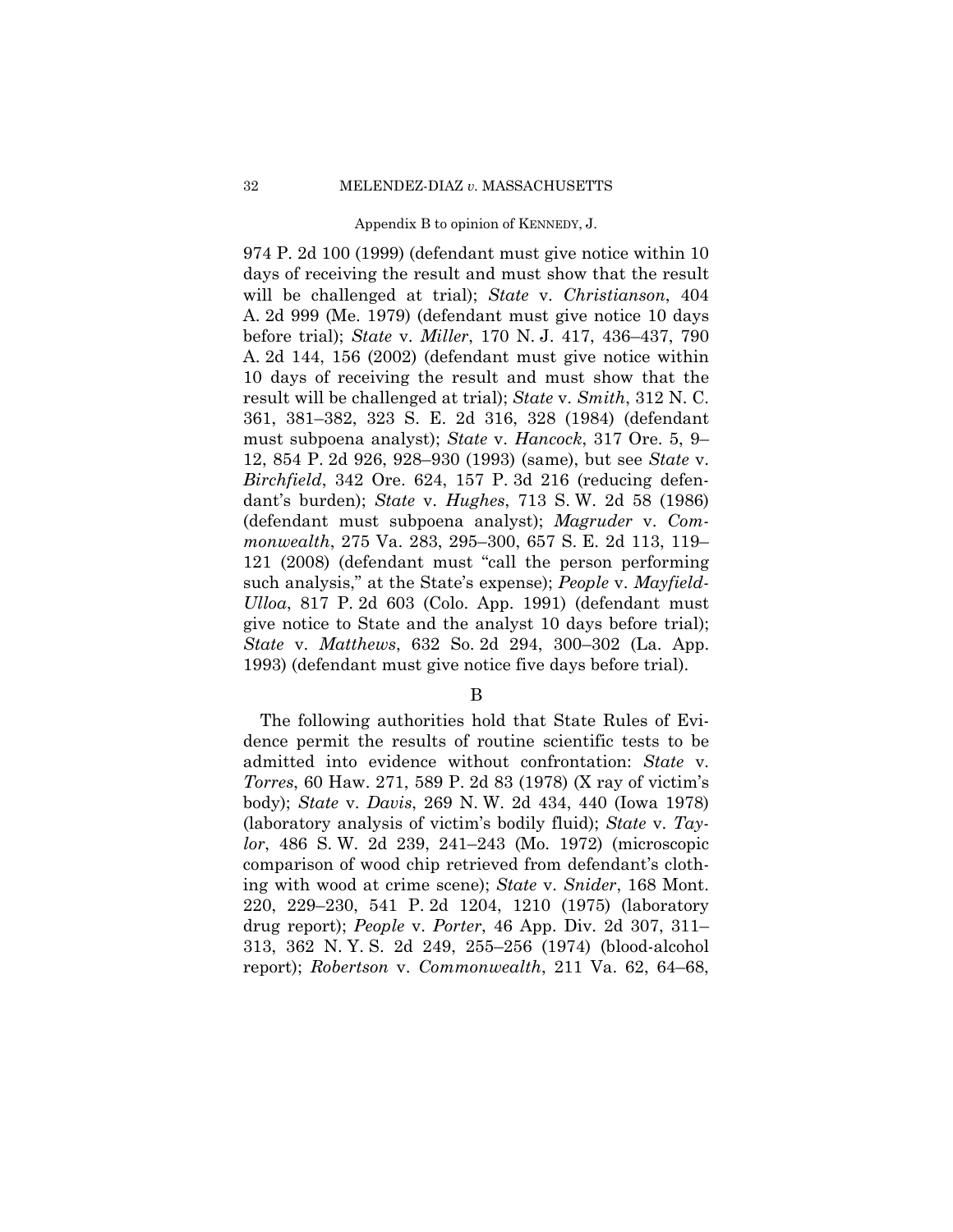974 P. 2d 100 (1999) (defendant must give notice within 10 days of receiving the result and must show that the result will be challenged at trial); *State* v. *Christianson*, 404 A. 2d 999 (Me. 1979) (defendant must give notice 10 days before trial); *State* v. *Miller*, 170 N. J. 417, 436–437, 790 A. 2d 144, 156 (2002) (defendant must give notice within 10 days of receiving the result and must show that the result will be challenged at trial); *State* v. *Smith*, 312 N. C. 361, 381–382, 323 S. E. 2d 316, 328 (1984) (defendant must subpoena analyst); *State* v. *Hancock*, 317 Ore. 5, 9–12, 854 P. 2d 926, 928–930 (1993) (same), but see *State* v. *Birchfield*, 342 Ore. 624, 157 P. 3d 216 (reducing defendant's burden); *State* v. *Hughes*, 713 S. W. 2d 58 (1986) (defendant must subpoena analyst); *Magruder* v. *Commonwealth*, 275 Va. 283, 295–300, 657 S. E. 2d 113, 119–121 (2008) (defendant must "call the person performing such analysis," at the State's expense); *People* v. *Mayfield-Ulloa*, 817 P. 2d 603 (Colo. App. 1991) (defendant must give notice to State and the analyst 10 days before trial); *State* v. *Matthews*, 632 So. 2d 294, 300–302 (La. App. 1993) (defendant must give notice five days before trial).

B

The following authorities hold that State Rules of Evidence permit the results of routine scientific tests to be admitted into evidence without confrontation: *State* v. *Torres*, 60 Haw. 271, 589 P. 2d 83 (1978) (X ray of victim's body); *State* v. *Davis*, 269 N. W. 2d 434, 440 (Iowa 1978) (laboratory analysis of victim's bodily fluid); *State* v. *Taylor*, 486 S. W. 2d 239, 241–243 (Mo. 1972) (microscopic comparison of wood chip retrieved from defendant's clothing with wood at crime scene); *State* v. *Snider*, 168 Mont. 220, 229–230, 541 P. 2d 1204, 1210 (1975) (laboratory drug report); *People* v. *Porter*, 46 App. Div. 2d 307, 311–313, 362 N. Y. S. 2d 249, 255–256 (1974) (blood-alcohol report); *Robertson* v. *Commonwealth*, 211 Va. 62, 64–68,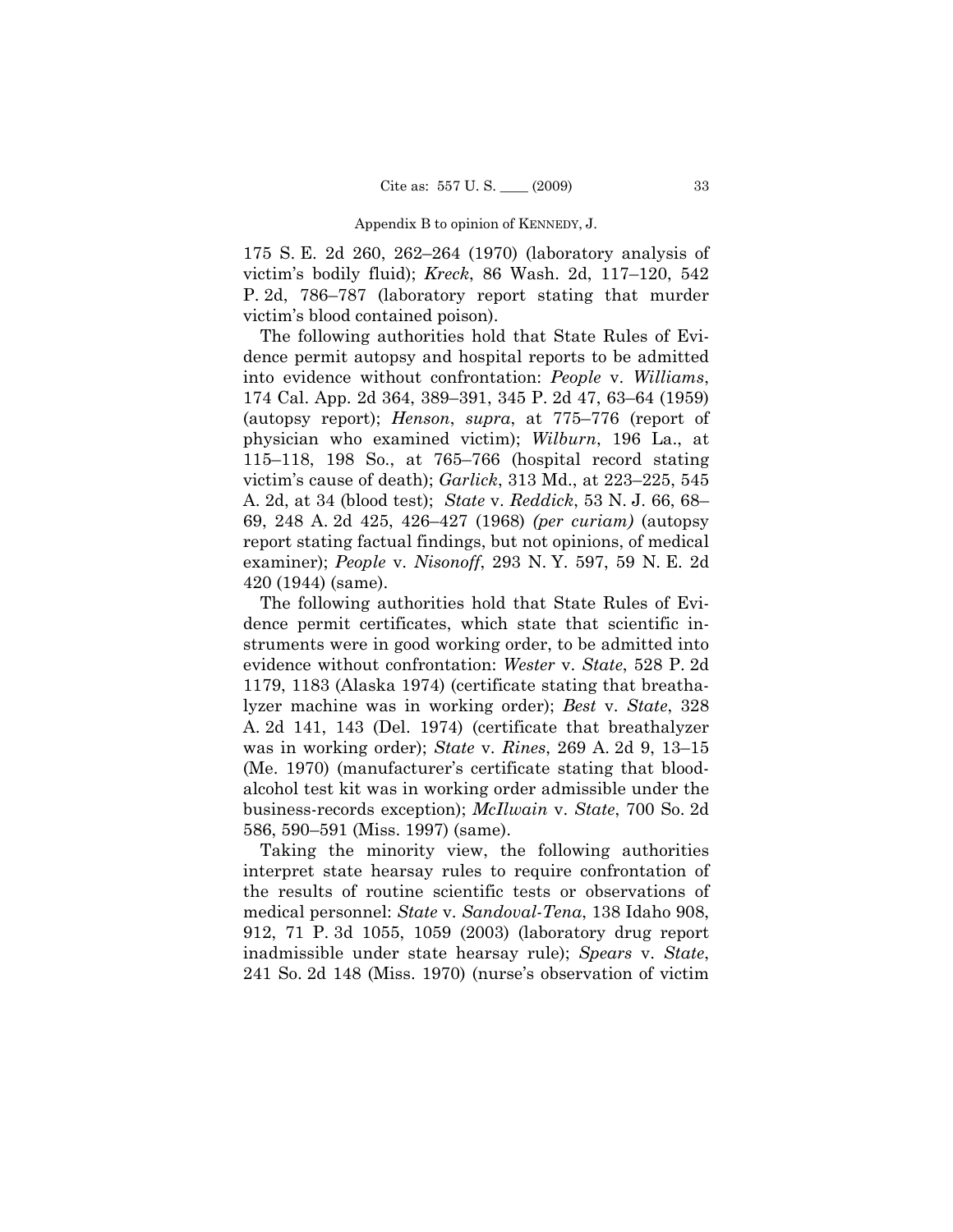175 S. E. 2d 260, 262–264 (1970) (laboratory analysis of victim's bodily fluid); *Kreck*, 86 Wash. 2d, 117–120, 542 P. 2d, 786–787 (laboratory report stating that murder victim's blood contained poison).

The following authorities hold that State Rules of Evidence permit autopsy and hospital reports to be admitted into evidence without confrontation: *People* v. *Williams*, 174 Cal. App. 2d 364, 389–391, 345 P. 2d 47, 63–64 (1959) (autopsy report); *Henson*, *supra*, at 775–776 (report of physician who examined victim); *Wilburn*, 196 La., at 115–118, 198 So., at 765–766 (hospital record stating victim's cause of death); *Garlick*, 313 Md., at 223–225, 545 A. 2d, at 34 (blood test); *State* v. *Reddick*, 53 N. J. 66, 68–69, 248 A. 2d 425, 426–427 (1968) *(per curiam)* (autopsy report stating factual findings, but not opinions, of medical examiner); *People* v. *Nisonoff*, 293 N. Y. 597, 59 N. E. 2d 420 (1944) (same).

The following authorities hold that State Rules of Evidence permit certificates, which state that scientific instruments were in good working order, to be admitted into evidence without confrontation: *Wester* v. *State*, 528 P. 2d 1179, 1183 (Alaska 1974) (certificate stating that breathalyzer machine was in working order); *Best* v. *State*, 328 A. 2d 141, 143 (Del. 1974) (certificate that breathalyzer was in working order); *State* v. *Rines*, 269 A. 2d 9, 13–15 (Me. 1970) (manufacturer's certificate stating that blood-alcohol test kit was in working order admissible under the business-records exception); *McIlwain* v. *State*, 700 So. 2d 586, 590–591 (Miss. 1997) (same).

Taking the minority view, the following authorities interpret state hearsay rules to require confrontation of the results of routine scientific tests or observations of medical personnel: *State* v. *Sandoval-Tena*, 138 Idaho 908, 912, 71 P. 3d 1055, 1059 (2003) (laboratory drug report inadmissible under state hearsay rule); *Spears* v. *State*, 241 So. 2d 148 (Miss. 1970) (nurse's observation of victim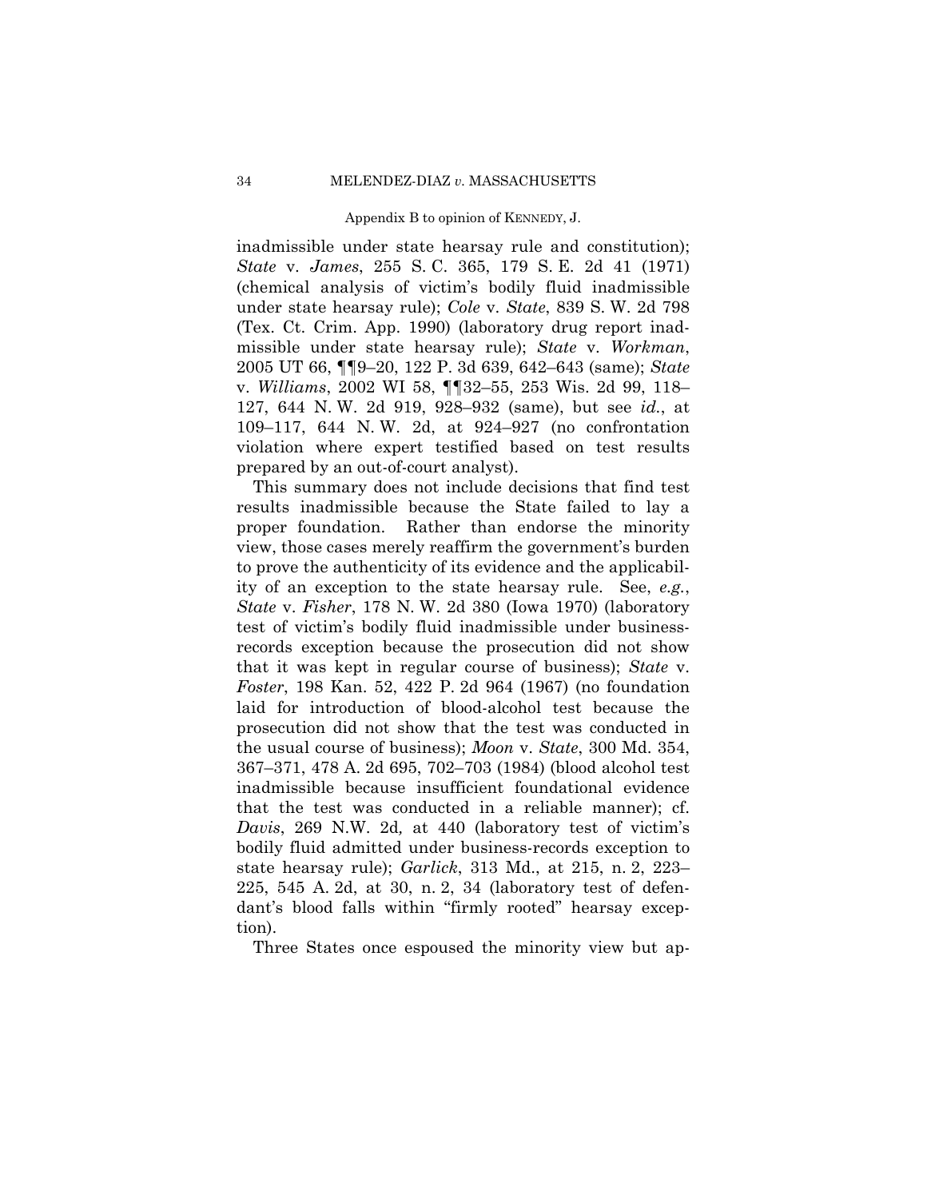inadmissible under state hearsay rule and constitution); *State* v. *James*, 255 S. C. 365, 179 S. E. 2d 41 (1971) (chemical analysis of victim's bodily fluid inadmissible under state hearsay rule); *Cole* v. *State*, 839 S. W. 2d 798 (Tex. Ct. Crim. App. 1990) (laboratory drug report inadmissible under state hearsay rule); *State* v. *Workman*, 2005 UT 66, ¶¶9–20, 122 P. 3d 639, 642–643 (same); *State* v. *Williams*, 2002 WI 58, ¶¶32–55, 253 Wis. 2d 99, 118–127, 644 N. W. 2d 919, 928–932 (same), but see *id.*, at 109–117, 644 N. W. 2d, at 924–927 (no confrontation violation where expert testified based on test results prepared by an out-of-court analyst).

This summary does not include decisions that find test results inadmissible because the State failed to lay a proper foundation. Rather than endorse the minority view, those cases merely reaffirm the government's burden to prove the authenticity of its evidence and the applicability of an exception to the state hearsay rule. See, *e.g.*, *State* v. *Fisher*, 178 N. W. 2d 380 (Iowa 1970) (laboratory test of victim's bodily fluid inadmissible under business-records exception because the prosecution did not show that it was kept in regular course of business); *State* v. *Foster*, 198 Kan. 52, 422 P. 2d 964 (1967) (no foundation laid for introduction of blood-alcohol test because the prosecution did not show that the test was conducted in the usual course of business); *Moon* v. *State*, 300 Md. 354, 367–371, 478 A. 2d 695, 702–703 (1984) (blood alcohol test inadmissible because insufficient foundational evidence that the test was conducted in a reliable manner); cf. *Davis*, 269 N.W. 2d, at 440 (laboratory test of victim's bodily fluid admitted under business-records exception to state hearsay rule); *Garlick*, 313 Md., at 215, n. 2, 223–225, 545 A. 2d, at 30, n. 2, 34 (laboratory test of defendant's blood falls within "firmly rooted" hearsay exception).

Three States once espoused the minority view but ap-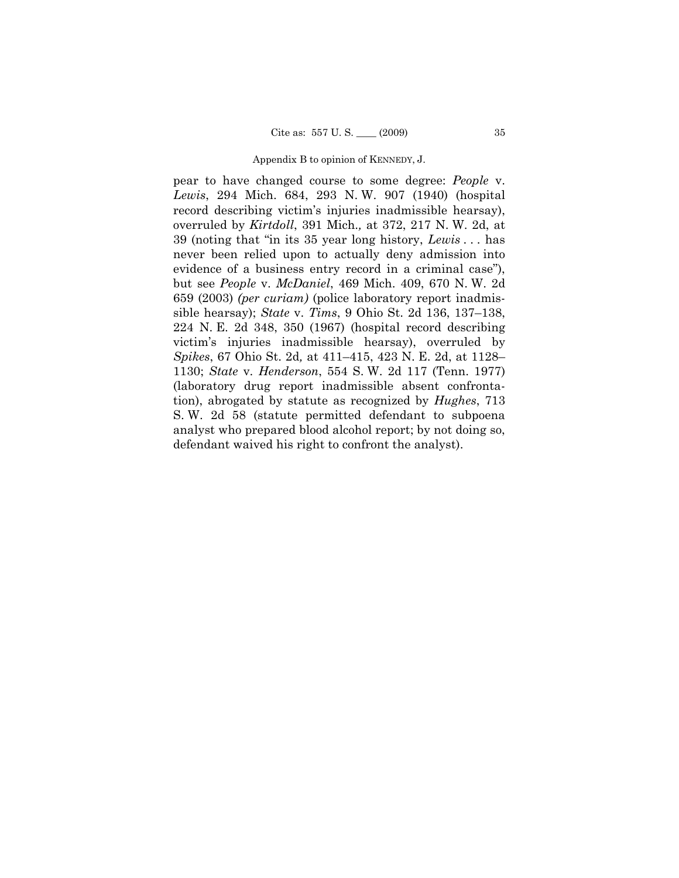pear to have changed course to some degree: *People* v. *Lewis*, 294 Mich. 684, 293 N. W. 907 (1940) (hospital record describing victim's injuries inadmissible hearsay), overruled by *Kirtdoll*, 391 Mich., at 372, 217 N. W. 2d, at 39 (noting that "in its 35 year long history, *Lewis* . . . has never been relied upon to actually deny admission into evidence of a business entry record in a criminal case"), but see *People* v. *McDaniel*, 469 Mich. 409, 670 N. W. 2d 659 (2003) *(per curiam)* (police laboratory report inadmissible hearsay); *State* v. *Tims*, 9 Ohio St. 2d 136, 137–138, 224 N. E. 2d 348, 350 (1967) (hospital record describing victim's injuries inadmissible hearsay), overruled by *Spikes*, 67 Ohio St. 2d, at 411–415, 423 N. E. 2d, at 1128–1130; *State* v. *Henderson*, 554 S. W. 2d 117 (Tenn. 1977) (laboratory drug report inadmissible absent confrontation), abrogated by statute as recognized by *Hughes*, 713 S. W. 2d 58 (statute permitted defendant to subpoena analyst who prepared blood alcohol report; by not doing so, defendant waived his right to confront the analyst).